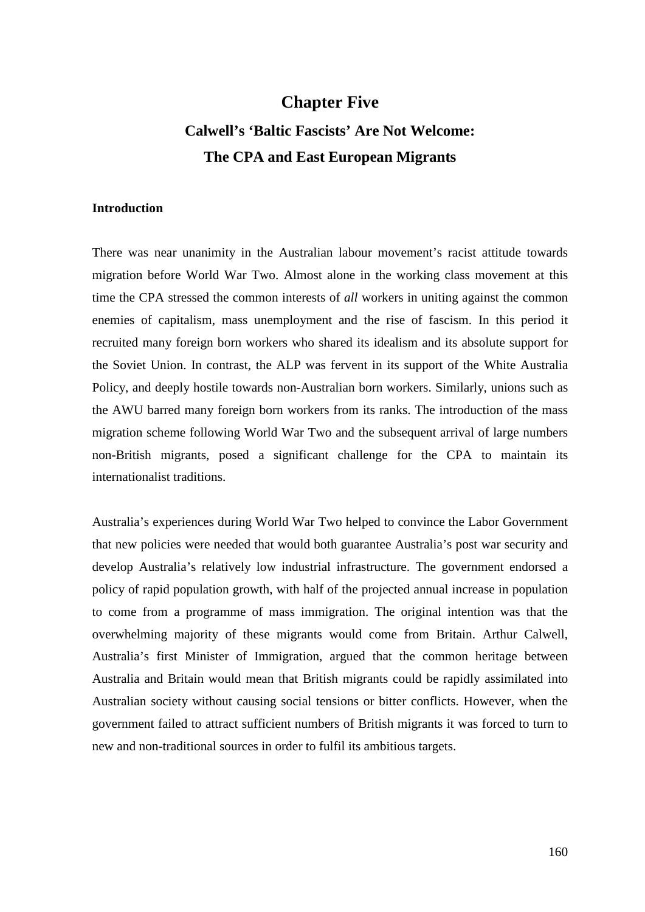# Chapter Five

## Calwell's 'Baltic Fascists' Are Not Welcome: The CPA and East European Migrants

### Introduction

There was near unanimity in the Australian labour movement's racist attitude towards migration before World War Two. Almost alone in the working class movement at this time the CPA stressed the common interests of *all* workers in uniting against the common enemies of capitalism, mass unemployment and the rise of fascism. In this period it recruited many foreign born workers who shared its idealism and its absolute support for the Soviet Union. In contrast, the ALP was fervent in its support of the White Australia Policy, and deeply hostile towards non-Australian born workers. Similarly, unions such as the AWU barred many foreign born workers from its ranks. The introduction of the mass migration scheme following World War Two and the subsequent arrival of large numbers non-British migrants, posed a significant challenge for the CPA to maintain its internationalist traditions.

Australia's experiences during World War Two helped to convince the Labor Government that new policies were needed that would both guarantee Australia's post war security and develop Australia's relatively low industrial infrastructure. The government endorsed a policy of rapid population growth, with half of the projected annual increase in population to come from a programme of mass immigration. The original intention was that the overwhelming majority of these migrants would come from Britain. Arthur Calwell, Australia's first Minister of Immigration, argued that the common heritage between Australia and Britain would mean that British migrants could be rapidly assimilated into Australian society without causing social tensions or bitter conflicts. However, when the government failed to attract sufficient numbers of British migrants it was forced to turn to new and non-traditional sources in order to fulfil its ambitious targets.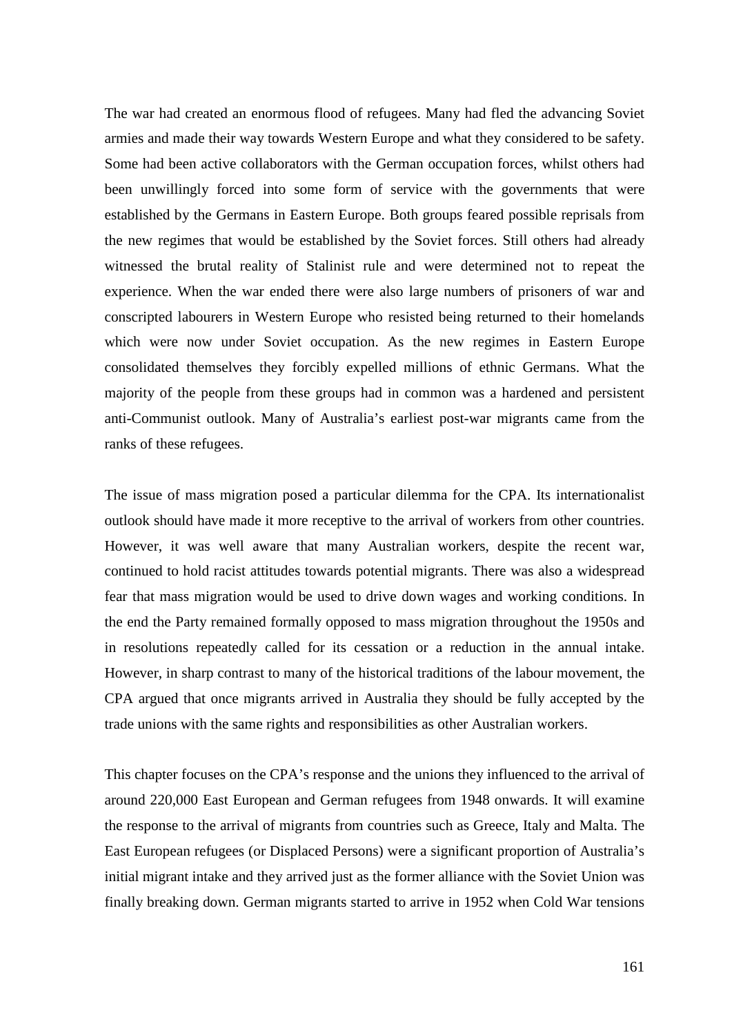The war had created an enormous flood of refugees. Many had fled the advancing Soviet armies and made their way towards Western Europe and what they considered to be safety. Some had been active collaborators with the German occupation forces, whilst others had been unwillingly forced into some form of service with the governments that were established by the Germans in Eastern Europe. Both groups feared possible reprisals from the new regimes that would be established by the Soviet forces. Still others had already witnessed the brutal reality of Stalinist rule and were determined not to repeat the experience. When the war ended there were also large numbers of prisoners of war and conscripted labourers in Western Europe who resisted being returned to their homelands which were now under Soviet occupation. As the new regimes in Eastern Europe consolidated themselves they forcibly expelled millions of ethnic Germans. What the majority of the people from these groups had in common was a hardened and persistent anti-Communist outlook. Many of Australia's earliest post-war migrants came from the ranks of these refugees.

The issue of mass migration posed a particular dilemma for the CPA. Its internationalist outlook should have made it more receptive to the arrival of workers from other countries. However, it was well aware that many Australian workers, despite the recent war, continued to hold racist attitudes towards potential migrants. There was also a widespread fear that mass migration would be used to drive down wages and working conditions. In the end the Party remained formally opposed to mass migration throughout the 1950s and in resolutions repeatedly called for its cessation or a reduction in the annual intake. However, in sharp contrast to many of the historical traditions of the labour movement, the CPA argued that once migrants arrived in Australia they should be fully accepted by the trade unions with the same rights and responsibilities as other Australian workers.

This chapter focuses on the CPA's response and the unions they influenced to the arrival of around 220,000 East European and German refugees from 1948 onwards. It will examine the response to the arrival of migrants from countries such as Greece, Italy and Malta. The East European refugees (or Displaced Persons) were a significant proportion of Australia's initial migrant intake and they arrived just as the former alliance with the Soviet Union was finally breaking down. German migrants started to arrive in 1952 when Cold War tensions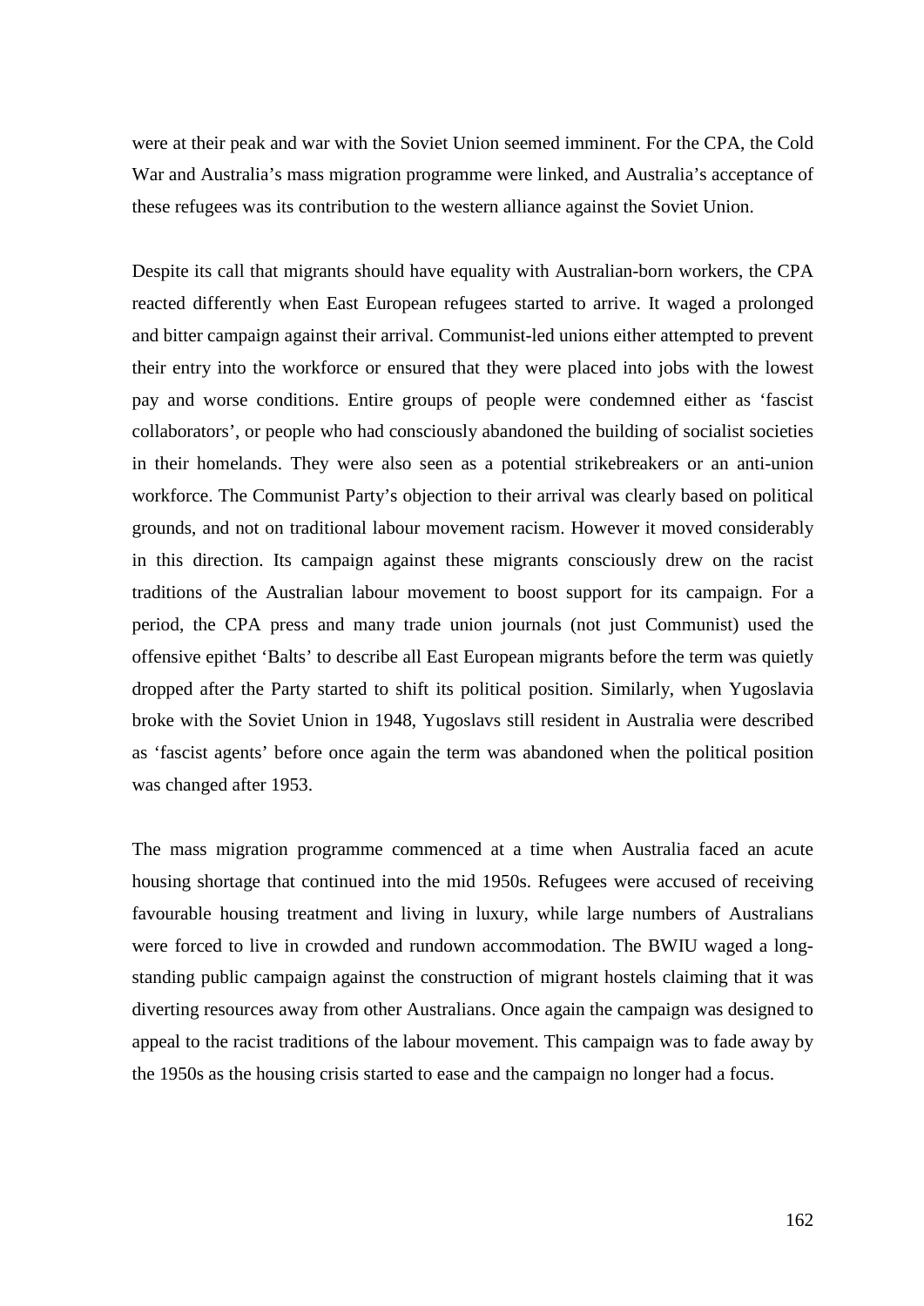were at their peak and war with the Soviet Union seemed imminent. For the CPA, the Cold War and Australia's mass migration programme were linked, and Australia's acceptance of these refugees was its contribution to the western alliance against the Soviet Union.

Despite its call that migrants should have equality with Australian-born workers, the CPA reacted differently when East European refugees started to arrive. It waged a prolonged and bitter campaign against their arrival. Communist-led unions either attempted to prevent their entry into the workforce or ensured that they were placed into jobs with the lowest pay and worse conditions. Entire groups of people were condemned either as 'fascist collaborators', or people who had consciously abandoned the building of socialist societies in their homelands. They were also seen as a potential strikebreakers or an anti-union workforce. The Communist Party's objection to their arrival was clearly based on political grounds, and not on traditional labour movement racism. However it moved considerably in this direction. Its campaign against these migrants consciously drew on the racist traditions of the Australian labour movement to boost support for its campaign. For a period, the CPA press and many trade union journals (not just Communist) used the offensive epithet 'Balts' to describe all East European migrants before the term was quietly dropped after the Party started to shift its political position. Similarly, when Yugoslavia broke with the Soviet Union in 1948, Yugoslavs still resident in Australia were described as 'fascist agents' before once again the term was abandoned when the political position was changed after 1953.

The mass migration programme commenced at a time when Australia faced an acute housing shortage that continued into the mid 1950s. Refugees were accused of receiving favourable housing treatment and living in luxury, while large numbers of Australians were forced to live in crowded and rundown accommodation. The BWIU waged a long-standing public campaign against the construction of migrant hostels claiming that it was diverting resources away from other Australians. Once again the campaign was designed to appeal to the racist traditions of the labour movement. This campaign was to fade away by the 1950s as the housing crisis started to ease and the campaign no longer had a focus.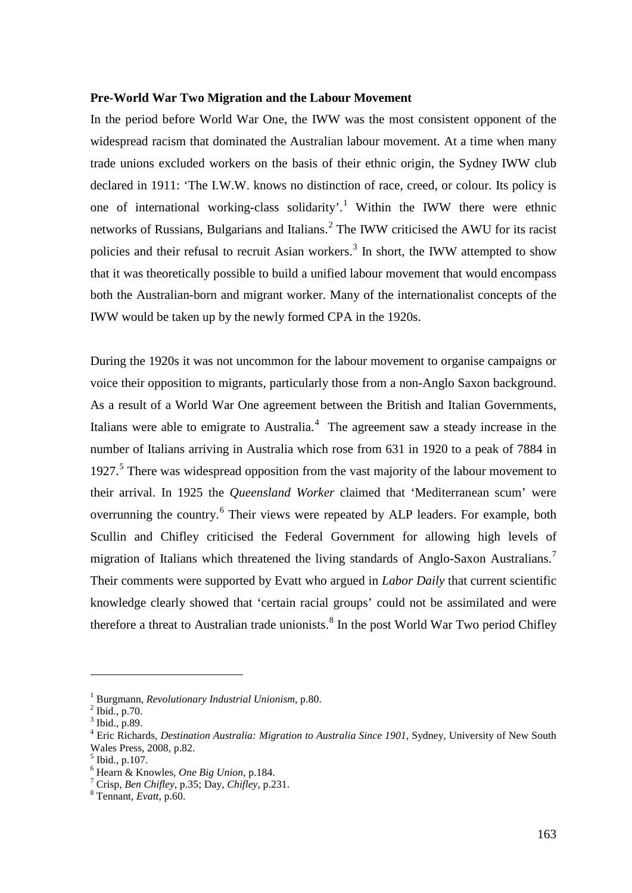**Pre-World War Two Migration and the Labour Movement**

In the period before World War One, the IWW was the most consistent opponent of the widespread racism that dominated the Australian labour movement. At a time when many trade unions excluded workers on the basis of their ethnic origin, the Sydney IWW club declared in 1911: 'The I.W.W. knows no distinction of race, creed, or colour. Its policy is one of international working-class solidarity'.[1] Within the IWW there were ethnic networks of Russians, Bulgarians and Italians.[2] The IWW criticised the AWU for its racist policies and their refusal to recruit Asian workers.[3] In short, the IWW attempted to show that it was theoretically possible to build a unified labour movement that would encompass both the Australian-born and migrant worker. Many of the internationalist concepts of the IWW would be taken up by the newly formed CPA in the 1920s.

During the 1920s it was not uncommon for the labour movement to organise campaigns or voice their opposition to migrants, particularly those from a non-Anglo Saxon background. As a result of a World War One agreement between the British and Italian Governments, Italians were able to emigrate to Australia.[4] The agreement saw a steady increase in the number of Italians arriving in Australia which rose from 631 in 1920 to a peak of 7884 in 1927.[5] There was widespread opposition from the vast majority of the labour movement to their arrival. In 1925 the *Queensland Worker* claimed that 'Mediterranean scum' were overrunning the country.[6] Their views were repeated by ALP leaders. For example, both Scullin and Chifley criticised the Federal Government for allowing high levels of migration of Italians which threatened the living standards of Anglo-Saxon Australians.[7] Their comments were supported by Evatt who argued in *Labor Daily* that current scientific knowledge clearly showed that 'certain racial groups' could not be assimilated and were therefore a threat to Australian trade unionists.[8] In the post World War Two period Chifley

---

[1] Burgmann, *Revolutionary Industrial Unionism*, p.80.
[2] Ibid., p.70.
[3] Ibid., p.89.
[4] Eric Richards, *Destination Australia: Migration to Australia Since 1901*, Sydney, University of New South Wales Press, 2008, p.82.
[5] Ibid., p.107.
[6] Hearn & Knowles, *One Big Union*, p.184.
[7] Crisp, *Ben Chifley*, p.35; Day, *Chifley*, p.231.
[8] Tennant, *Evatt*, p.60.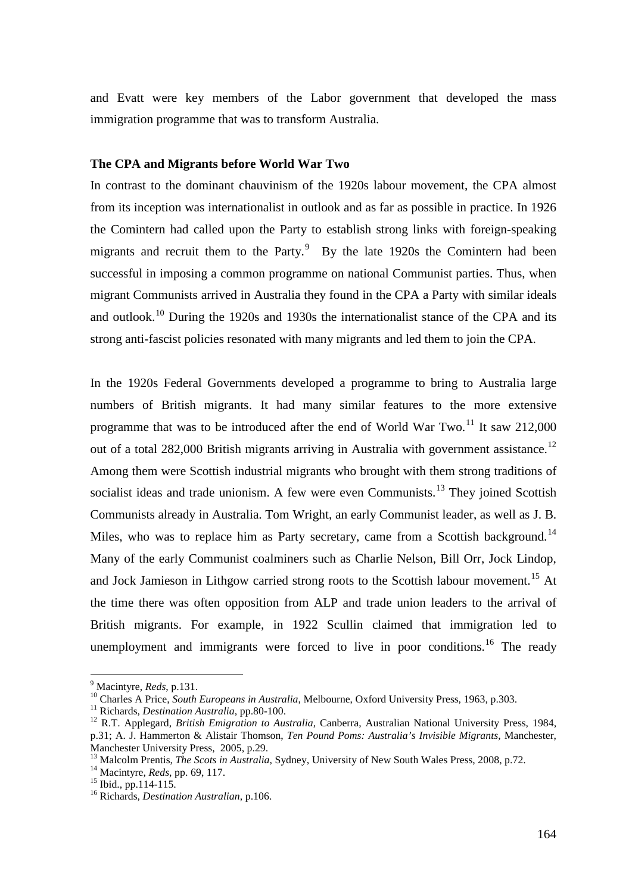and Evatt were key members of the Labor government that developed the mass immigration programme that was to transform Australia.

### The CPA and Migrants before World War Two

In contrast to the dominant chauvinism of the 1920s labour movement, the CPA almost from its inception was internationalist in outlook and as far as possible in practice. In 1926 the Comintern had called upon the Party to establish strong links with foreign-speaking migrants and recruit them to the Party.[9] By the late 1920s the Comintern had been successful in imposing a common programme on national Communist parties. Thus, when migrant Communists arrived in Australia they found in the CPA a Party with similar ideals and outlook.[10] During the 1920s and 1930s the internationalist stance of the CPA and its strong anti-fascist policies resonated with many migrants and led them to join the CPA.

In the 1920s Federal Governments developed a programme to bring to Australia large numbers of British migrants. It had many similar features to the more extensive programme that was to be introduced after the end of World War Two.[11] It saw 212,000 out of a total 282,000 British migrants arriving in Australia with government assistance.[12] Among them were Scottish industrial migrants who brought with them strong traditions of socialist ideas and trade unionism. A few were even Communists.[13] They joined Scottish Communists already in Australia. Tom Wright, an early Communist leader, as well as J. B. Miles, who was to replace him as Party secretary, came from a Scottish background.[14] Many of the early Communist coalminers such as Charlie Nelson, Bill Orr, Jock Lindop, and Jock Jamieson in Lithgow carried strong roots to the Scottish labour movement.[15] At the time there was often opposition from ALP and trade union leaders to the arrival of British migrants. For example, in 1922 Scullin claimed that immigration led to unemployment and immigrants were forced to live in poor conditions.[16] The ready

---

[9] Macintyre, *Reds*, p.131.

[10] Charles A Price, *South Europeans in Australia*, Melbourne, Oxford University Press, 1963, p.303.

[11] Richards, *Destination Australia*, pp.80-100.

[12] R.T. Applegard, *British Emigration to Australia*, Canberra, Australian National University Press, 1984, p.31; A. J. Hammerton & Alistair Thomson, *Ten Pound Poms: Australia's Invisible Migrants*, Manchester, Manchester University Press, 2005, p.29.

[13] Malcolm Prentis, *The Scots in Australia*, Sydney, University of New South Wales Press, 2008, p.72.

[14] Macintyre, *Reds*, pp. 69, 117.

[15] Ibid., pp.114-115.

[16] Richards, *Destination Australian*, p.106.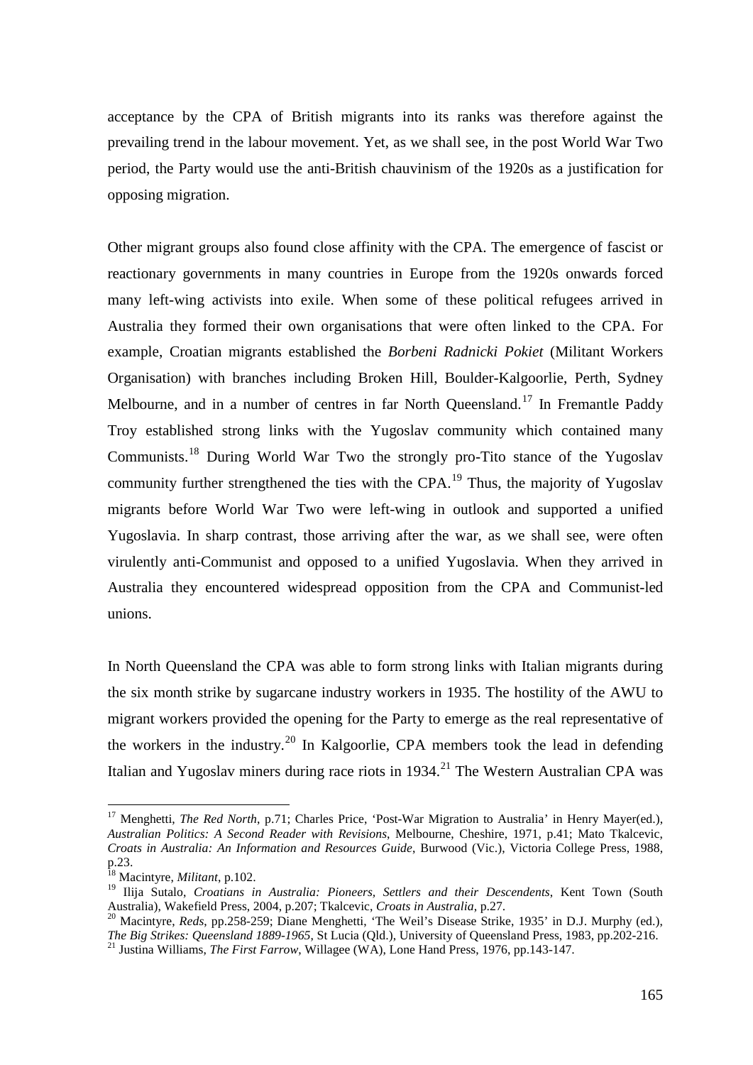acceptance by the CPA of British migrants into its ranks was therefore against the prevailing trend in the labour movement. Yet, as we shall see, in the post World War Two period, the Party would use the anti-British chauvinism of the 1920s as a justification for opposing migration.

Other migrant groups also found close affinity with the CPA. The emergence of fascist or reactionary governments in many countries in Europe from the 1920s onwards forced many left-wing activists into exile. When some of these political refugees arrived in Australia they formed their own organisations that were often linked to the CPA. For example, Croatian migrants established the *Borbeni Radnicki Pokiet* (Militant Workers Organisation) with branches including Broken Hill, Boulder-Kalgoorlie, Perth, Sydney Melbourne, and in a number of centres in far North Queensland.[17] In Fremantle Paddy Troy established strong links with the Yugoslav community which contained many Communists.[18] During World War Two the strongly pro-Tito stance of the Yugoslav community further strengthened the ties with the CPA.[19] Thus, the majority of Yugoslav migrants before World War Two were left-wing in outlook and supported a unified Yugoslavia. In sharp contrast, those arriving after the war, as we shall see, were often virulently anti-Communist and opposed to a unified Yugoslavia. When they arrived in Australia they encountered widespread opposition from the CPA and Communist-led unions.

In North Queensland the CPA was able to form strong links with Italian migrants during the six month strike by sugarcane industry workers in 1935. The hostility of the AWU to migrant workers provided the opening for the Party to emerge as the real representative of the workers in the industry.[20] In Kalgoorlie, CPA members took the lead in defending Italian and Yugoslav miners during race riots in 1934.[21] The Western Australian CPA was

---

[17] Menghetti, *The Red North*, p.71; Charles Price, 'Post-War Migration to Australia' in Henry Mayer(ed.), *Australian Politics: A Second Reader with Revisions*, Melbourne, Cheshire, 1971, p.41; Mato Tkalcevic, *Croats in Australia: An Information and Resources Guide*, Burwood (Vic.), Victoria College Press, 1988, p.23.

[18] Macintyre, *Militant*, p.102.

[19] Ilija Sutalo, *Croatians in Australia: Pioneers, Settlers and their Descendents*, Kent Town (South Australia), Wakefield Press, 2004, p.207; Tkalcevic, *Croats in Australia*, p.27.

[20] Macintyre, *Reds*, pp.258-259; Diane Menghetti, 'The Weil's Disease Strike, 1935' in D.J. Murphy (ed.), *The Big Strikes: Queensland 1889-1965*, St Lucia (Qld.), University of Queensland Press, 1983, pp.202-216.

[21] Justina Williams, *The First Farrow*, Willagee (WA), Lone Hand Press, 1976, pp.143-147.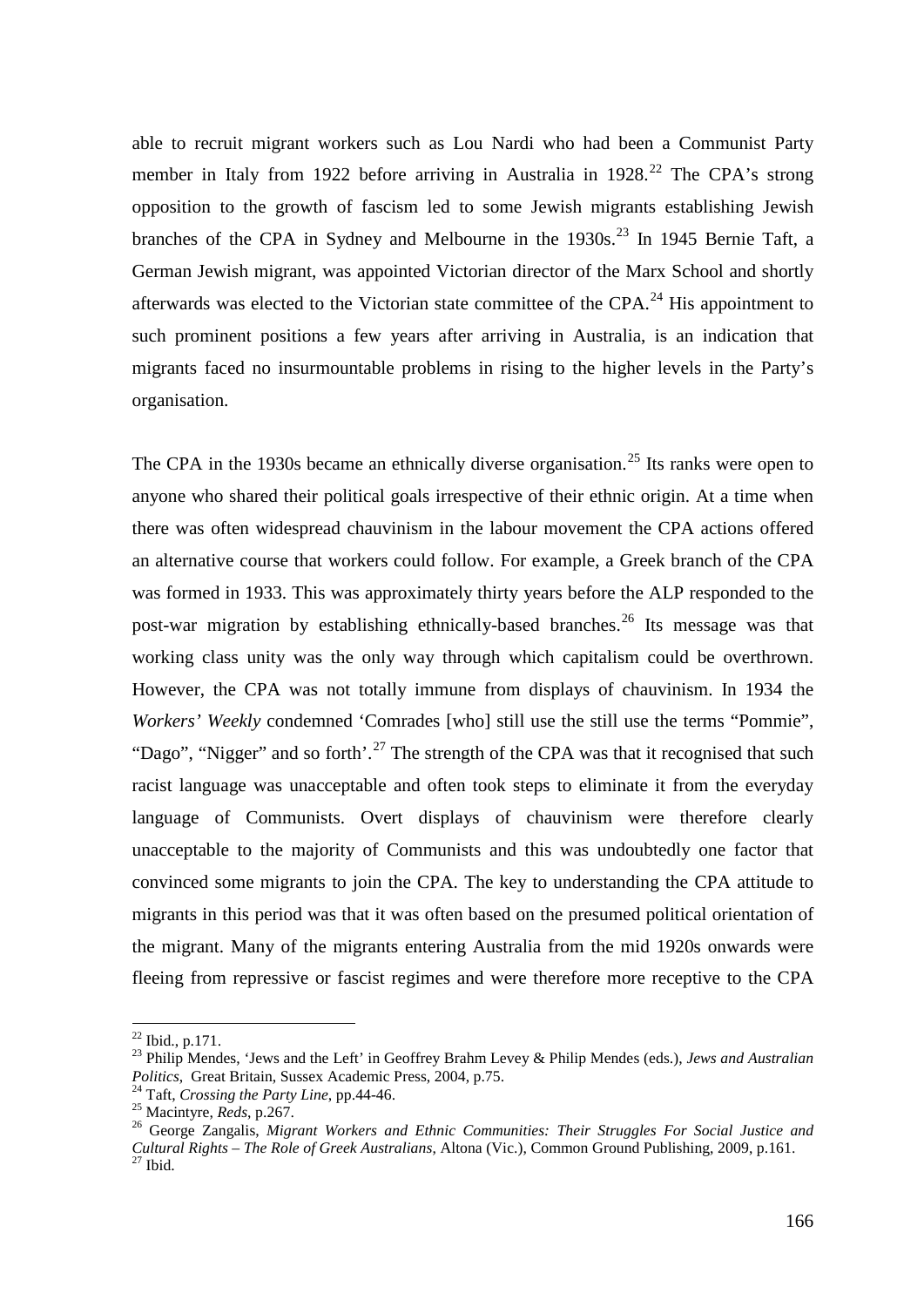able to recruit migrant workers such as Lou Nardi who had been a Communist Party member in Italy from 1922 before arriving in Australia in 1928.[22] The CPA's strong opposition to the growth of fascism led to some Jewish migrants establishing Jewish branches of the CPA in Sydney and Melbourne in the 1930s.[23] In 1945 Bernie Taft, a German Jewish migrant, was appointed Victorian director of the Marx School and shortly afterwards was elected to the Victorian state committee of the CPA.[24] His appointment to such prominent positions a few years after arriving in Australia, is an indication that migrants faced no insurmountable problems in rising to the higher levels in the Party's organisation.

The CPA in the 1930s became an ethnically diverse organisation.[25] Its ranks were open to anyone who shared their political goals irrespective of their ethnic origin. At a time when there was often widespread chauvinism in the labour movement the CPA actions offered an alternative course that workers could follow. For example, a Greek branch of the CPA was formed in 1933. This was approximately thirty years before the ALP responded to the post-war migration by establishing ethnically-based branches.[26] Its message was that working class unity was the only way through which capitalism could be overthrown. However, the CPA was not totally immune from displays of chauvinism. In 1934 the *Workers' Weekly* condemned 'Comrades [who] still use the still use the terms "Pommie", "Dago", "Nigger" and so forth'.[27] The strength of the CPA was that it recognised that such racist language was unacceptable and often took steps to eliminate it from the everyday language of Communists. Overt displays of chauvinism were therefore clearly unacceptable to the majority of Communists and this was undoubtedly one factor that convinced some migrants to join the CPA. The key to understanding the CPA attitude to migrants in this period was that it was often based on the presumed political orientation of the migrant. Many of the migrants entering Australia from the mid 1920s onwards were fleeing from repressive or fascist regimes and were therefore more receptive to the CPA

---

[22] Ibid., p.171.

[23] Philip Mendes, 'Jews and the Left' in Geoffrey Brahm Levey & Philip Mendes (eds.), *Jews and Australian Politics*, Great Britain, Sussex Academic Press, 2004, p.75.

[24] Taft, *Crossing the Party Line*, pp.44-46.

[25] Macintyre, *Reds*, p.267.

[26] George Zangalis, *Migrant Workers and Ethnic Communities: Their Struggles For Social Justice and Cultural Rights – The Role of Greek Australians*, Altona (Vic.), Common Ground Publishing, 2009, p.161.

[27] Ibid.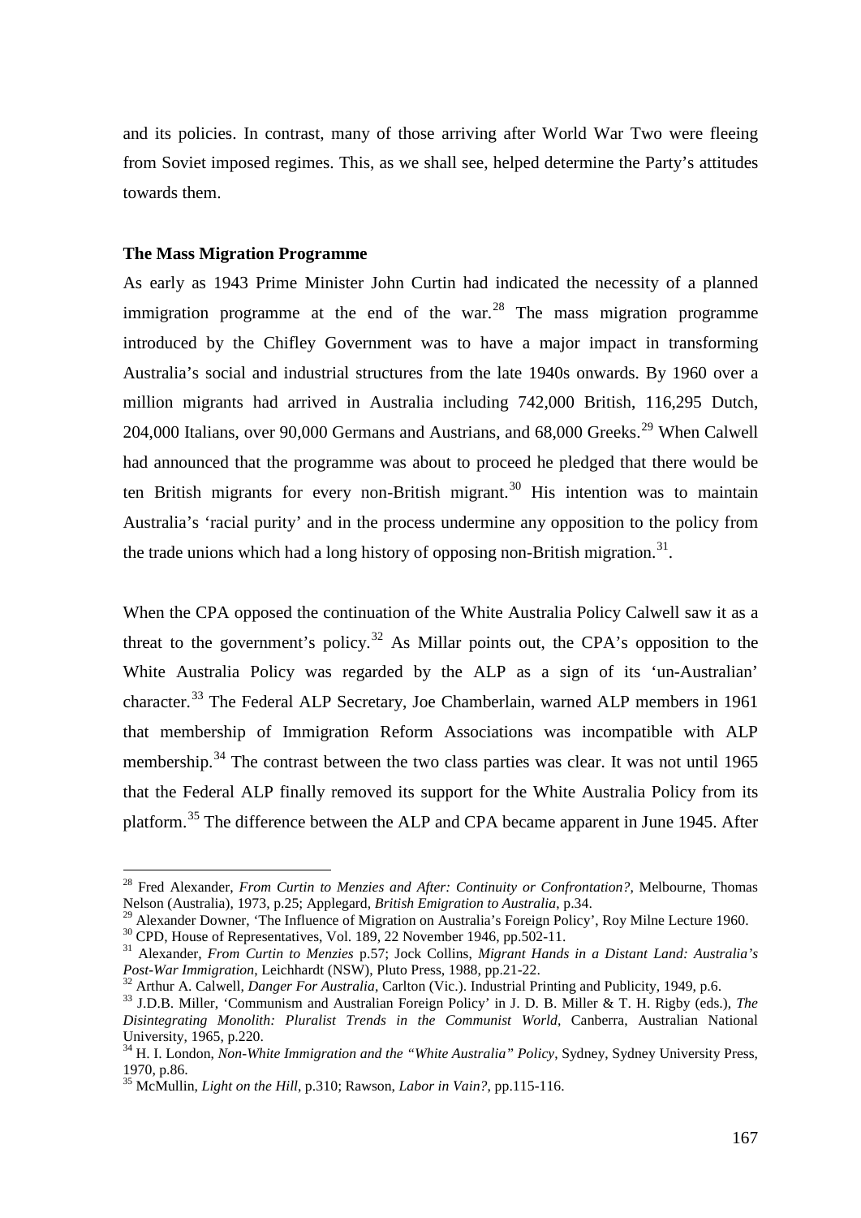and its policies. In contrast, many of those arriving after World War Two were fleeing from Soviet imposed regimes. This, as we shall see, helped determine the Party's attitudes towards them.

**The Mass Migration Programme**

As early as 1943 Prime Minister John Curtin had indicated the necessity of a planned immigration programme at the end of the war.[28] The mass migration programme introduced by the Chifley Government was to have a major impact in transforming Australia's social and industrial structures from the late 1940s onwards. By 1960 over a million migrants had arrived in Australia including 742,000 British, 116,295 Dutch, 204,000 Italians, over 90,000 Germans and Austrians, and 68,000 Greeks.[29] When Calwell had announced that the programme was about to proceed he pledged that there would be ten British migrants for every non-British migrant.[30] His intention was to maintain Australia's 'racial purity' and in the process undermine any opposition to the policy from the trade unions which had a long history of opposing non-British migration.[31].

When the CPA opposed the continuation of the White Australia Policy Calwell saw it as a threat to the government's policy.[32] As Millar points out, the CPA's opposition to the White Australia Policy was regarded by the ALP as a sign of its 'un-Australian' character.[33] The Federal ALP Secretary, Joe Chamberlain, warned ALP members in 1961 that membership of Immigration Reform Associations was incompatible with ALP membership.[34] The contrast between the two class parties was clear. It was not until 1965 that the Federal ALP finally removed its support for the White Australia Policy from its platform.[35] The difference between the ALP and CPA became apparent in June 1945. After

---

[28] Fred Alexander, *From Curtin to Menzies and After: Continuity or Confrontation?*, Melbourne, Thomas Nelson (Australia), 1973, p.25; Applegard, *British Emigration to Australia*, p.34.

[29] Alexander Downer, 'The Influence of Migration on Australia's Foreign Policy', Roy Milne Lecture 1960.

[30] CPD, House of Representatives, Vol. 189, 22 November 1946, pp.502-11.

[31] Alexander, *From Curtin to Menzies* p.57; Jock Collins, *Migrant Hands in a Distant Land: Australia's Post-War Immigration*, Leichhardt (NSW), Pluto Press, 1988, pp.21-22.

[32] Arthur A. Calwell, *Danger For Australia*, Carlton (Vic.). Industrial Printing and Publicity, 1949, p.6.

[33] J.D.B. Miller, 'Communism and Australian Foreign Policy' in J. D. B. Miller & T. H. Rigby (eds.), *The Disintegrating Monolith: Pluralist Trends in the Communist World*, Canberra, Australian National University, 1965, p.220.

[34] H. I. London, *Non-White Immigration and the "White Australia" Policy*, Sydney, Sydney University Press, 1970, p.86.

[35] McMullin, *Light on the Hill*, p.310; Rawson, *Labor in Vain?*, pp.115-116.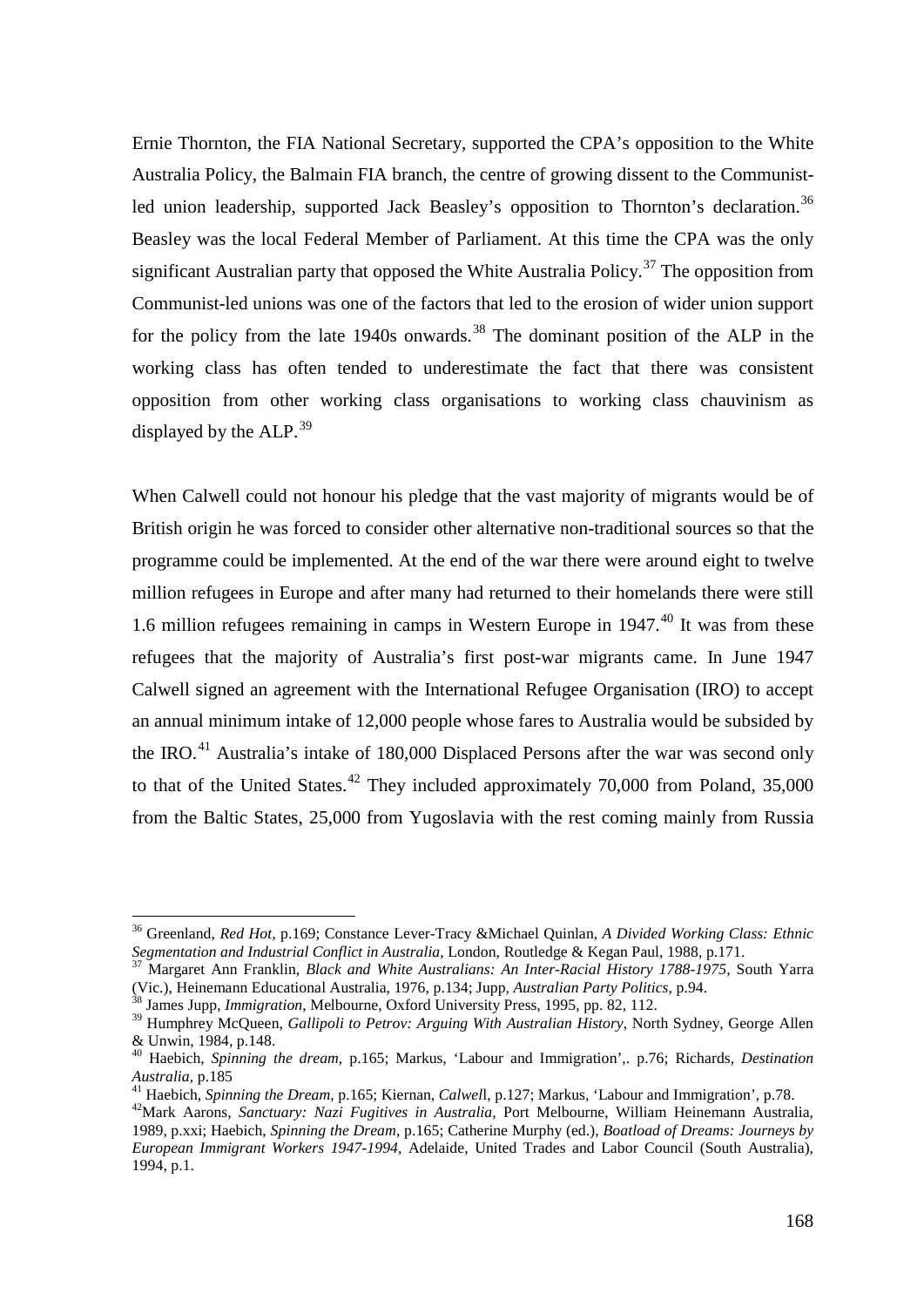Ernie Thornton, the FIA National Secretary, supported the CPA's opposition to the White Australia Policy, the Balmain FIA branch, the centre of growing dissent to the Communist-led union leadership, supported Jack Beasley's opposition to Thornton's declaration.[36] Beasley was the local Federal Member of Parliament. At this time the CPA was the only significant Australian party that opposed the White Australia Policy.[37] The opposition from Communist-led unions was one of the factors that led to the erosion of wider union support for the policy from the late 1940s onwards.[38] The dominant position of the ALP in the working class has often tended to underestimate the fact that there was consistent opposition from other working class organisations to working class chauvinism as displayed by the ALP.[39]

When Calwell could not honour his pledge that the vast majority of migrants would be of British origin he was forced to consider other alternative non-traditional sources so that the programme could be implemented. At the end of the war there were around eight to twelve million refugees in Europe and after many had returned to their homelands there were still 1.6 million refugees remaining in camps in Western Europe in 1947.[40] It was from these refugees that the majority of Australia's first post-war migrants came. In June 1947 Calwell signed an agreement with the International Refugee Organisation (IRO) to accept an annual minimum intake of 12,000 people whose fares to Australia would be subsided by the IRO.[41] Australia's intake of 180,000 Displaced Persons after the war was second only to that of the United States.[42] They included approximately 70,000 from Poland, 35,000 from the Baltic States, 25,000 from Yugoslavia with the rest coming mainly from Russia

---

[36] Greenland, *Red Hot*, p.169; Constance Lever-Tracy &Michael Quinlan, *A Divided Working Class: Ethnic Segmentation and Industrial Conflict in Australia*, London, Routledge & Kegan Paul, 1988, p.171.

[37] Margaret Ann Franklin, *Black and White Australians: An Inter-Racial History 1788-1975*, South Yarra (Vic.), Heinemann Educational Australia, 1976, p.134; Jupp, *Australian Party Politics*, p.94.

[38] James Jupp, *Immigration*, Melbourne, Oxford University Press, 1995, pp. 82, 112.

[39] Humphrey McQueen, *Gallipoli to Petrov: Arguing With Australian History*, North Sydney, George Allen & Unwin, 1984, p.148.

[40] Haebich, *Spinning the dream*, p.165; Markus, 'Labour and Immigration',. p.76; Richards, *Destination Australia*, p.185

[41] Haebich, *Spinning the Dream*, p.165; Kiernan, *Calwell*, p.127; Markus, 'Labour and Immigration', p.78.

[42] Mark Aarons, *Sanctuary: Nazi Fugitives in Australia*, Port Melbourne, William Heinemann Australia, 1989, p.xxi; Haebich, *Spinning the Dream*, p.165; Catherine Murphy (ed.), *Boatload of Dreams: Journeys by European Immigrant Workers 1947-1994*, Adelaide, United Trades and Labor Council (South Australia), 1994, p.1.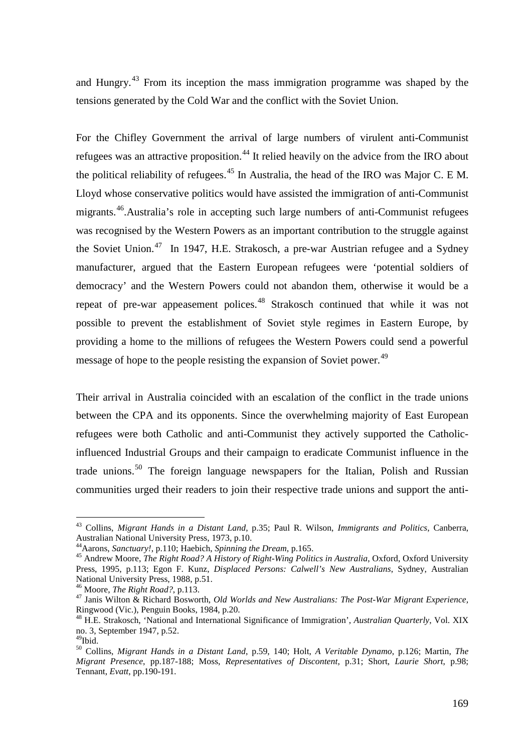and Hungry.[43] From its inception the mass immigration programme was shaped by the tensions generated by the Cold War and the conflict with the Soviet Union.

For the Chifley Government the arrival of large numbers of virulent anti-Communist refugees was an attractive proposition.[44] It relied heavily on the advice from the IRO about the political reliability of refugees.[45] In Australia, the head of the IRO was Major C. E M. Lloyd whose conservative politics would have assisted the immigration of anti-Communist migrants.[46].Australia's role in accepting such large numbers of anti-Communist refugees was recognised by the Western Powers as an important contribution to the struggle against the Soviet Union.[47] In 1947, H.E. Strakosch, a pre-war Austrian refugee and a Sydney manufacturer, argued that the Eastern European refugees were 'potential soldiers of democracy' and the Western Powers could not abandon them, otherwise it would be a repeat of pre-war appeasement polices.[48] Strakosch continued that while it was not possible to prevent the establishment of Soviet style regimes in Eastern Europe, by providing a home to the millions of refugees the Western Powers could send a powerful message of hope to the people resisting the expansion of Soviet power.[49]

Their arrival in Australia coincided with an escalation of the conflict in the trade unions between the CPA and its opponents. Since the overwhelming majority of East European refugees were both Catholic and anti-Communist they actively supported the Catholic-influenced Industrial Groups and their campaign to eradicate Communist influence in the trade unions.[50] The foreign language newspapers for the Italian, Polish and Russian communities urged their readers to join their respective trade unions and support the anti-

---

[43] Collins, *Migrant Hands in a Distant Land*, p.35; Paul R. Wilson, *Immigrants and Politics*, Canberra, Australian National University Press, 1973, p.10.

[44] Aarons, *Sanctuary!*, p.110; Haebich, *Spinning the Dream*, p.165.

[45] Andrew Moore, *The Right Road? A History of Right-Wing Politics in Australia*, Oxford, Oxford University Press, 1995, p.113; Egon F. Kunz, *Displaced Persons: Calwell's New Australians*, Sydney, Australian National University Press, 1988, p.51.

[46] Moore, *The Right Road?*, p.113.

[47] Janis Wilton & Richard Bosworth, *Old Worlds and New Australians: The Post-War Migrant Experience*, Ringwood (Vic.), Penguin Books, 1984, p.20.

[48] H.E. Strakosch, 'National and International Significance of Immigration', *Australian Quarterly*, Vol. XIX no. 3, September 1947, p.52.

[49] Ibid.

[50] Collins, *Migrant Hands in a Distant Land*, p.59, 140; Holt, *A Veritable Dynamo*, p.126; Martin, *The Migrant Presence*, pp.187-188; Moss, *Representatives of Discontent*, p.31; Short, *Laurie Short*, p.98; Tennant, *Evatt*, pp.190-191.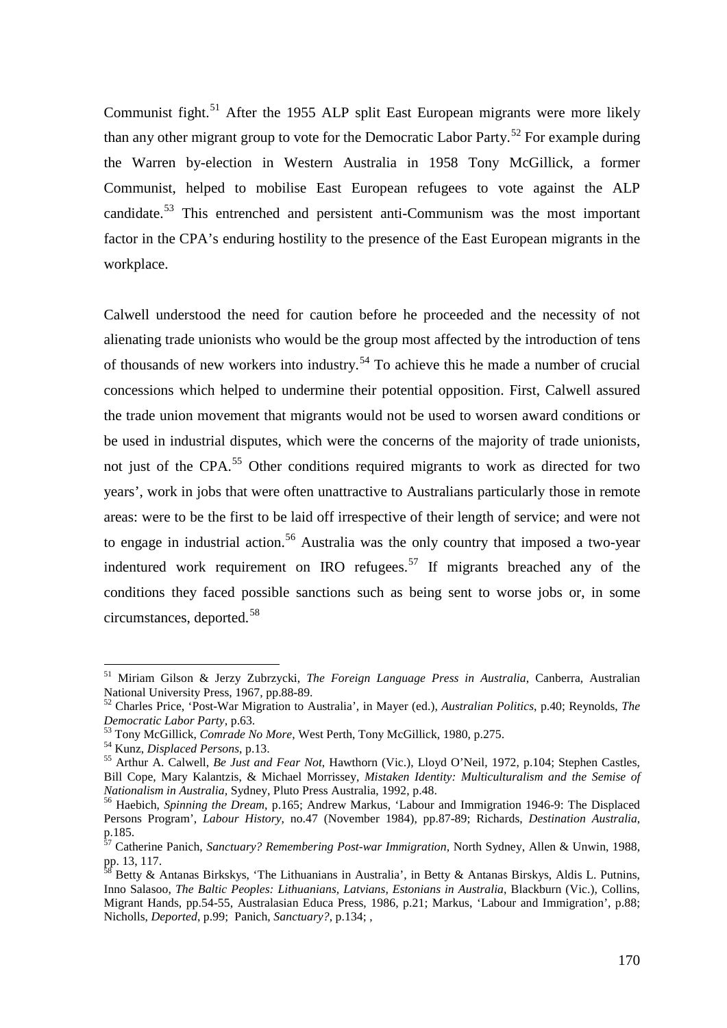Communist fight.[51] After the 1955 ALP split East European migrants were more likely than any other migrant group to vote for the Democratic Labor Party.[52] For example during the Warren by-election in Western Australia in 1958 Tony McGillick, a former Communist, helped to mobilise East European refugees to vote against the ALP candidate.[53] This entrenched and persistent anti-Communism was the most important factor in the CPA's enduring hostility to the presence of the East European migrants in the workplace.

Calwell understood the need for caution before he proceeded and the necessity of not alienating trade unionists who would be the group most affected by the introduction of tens of thousands of new workers into industry.[54] To achieve this he made a number of crucial concessions which helped to undermine their potential opposition. First, Calwell assured the trade union movement that migrants would not be used to worsen award conditions or be used in industrial disputes, which were the concerns of the majority of trade unionists, not just of the CPA.[55] Other conditions required migrants to work as directed for two years', work in jobs that were often unattractive to Australians particularly those in remote areas: were to be the first to be laid off irrespective of their length of service; and were not to engage in industrial action.[56] Australia was the only country that imposed a two-year indentured work requirement on IRO refugees.[57] If migrants breached any of the conditions they faced possible sanctions such as being sent to worse jobs or, in some circumstances, deported.[58]

---

[51] Miriam Gilson & Jerzy Zubrzycki, *The Foreign Language Press in Australia*, Canberra, Australian National University Press, 1967, pp.88-89.

[52] Charles Price, 'Post-War Migration to Australia', in Mayer (ed.), *Australian Politics*, p.40; Reynolds, *The Democratic Labor Party*, p.63.

[53] Tony McGillick, *Comrade No More*, West Perth, Tony McGillick, 1980, p.275.

[54] Kunz, *Displaced Persons*, p.13.

[55] Arthur A. Calwell, *Be Just and Fear Not*, Hawthorn (Vic.), Lloyd O'Neil, 1972, p.104; Stephen Castles, Bill Cope, Mary Kalantzis, & Michael Morrissey, *Mistaken Identity: Multiculturalism and the Semise of Nationalism in Australia*, Sydney, Pluto Press Australia, 1992, p.48.

[56] Haebich, *Spinning the Dream*, p.165; Andrew Markus, 'Labour and Immigration 1946-9: The Displaced Persons Program', *Labour History*, no.47 (November 1984), pp.87-89; Richards, *Destination Australia*, p.185.

[57] Catherine Panich, *Sanctuary? Remembering Post-war Immigration*, North Sydney, Allen & Unwin, 1988, pp. 13, 117.

[58] Betty & Antanas Birkskys, 'The Lithuanians in Australia', in Betty & Antanas Birskys, Aldis L. Putnins, Inno Salasoo, *The Baltic Peoples: Lithuanians, Latvians, Estonians in Australia*, Blackburn (Vic.), Collins, Migrant Hands, pp.54-55, Australasian Educa Press, 1986, p.21; Markus, 'Labour and Immigration', p.88; Nicholls, *Deported*, p.99; Panich, *Sanctuary?*, p.134; ,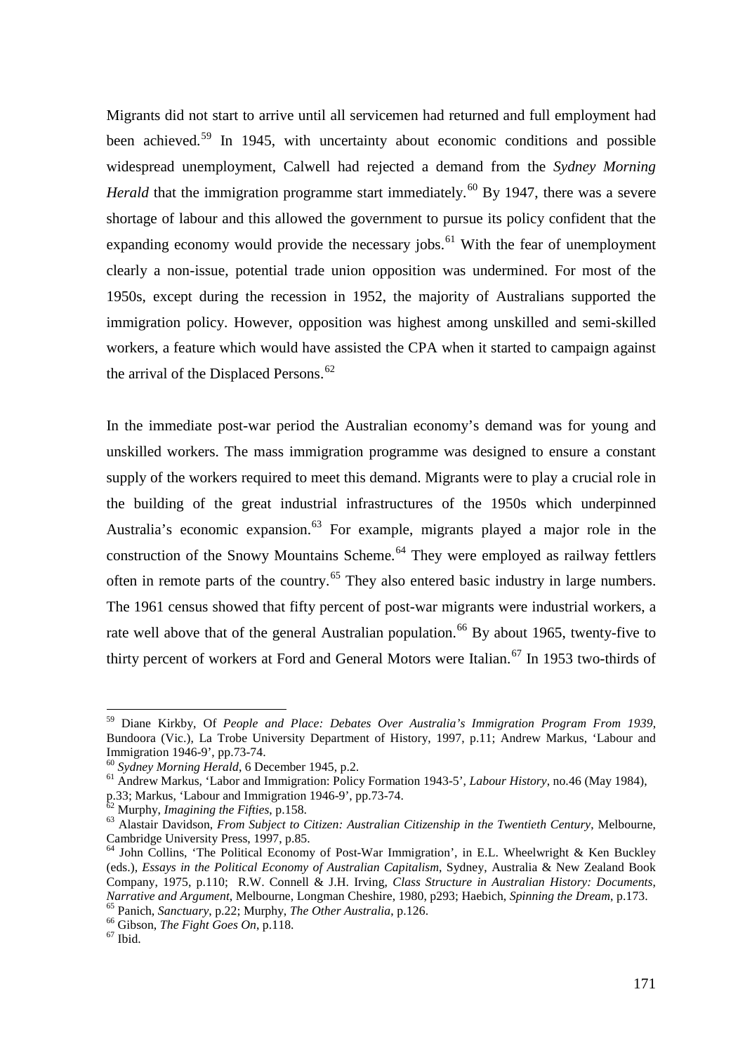Migrants did not start to arrive until all servicemen had returned and full employment had been achieved.[59] In 1945, with uncertainty about economic conditions and possible widespread unemployment, Calwell had rejected a demand from the *Sydney Morning Herald* that the immigration programme start immediately.[60] By 1947, there was a severe shortage of labour and this allowed the government to pursue its policy confident that the expanding economy would provide the necessary jobs.[61] With the fear of unemployment clearly a non-issue, potential trade union opposition was undermined. For most of the 1950s, except during the recession in 1952, the majority of Australians supported the immigration policy. However, opposition was highest among unskilled and semi-skilled workers, a feature which would have assisted the CPA when it started to campaign against the arrival of the Displaced Persons.[62]

In the immediate post-war period the Australian economy's demand was for young and unskilled workers. The mass immigration programme was designed to ensure a constant supply of the workers required to meet this demand. Migrants were to play a crucial role in the building of the great industrial infrastructures of the 1950s which underpinned Australia's economic expansion.[63] For example, migrants played a major role in the construction of the Snowy Mountains Scheme.[64] They were employed as railway fettlers often in remote parts of the country.[65] They also entered basic industry in large numbers. The 1961 census showed that fifty percent of post-war migrants were industrial workers, a rate well above that of the general Australian population.[66] By about 1965, twenty-five to thirty percent of workers at Ford and General Motors were Italian.[67] In 1953 two-thirds of

---

[59] Diane Kirkby, Of *People and Place: Debates Over Australia's Immigration Program From 1939*, Bundoora (Vic.), La Trobe University Department of History, 1997, p.11; Andrew Markus, 'Labour and Immigration 1946-9', pp.73-74.

[60] *Sydney Morning Herald*, 6 December 1945, p.2.

[61] Andrew Markus, 'Labor and Immigration: Policy Formation 1943-5', *Labour History*, no.46 (May 1984), p.33; Markus, 'Labour and Immigration 1946-9', pp.73-74.

[62] Murphy, *Imagining the Fifties*, p.158.

[63] Alastair Davidson, *From Subject to Citizen: Australian Citizenship in the Twentieth Century*, Melbourne, Cambridge University Press, 1997, p.85.

[64] John Collins, 'The Political Economy of Post-War Immigration', in E.L. Wheelwright & Ken Buckley (eds.), *Essays in the Political Economy of Australian Capitalism*, Sydney, Australia & New Zealand Book Company, 1975, p.110; R.W. Connell & J.H. Irving, *Class Structure in Australian History: Documents, Narrative and Argument*, Melbourne, Longman Cheshire, 1980, p293; Haebich, *Spinning the Dream*, p.173.

[65] Panich, *Sanctuary*, p.22; Murphy, *The Other Australia*, p.126.

[66] Gibson, *The Fight Goes On*, p.118.

[67] Ibid.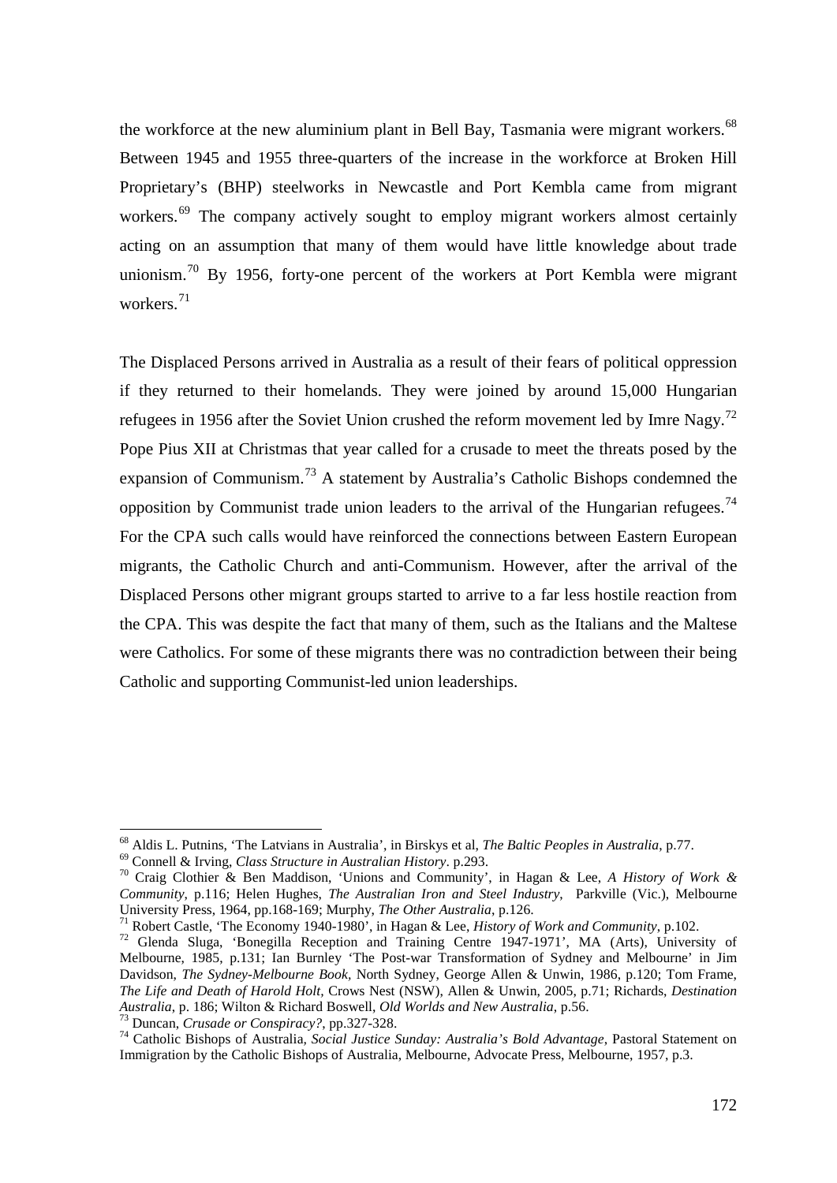the workforce at the new aluminium plant in Bell Bay, Tasmania were migrant workers.[68] Between 1945 and 1955 three-quarters of the increase in the workforce at Broken Hill Proprietary's (BHP) steelworks in Newcastle and Port Kembla came from migrant workers.[69] The company actively sought to employ migrant workers almost certainly acting on an assumption that many of them would have little knowledge about trade unionism.[70] By 1956, forty-one percent of the workers at Port Kembla were migrant workers.[71]

The Displaced Persons arrived in Australia as a result of their fears of political oppression if they returned to their homelands. They were joined by around 15,000 Hungarian refugees in 1956 after the Soviet Union crushed the reform movement led by Imre Nagy.[72] Pope Pius XII at Christmas that year called for a crusade to meet the threats posed by the expansion of Communism.[73] A statement by Australia's Catholic Bishops condemned the opposition by Communist trade union leaders to the arrival of the Hungarian refugees.[74] For the CPA such calls would have reinforced the connections between Eastern European migrants, the Catholic Church and anti-Communism. However, after the arrival of the Displaced Persons other migrant groups started to arrive to a far less hostile reaction from the CPA. This was despite the fact that many of them, such as the Italians and the Maltese were Catholics. For some of these migrants there was no contradiction between their being Catholic and supporting Communist-led union leaderships.

---

[68] Aldis L. Putnins, 'The Latvians in Australia', in Birskys et al, *The Baltic Peoples in Australia*, p.77.

[69] Connell & Irving, *Class Structure in Australian History*. p.293.

[70] Craig Clothier & Ben Maddison, 'Unions and Community', in Hagan & Lee, *A History of Work & Community*, p.116; Helen Hughes, *The Australian Iron and Steel Industry*, Parkville (Vic.), Melbourne University Press, 1964, pp.168-169; Murphy, *The Other Australia*, p.126.

[71] Robert Castle, 'The Economy 1940-1980', in Hagan & Lee, *History of Work and Community*, p.102.

[72] Glenda Sluga, 'Bonegilla Reception and Training Centre 1947-1971', MA (Arts), University of Melbourne, 1985, p.131; Ian Burnley 'The Post-war Transformation of Sydney and Melbourne' in Jim Davidson, *The Sydney-Melbourne Book*, North Sydney, George Allen & Unwin, 1986, p.120; Tom Frame, *The Life and Death of Harold Holt*, Crows Nest (NSW), Allen & Unwin, 2005, p.71; Richards, *Destination Australia*, p. 186; Wilton & Richard Boswell, *Old Worlds and New Australia*, p.56.

[73] Duncan, *Crusade or Conspiracy?*, pp.327-328.

[74] Catholic Bishops of Australia, *Social Justice Sunday: Australia's Bold Advantage*, Pastoral Statement on Immigration by the Catholic Bishops of Australia, Melbourne, Advocate Press, Melbourne, 1957, p.3.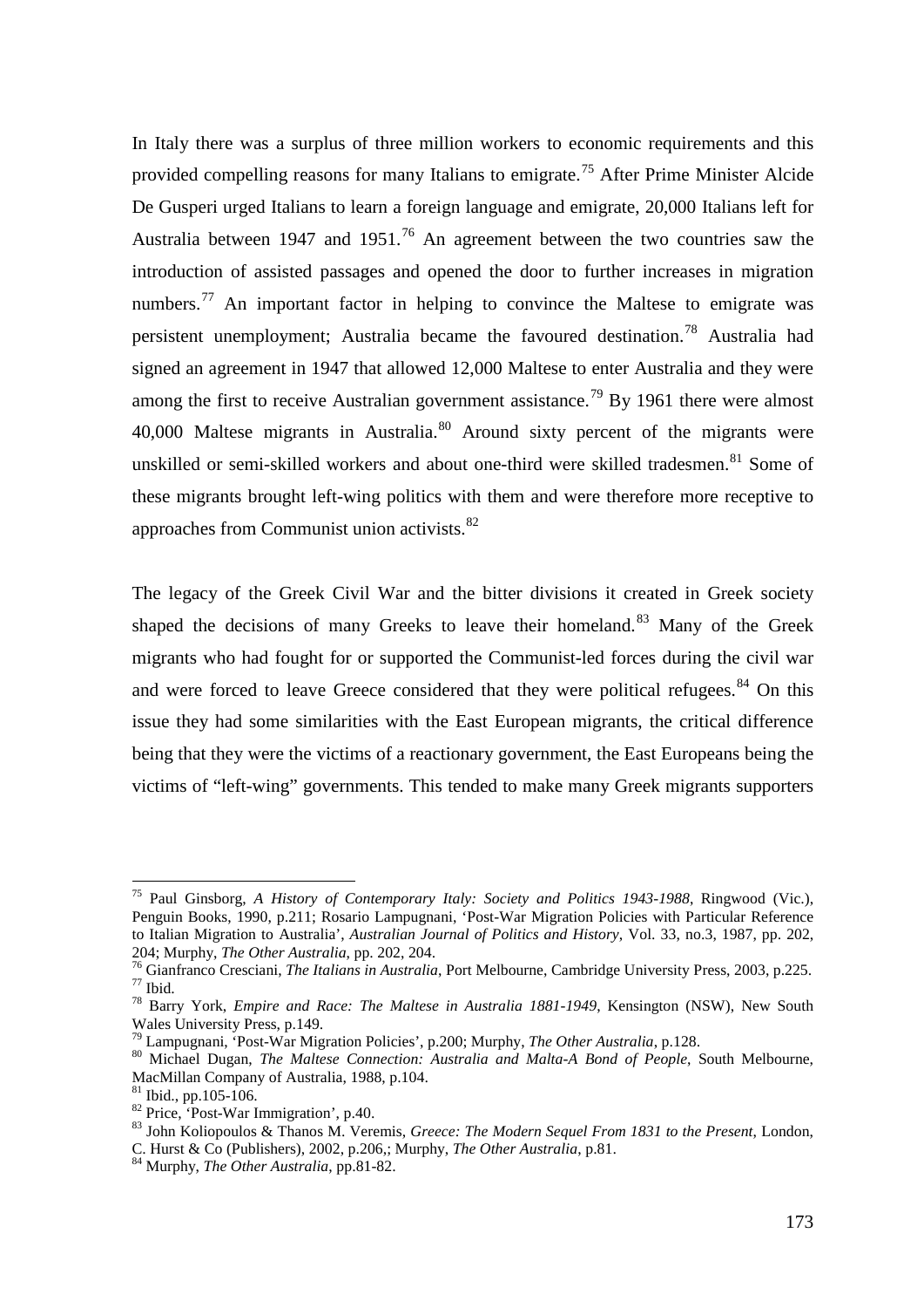In Italy there was a surplus of three million workers to economic requirements and this provided compelling reasons for many Italians to emigrate.[75] After Prime Minister Alcide De Gusperi urged Italians to learn a foreign language and emigrate, 20,000 Italians left for Australia between 1947 and 1951.[76] An agreement between the two countries saw the introduction of assisted passages and opened the door to further increases in migration numbers.[77] An important factor in helping to convince the Maltese to emigrate was persistent unemployment; Australia became the favoured destination.[78] Australia had signed an agreement in 1947 that allowed 12,000 Maltese to enter Australia and they were among the first to receive Australian government assistance.[79] By 1961 there were almost 40,000 Maltese migrants in Australia.[80] Around sixty percent of the migrants were unskilled or semi-skilled workers and about one-third were skilled tradesmen.[81] Some of these migrants brought left-wing politics with them and were therefore more receptive to approaches from Communist union activists.[82]

The legacy of the Greek Civil War and the bitter divisions it created in Greek society shaped the decisions of many Greeks to leave their homeland.[83] Many of the Greek migrants who had fought for or supported the Communist-led forces during the civil war and were forced to leave Greece considered that they were political refugees.[84] On this issue they had some similarities with the East European migrants, the critical difference being that they were the victims of a reactionary government, the East Europeans being the victims of "left-wing" governments. This tended to make many Greek migrants supporters

---

[75] Paul Ginsborg, *A History of Contemporary Italy: Society and Politics 1943-1988*, Ringwood (Vic.), Penguin Books, 1990, p.211; Rosario Lampugnani, 'Post-War Migration Policies with Particular Reference to Italian Migration to Australia', *Australian Journal of Politics and History*, Vol. 33, no.3, 1987, pp. 202, 204; Murphy, *The Other Australia*, pp. 202, 204.

[76] Gianfranco Cresciani, *The Italians in Australia*, Port Melbourne, Cambridge University Press, 2003, p.225.

[77] Ibid.

[78] Barry York, *Empire and Race: The Maltese in Australia 1881-1949*, Kensington (NSW), New South Wales University Press, p.149.

[79] Lampugnani, 'Post-War Migration Policies', p.200; Murphy, *The Other Australia*, p.128.

[80] Michael Dugan, *The Maltese Connection: Australia and Malta-A Bond of People*, South Melbourne, MacMillan Company of Australia, 1988, p.104.

[81] Ibid., pp.105-106.

[82] Price, 'Post-War Immigration', p.40.

[83] John Koliopoulos & Thanos M. Veremis, *Greece: The Modern Sequel From 1831 to the Present*, London, C. Hurst & Co (Publishers), 2002, p.206,; Murphy, *The Other Australia*, p.81.

[84] Murphy, *The Other Australia*, pp.81-82.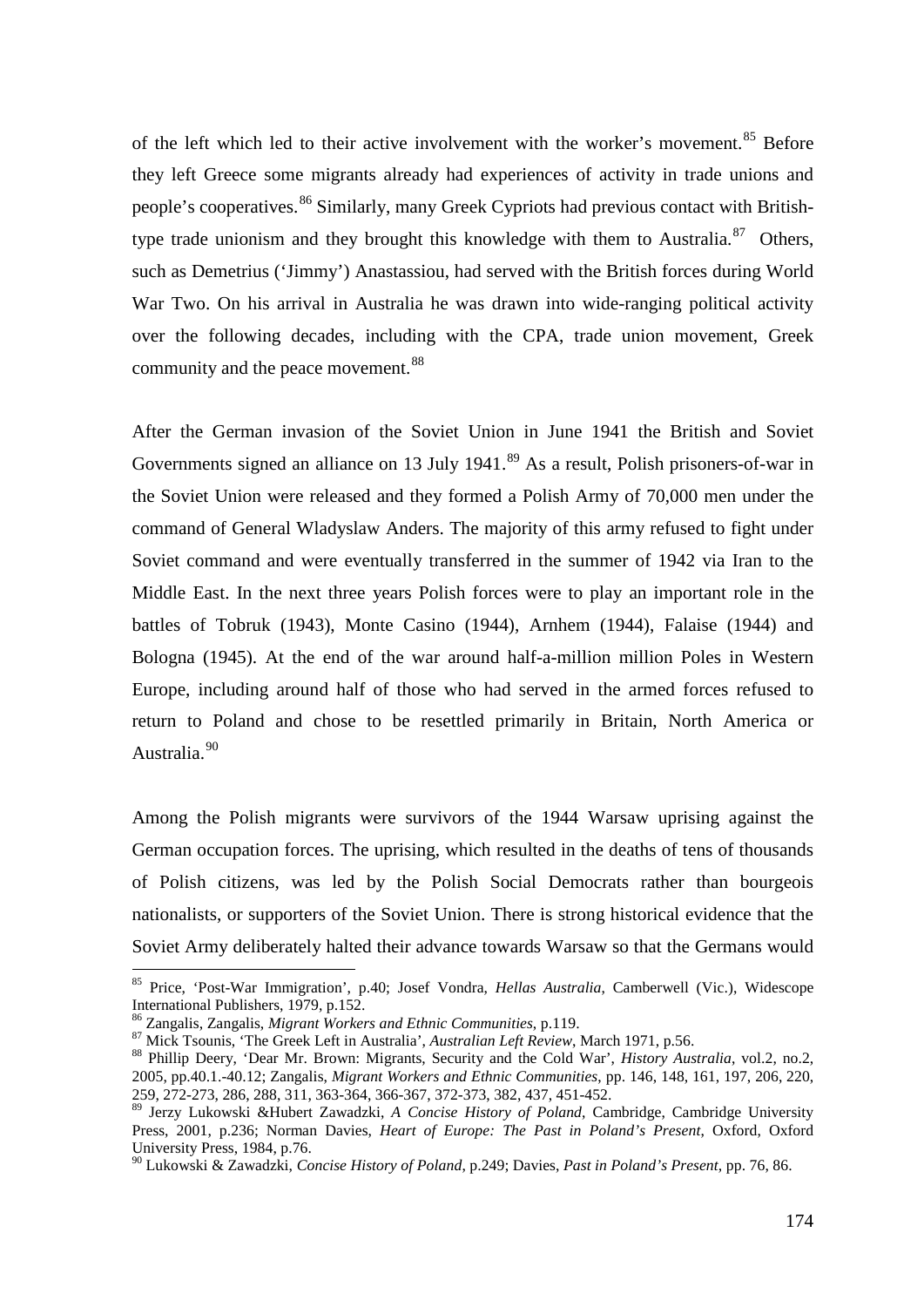of the left which led to their active involvement with the worker's movement.[85] Before they left Greece some migrants already had experiences of activity in trade unions and people's cooperatives.[86] Similarly, many Greek Cypriots had previous contact with British-type trade unionism and they brought this knowledge with them to Australia.[87] Others, such as Demetrius ('Jimmy') Anastassiou, had served with the British forces during World War Two. On his arrival in Australia he was drawn into wide-ranging political activity over the following decades, including with the CPA, trade union movement, Greek community and the peace movement.[88]

After the German invasion of the Soviet Union in June 1941 the British and Soviet Governments signed an alliance on 13 July 1941.[89] As a result, Polish prisoners-of-war in the Soviet Union were released and they formed a Polish Army of 70,000 men under the command of General Wladyslaw Anders. The majority of this army refused to fight under Soviet command and were eventually transferred in the summer of 1942 via Iran to the Middle East. In the next three years Polish forces were to play an important role in the battles of Tobruk (1943), Monte Casino (1944), Arnhem (1944), Falaise (1944) and Bologna (1945). At the end of the war around half-a-million million Poles in Western Europe, including around half of those who had served in the armed forces refused to return to Poland and chose to be resettled primarily in Britain, North America or Australia.[90]

Among the Polish migrants were survivors of the 1944 Warsaw uprising against the German occupation forces. The uprising, which resulted in the deaths of tens of thousands of Polish citizens, was led by the Polish Social Democrats rather than bourgeois nationalists, or supporters of the Soviet Union. There is strong historical evidence that the Soviet Army deliberately halted their advance towards Warsaw so that the Germans would

---

[85] Price, 'Post-War Immigration', p.40; Josef Vondra, *Hellas Australia*, Camberwell (Vic.), Widescope International Publishers, 1979, p.152.

[86] Zangalis, Zangalis, *Migrant Workers and Ethnic Communities*, p.119.

[87] Mick Tsounis, 'The Greek Left in Australia', *Australian Left Review*, March 1971, p.56.

[88] Phillip Deery, 'Dear Mr. Brown: Migrants, Security and the Cold War', *History Australia*, vol.2, no.2, 2005, pp.40.1.-40.12; Zangalis, *Migrant Workers and Ethnic Communities*, pp. 146, 148, 161, 197, 206, 220, 259, 272-273, 286, 288, 311, 363-364, 366-367, 372-373, 382, 437, 451-452.

[89] Jerzy Lukowski &Hubert Zawadzki, *A Concise History of Poland*, Cambridge, Cambridge University Press, 2001, p.236; Norman Davies, *Heart of Europe: The Past in Poland's Present*, Oxford, Oxford University Press, 1984, p.76.

[90] Lukowski & Zawadzki, *Concise History of Poland*, p.249; Davies, *Past in Poland's Present*, pp. 76, 86.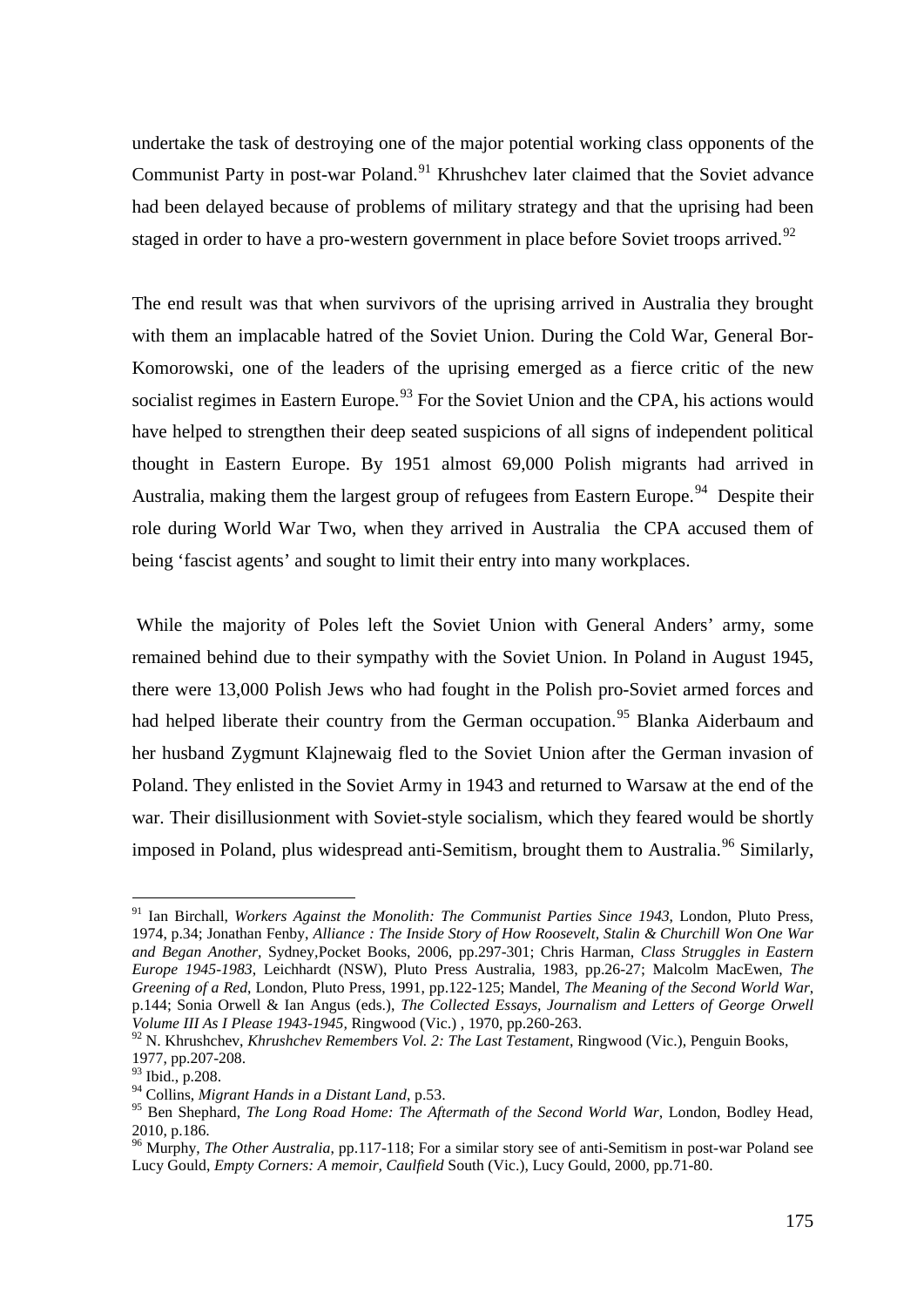undertake the task of destroying one of the major potential working class opponents of the Communist Party in post-war Poland.[91] Khrushchev later claimed that the Soviet advance had been delayed because of problems of military strategy and that the uprising had been staged in order to have a pro-western government in place before Soviet troops arrived.[92]

The end result was that when survivors of the uprising arrived in Australia they brought with them an implacable hatred of the Soviet Union. During the Cold War, General Bor-Komorowski, one of the leaders of the uprising emerged as a fierce critic of the new socialist regimes in Eastern Europe.[93] For the Soviet Union and the CPA, his actions would have helped to strengthen their deep seated suspicions of all signs of independent political thought in Eastern Europe. By 1951 almost 69,000 Polish migrants had arrived in Australia, making them the largest group of refugees from Eastern Europe.[94] Despite their role during World War Two, when they arrived in Australia the CPA accused them of being 'fascist agents' and sought to limit their entry into many workplaces.

While the majority of Poles left the Soviet Union with General Anders' army, some remained behind due to their sympathy with the Soviet Union. In Poland in August 1945, there were 13,000 Polish Jews who had fought in the Polish pro-Soviet armed forces and had helped liberate their country from the German occupation.[95] Blanka Aiderbaum and her husband Zygmunt Klajnewaig fled to the Soviet Union after the German invasion of Poland. They enlisted in the Soviet Army in 1943 and returned to Warsaw at the end of the war. Their disillusionment with Soviet-style socialism, which they feared would be shortly imposed in Poland, plus widespread anti-Semitism, brought them to Australia.[96] Similarly,

---

[91] Ian Birchall, *Workers Against the Monolith: The Communist Parties Since 1943*, London, Pluto Press, 1974, p.34; Jonathan Fenby, *Alliance : The Inside Story of How Roosevelt, Stalin & Churchill Won One War and Began Another*, Sydney,Pocket Books, 2006, pp.297-301; Chris Harman, *Class Struggles in Eastern Europe 1945-1983*, Leichhardt (NSW), Pluto Press Australia, 1983, pp.26-27; Malcolm MacEwen, *The Greening of a Red*, London, Pluto Press, 1991, pp.122-125; Mandel, *The Meaning of the Second World War*, p.144; Sonia Orwell & Ian Angus (eds.), *The Collected Essays, Journalism and Letters of George Orwell Volume III As I Please 1943-1945*, Ringwood (Vic.) , 1970, pp.260-263.

[92] N. Khrushchev, *Khrushchev Remembers Vol. 2: The Last Testament*, Ringwood (Vic.), Penguin Books, 1977, pp.207-208.

[93] Ibid., p.208.

[94] Collins, *Migrant Hands in a Distant Land*, p.53.

[95] Ben Shephard, *The Long Road Home: The Aftermath of the Second World War*, London, Bodley Head, 2010, p.186.

[96] Murphy, *The Other Australia*, pp.117-118; For a similar story see of anti-Semitism in post-war Poland see Lucy Gould, *Empty Corners: A memoir, Caulfield* South (Vic.), Lucy Gould, 2000, pp.71-80.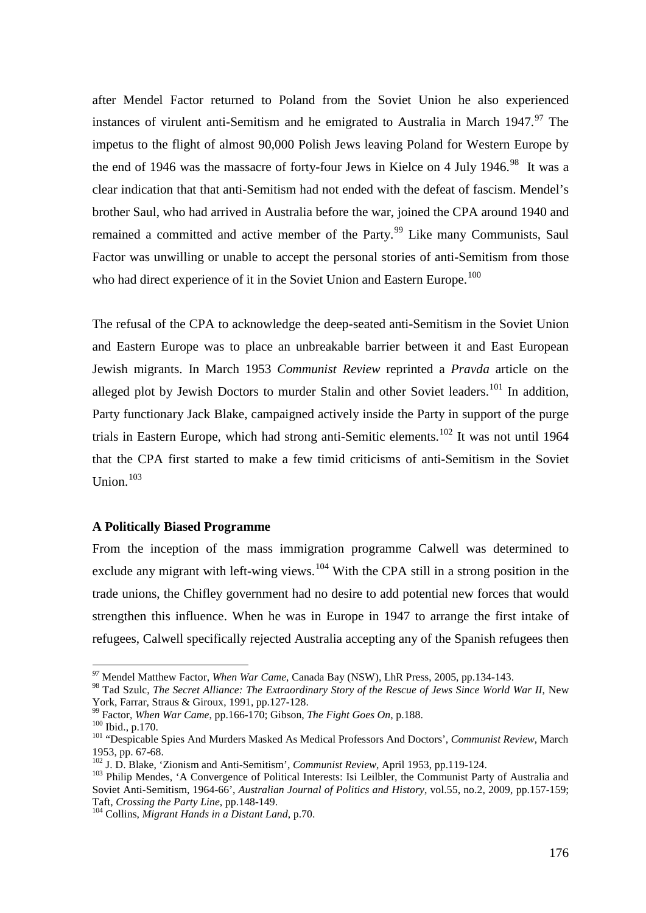after Mendel Factor returned to Poland from the Soviet Union he also experienced instances of virulent anti-Semitism and he emigrated to Australia in March 1947.[97] The impetus to the flight of almost 90,000 Polish Jews leaving Poland for Western Europe by the end of 1946 was the massacre of forty-four Jews in Kielce on 4 July 1946.[98] It was a clear indication that that anti-Semitism had not ended with the defeat of fascism. Mendel's brother Saul, who had arrived in Australia before the war, joined the CPA around 1940 and remained a committed and active member of the Party.[99] Like many Communists, Saul Factor was unwilling or unable to accept the personal stories of anti-Semitism from those who had direct experience of it in the Soviet Union and Eastern Europe.[100]

The refusal of the CPA to acknowledge the deep-seated anti-Semitism in the Soviet Union and Eastern Europe was to place an unbreakable barrier between it and East European Jewish migrants. In March 1953 *Communist Review* reprinted a *Pravda* article on the alleged plot by Jewish Doctors to murder Stalin and other Soviet leaders.[101] In addition, Party functionary Jack Blake, campaigned actively inside the Party in support of the purge trials in Eastern Europe, which had strong anti-Semitic elements.[102] It was not until 1964 that the CPA first started to make a few timid criticisms of anti-Semitism in the Soviet Union.[103]

### A Politically Biased Programme

From the inception of the mass immigration programme Calwell was determined to exclude any migrant with left-wing views.[104] With the CPA still in a strong position in the trade unions, the Chifley government had no desire to add potential new forces that would strengthen this influence. When he was in Europe in 1947 to arrange the first intake of refugees, Calwell specifically rejected Australia accepting any of the Spanish refugees then

---

[97] Mendel Matthew Factor, *When War Came*, Canada Bay (NSW), LhR Press, 2005, pp.134-143.

[98] Tad Szulc, *The Secret Alliance: The Extraordinary Story of the Rescue of Jews Since World War II*, New York, Farrar, Straus & Giroux, 1991, pp.127-128.

[99] Factor, *When War Came*, pp.166-170; Gibson, *The Fight Goes On*, p.188.

[100] Ibid., p.170.

[101] "Despicable Spies And Murders Masked As Medical Professors And Doctors', *Communist Review*, March 1953, pp. 67-68.

[102] J. D. Blake, 'Zionism and Anti-Semitism', *Communist Review*, April 1953, pp.119-124.

[103] Philip Mendes, 'A Convergence of Political Interests: Isi Leilbler, the Communist Party of Australia and Soviet Anti-Semitism, 1964-66', *Australian Journal of Politics and History*, vol.55, no.2, 2009, pp.157-159; Taft, *Crossing the Party Line*, pp.148-149.

[104] Collins, *Migrant Hands in a Distant Land*, p.70.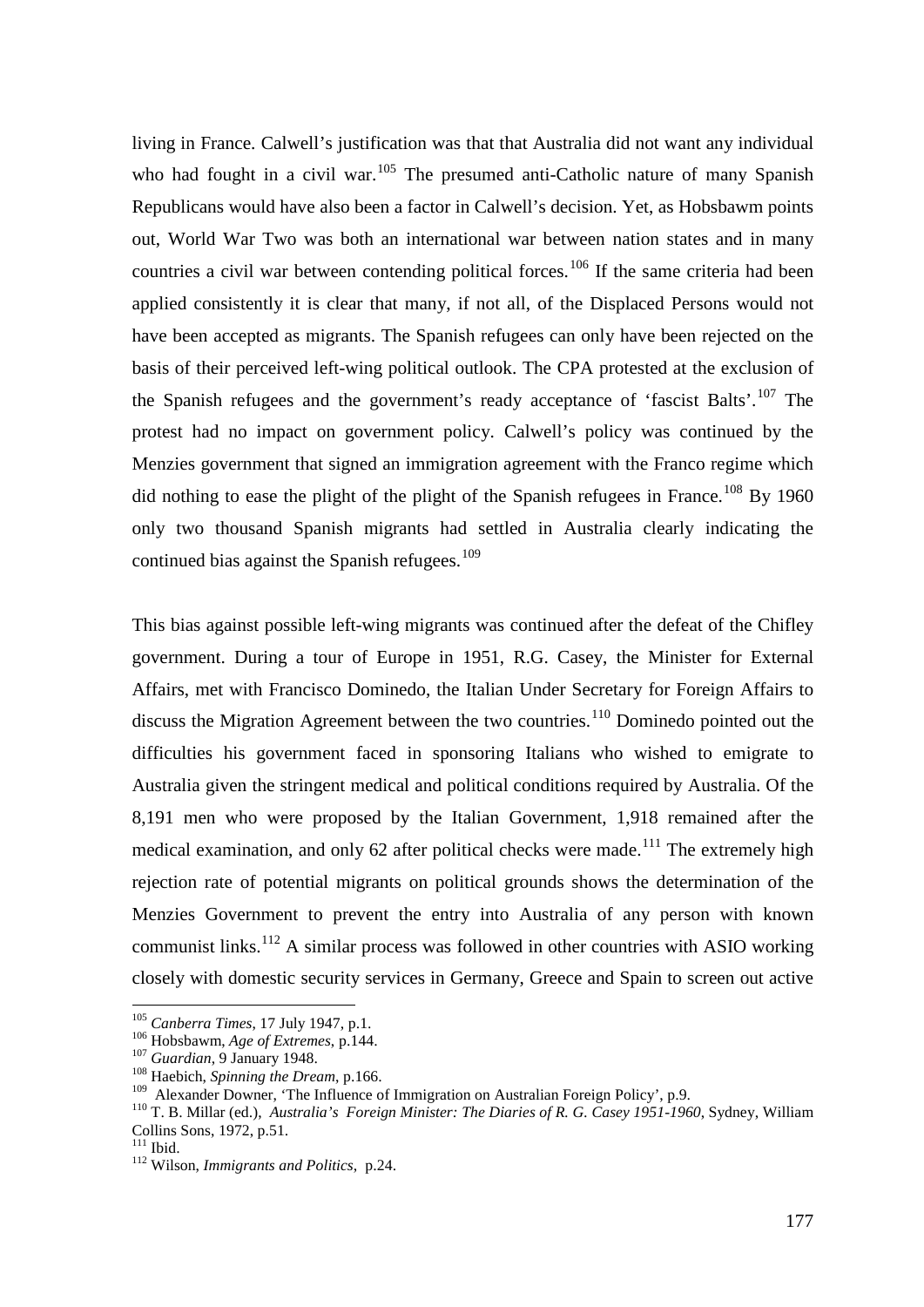living in France. Calwell's justification was that that Australia did not want any individual who had fought in a civil war.[105] The presumed anti-Catholic nature of many Spanish Republicans would have also been a factor in Calwell's decision. Yet, as Hobsbawm points out, World War Two was both an international war between nation states and in many countries a civil war between contending political forces.[106] If the same criteria had been applied consistently it is clear that many, if not all, of the Displaced Persons would not have been accepted as migrants. The Spanish refugees can only have been rejected on the basis of their perceived left-wing political outlook. The CPA protested at the exclusion of the Spanish refugees and the government's ready acceptance of 'fascist Balts'.[107] The protest had no impact on government policy. Calwell's policy was continued by the Menzies government that signed an immigration agreement with the Franco regime which did nothing to ease the plight of the plight of the Spanish refugees in France.[108] By 1960 only two thousand Spanish migrants had settled in Australia clearly indicating the continued bias against the Spanish refugees.[109]

This bias against possible left-wing migrants was continued after the defeat of the Chifley government. During a tour of Europe in 1951, R.G. Casey, the Minister for External Affairs, met with Francisco Dominedo, the Italian Under Secretary for Foreign Affairs to discuss the Migration Agreement between the two countries.[110] Dominedo pointed out the difficulties his government faced in sponsoring Italians who wished to emigrate to Australia given the stringent medical and political conditions required by Australia. Of the 8,191 men who were proposed by the Italian Government, 1,918 remained after the medical examination, and only 62 after political checks were made.[111] The extremely high rejection rate of potential migrants on political grounds shows the determination of the Menzies Government to prevent the entry into Australia of any person with known communist links.[112] A similar process was followed in other countries with ASIO working closely with domestic security services in Germany, Greece and Spain to screen out active

---

[105] *Canberra Times*, 17 July 1947, p.1.
[106] Hobsbawm, *Age of Extremes*, p.144.
[107] *Guardian*, 9 January 1948.
[108] Haebich, *Spinning the Dream*, p.166.
[109] Alexander Downer, 'The Influence of Immigration on Australian Foreign Policy', p.9.
[110] T. B. Millar (ed.), *Australia's Foreign Minister: The Diaries of R. G. Casey 1951-1960*, Sydney, William Collins Sons, 1972, p.51.
[111] Ibid.
[112] Wilson, *Immigrants and Politics*, p.24.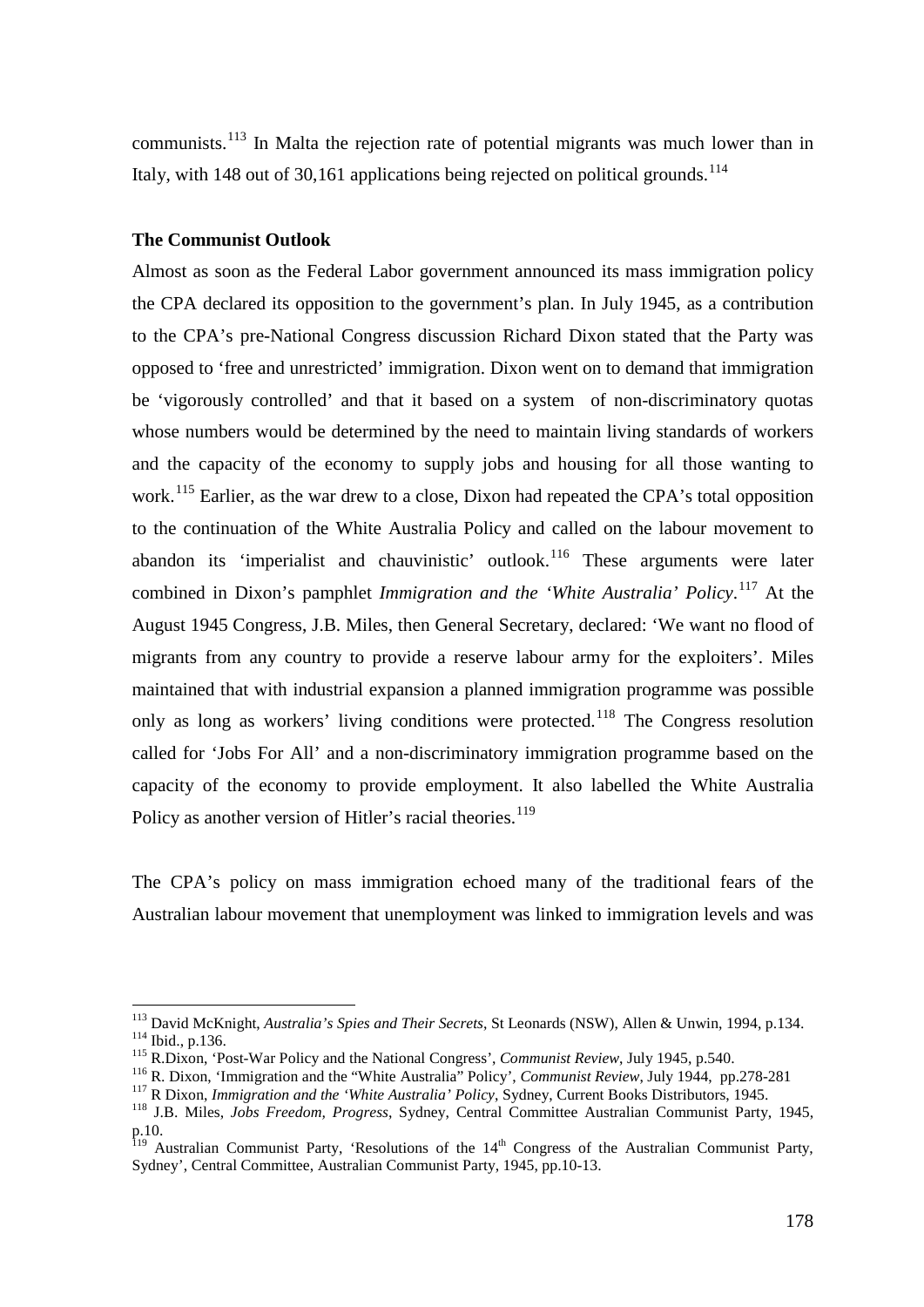communists.[113] In Malta the rejection rate of potential migrants was much lower than in Italy, with 148 out of 30,161 applications being rejected on political grounds.[114]

**The Communist Outlook**

Almost as soon as the Federal Labor government announced its mass immigration policy the CPA declared its opposition to the government's plan. In July 1945, as a contribution to the CPA's pre-National Congress discussion Richard Dixon stated that the Party was opposed to 'free and unrestricted' immigration. Dixon went on to demand that immigration be 'vigorously controlled' and that it based on a system of non-discriminatory quotas whose numbers would be determined by the need to maintain living standards of workers and the capacity of the economy to supply jobs and housing for all those wanting to work.[115] Earlier, as the war drew to a close, Dixon had repeated the CPA's total opposition to the continuation of the White Australia Policy and called on the labour movement to abandon its 'imperialist and chauvinistic' outlook.[116] These arguments were later combined in Dixon's pamphlet *Immigration and the 'White Australia' Policy*.[117] At the August 1945 Congress, J.B. Miles, then General Secretary, declared: 'We want no flood of migrants from any country to provide a reserve labour army for the exploiters'. Miles maintained that with industrial expansion a planned immigration programme was possible only as long as workers' living conditions were protected.[118] The Congress resolution called for 'Jobs For All' and a non-discriminatory immigration programme based on the capacity of the economy to provide employment. It also labelled the White Australia Policy as another version of Hitler's racial theories.[119]

The CPA's policy on mass immigration echoed many of the traditional fears of the Australian labour movement that unemployment was linked to immigration levels and was

---

[113] David McKnight, *Australia's Spies and Their Secrets*, St Leonards (NSW), Allen & Unwin, 1994, p.134.
[114] Ibid., p.136.
[115] R.Dixon, 'Post-War Policy and the National Congress', *Communist Review*, July 1945, p.540.
[116] R. Dixon, 'Immigration and the "White Australia" Policy', *Communist Review*, July 1944, pp.278-281
[117] R Dixon, *Immigration and the 'White Australia' Policy*, Sydney, Current Books Distributors, 1945.
[118] J.B. Miles, *Jobs Freedom, Progress*, Sydney, Central Committee Australian Communist Party, 1945, p.10.
[119] Australian Communist Party, 'Resolutions of the 14th Congress of the Australian Communist Party, Sydney', Central Committee, Australian Communist Party, 1945, pp.10-13.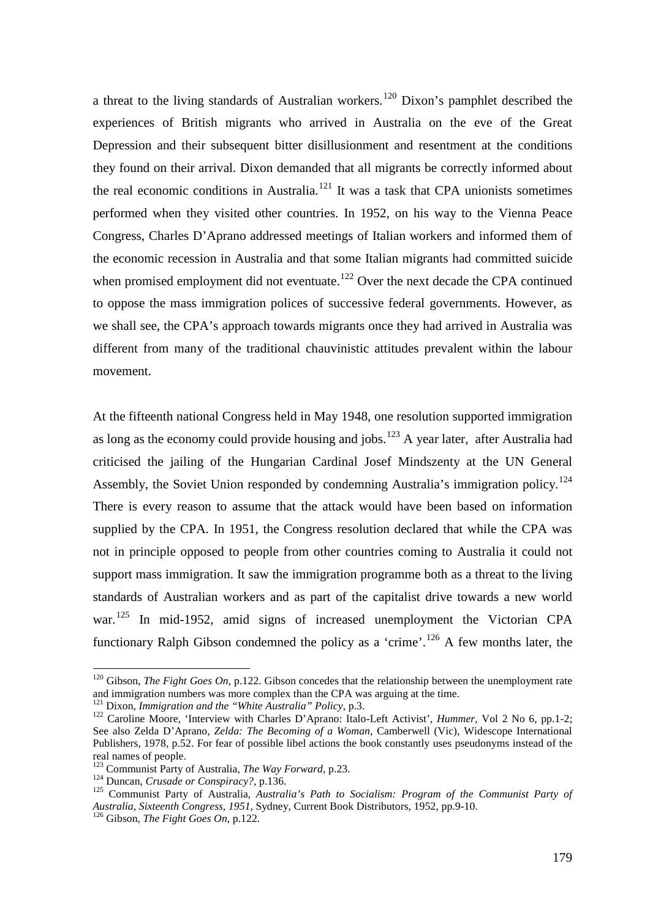a threat to the living standards of Australian workers.[120] Dixon's pamphlet described the experiences of British migrants who arrived in Australia on the eve of the Great Depression and their subsequent bitter disillusionment and resentment at the conditions they found on their arrival. Dixon demanded that all migrants be correctly informed about the real economic conditions in Australia.[121] It was a task that CPA unionists sometimes performed when they visited other countries. In 1952, on his way to the Vienna Peace Congress, Charles D'Aprano addressed meetings of Italian workers and informed them of the economic recession in Australia and that some Italian migrants had committed suicide when promised employment did not eventuate.[122] Over the next decade the CPA continued to oppose the mass immigration polices of successive federal governments. However, as we shall see, the CPA's approach towards migrants once they had arrived in Australia was different from many of the traditional chauvinistic attitudes prevalent within the labour movement.

At the fifteenth national Congress held in May 1948, one resolution supported immigration as long as the economy could provide housing and jobs.[123] A year later, after Australia had criticised the jailing of the Hungarian Cardinal Josef Mindszenty at the UN General Assembly, the Soviet Union responded by condemning Australia's immigration policy.[124] There is every reason to assume that the attack would have been based on information supplied by the CPA. In 1951, the Congress resolution declared that while the CPA was not in principle opposed to people from other countries coming to Australia it could not support mass immigration. It saw the immigration programme both as a threat to the living standards of Australian workers and as part of the capitalist drive towards a new world war.[125] In mid-1952, amid signs of increased unemployment the Victorian CPA functionary Ralph Gibson condemned the policy as a 'crime'.[126] A few months later, the

---

[120] Gibson, *The Fight Goes On*, p.122. Gibson concedes that the relationship between the unemployment rate and immigration numbers was more complex than the CPA was arguing at the time.

[121] Dixon, *Immigration and the "White Australia" Policy*, p.3.

[122] Caroline Moore, 'Interview with Charles D'Aprano: Italo-Left Activist', *Hummer*, Vol 2 No 6, pp.1-2; See also Zelda D'Aprano, *Zelda: The Becoming of a Woman*, Camberwell (Vic), Widescope International Publishers, 1978, p.52. For fear of possible libel actions the book constantly uses pseudonyms instead of the real names of people.

[123] Communist Party of Australia, *The Way Forward*, p.23.

[124] Duncan, *Crusade or Conspiracy?*, p.136.

[125] Communist Party of Australia, *Australia's Path to Socialism: Program of the Communist Party of Australia, Sixteenth Congress, 1951*, Sydney, Current Book Distributors, 1952, pp.9-10.

[126] Gibson, *The Fight Goes On*, p.122.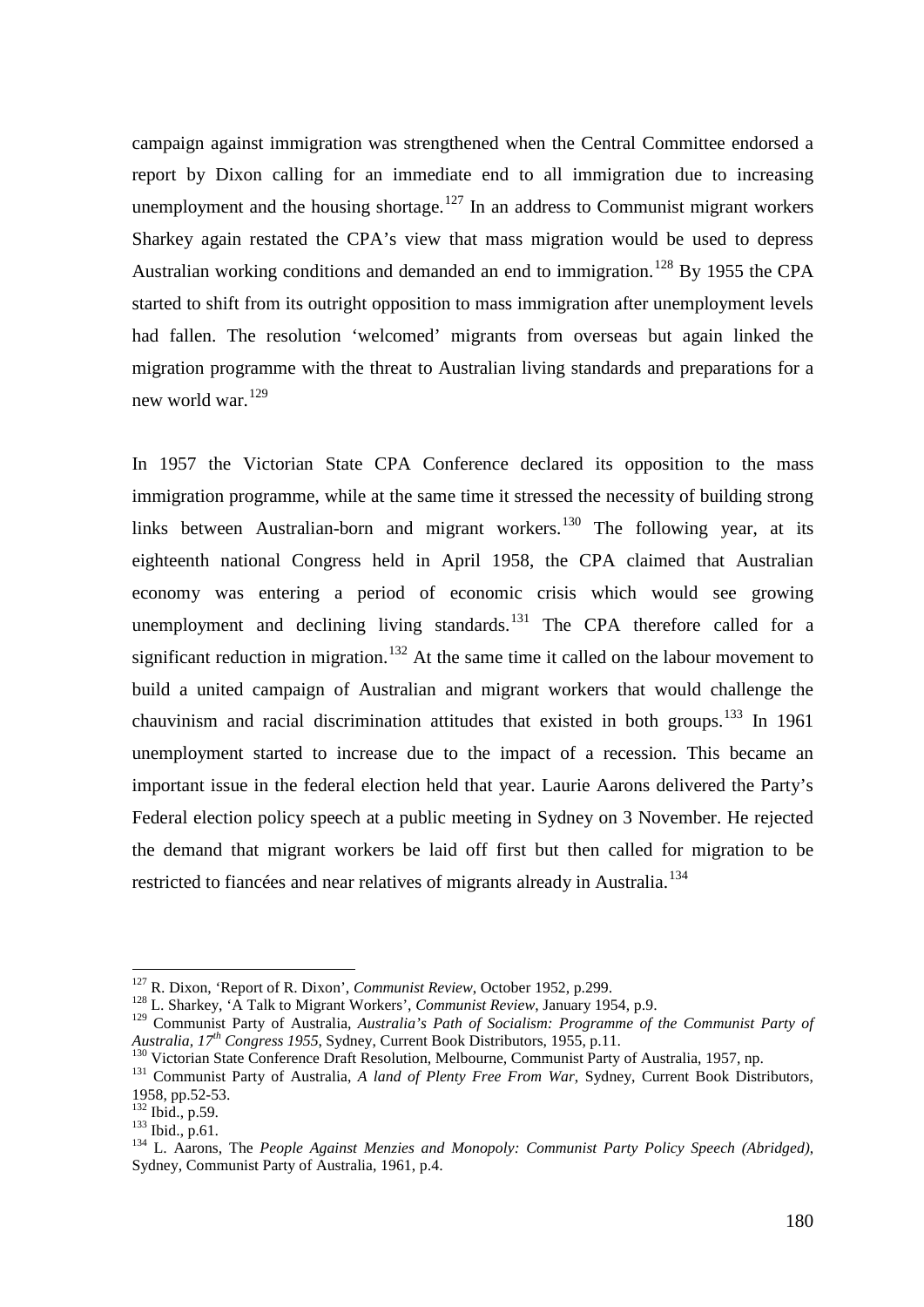campaign against immigration was strengthened when the Central Committee endorsed a report by Dixon calling for an immediate end to all immigration due to increasing unemployment and the housing shortage.[127] In an address to Communist migrant workers Sharkey again restated the CPA's view that mass migration would be used to depress Australian working conditions and demanded an end to immigration.[128] By 1955 the CPA started to shift from its outright opposition to mass immigration after unemployment levels had fallen. The resolution 'welcomed' migrants from overseas but again linked the migration programme with the threat to Australian living standards and preparations for a new world war.[129]

In 1957 the Victorian State CPA Conference declared its opposition to the mass immigration programme, while at the same time it stressed the necessity of building strong links between Australian-born and migrant workers.[130] The following year, at its eighteenth national Congress held in April 1958, the CPA claimed that Australian economy was entering a period of economic crisis which would see growing unemployment and declining living standards.[131] The CPA therefore called for a significant reduction in migration.[132] At the same time it called on the labour movement to build a united campaign of Australian and migrant workers that would challenge the chauvinism and racial discrimination attitudes that existed in both groups.[133] In 1961 unemployment started to increase due to the impact of a recession. This became an important issue in the federal election held that year. Laurie Aarons delivered the Party's Federal election policy speech at a public meeting in Sydney on 3 November. He rejected the demand that migrant workers be laid off first but then called for migration to be restricted to fiancées and near relatives of migrants already in Australia.[134]

---

[127] R. Dixon, 'Report of R. Dixon', *Communist Review*, October 1952, p.299.

[128] L. Sharkey, 'A Talk to Migrant Workers', *Communist Review*, January 1954, p.9.

[129] Communist Party of Australia, *Australia's Path of Socialism: Programme of the Communist Party of Australia, 17th Congress 1955*, Sydney, Current Book Distributors, 1955, p.11.

[130] Victorian State Conference Draft Resolution, Melbourne, Communist Party of Australia, 1957, np.

[131] Communist Party of Australia, *A land of Plenty Free From War*, Sydney, Current Book Distributors, 1958, pp.52-53.

[132] Ibid., p.59.

[133] Ibid., p.61.

[134] L. Aarons, The *People Against Menzies and Monopoly: Communist Party Policy Speech (Abridged)*, Sydney, Communist Party of Australia, 1961, p.4.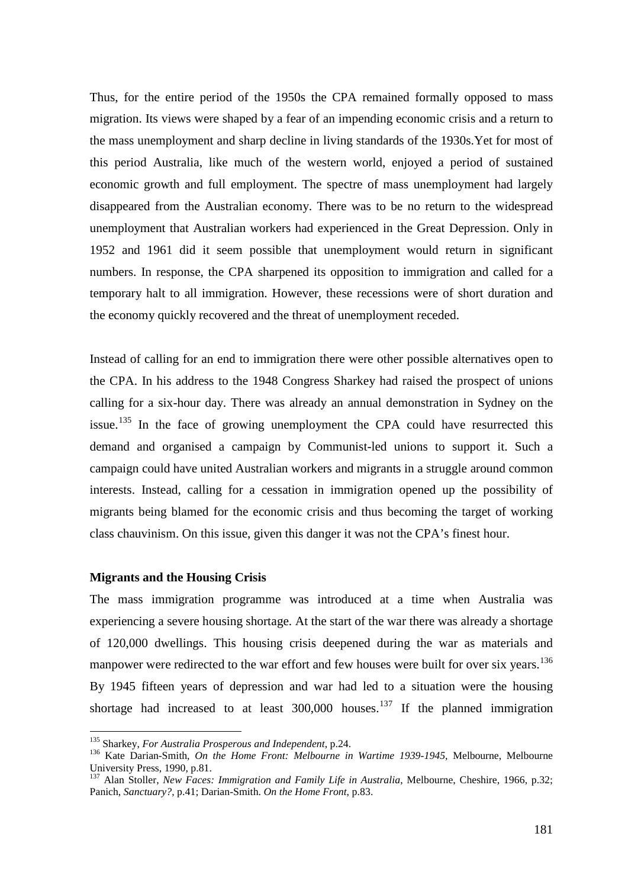Thus, for the entire period of the 1950s the CPA remained formally opposed to mass migration. Its views were shaped by a fear of an impending economic crisis and a return to the mass unemployment and sharp decline in living standards of the 1930s.Yet for most of this period Australia, like much of the western world, enjoyed a period of sustained economic growth and full employment. The spectre of mass unemployment had largely disappeared from the Australian economy. There was to be no return to the widespread unemployment that Australian workers had experienced in the Great Depression. Only in 1952 and 1961 did it seem possible that unemployment would return in significant numbers. In response, the CPA sharpened its opposition to immigration and called for a temporary halt to all immigration. However, these recessions were of short duration and the economy quickly recovered and the threat of unemployment receded.

Instead of calling for an end to immigration there were other possible alternatives open to the CPA. In his address to the 1948 Congress Sharkey had raised the prospect of unions calling for a six-hour day. There was already an annual demonstration in Sydney on the issue.[135] In the face of growing unemployment the CPA could have resurrected this demand and organised a campaign by Communist-led unions to support it. Such a campaign could have united Australian workers and migrants in a struggle around common interests. Instead, calling for a cessation in immigration opened up the possibility of migrants being blamed for the economic crisis and thus becoming the target of working class chauvinism. On this issue, given this danger it was not the CPA's finest hour.

**Migrants and the Housing Crisis**

The mass immigration programme was introduced at a time when Australia was experiencing a severe housing shortage. At the start of the war there was already a shortage of 120,000 dwellings. This housing crisis deepened during the war as materials and manpower were redirected to the war effort and few houses were built for over six years.[136] By 1945 fifteen years of depression and war had led to a situation were the housing shortage had increased to at least 300,000 houses.[137] If the planned immigration

---

[135] Sharkey, *For Australia Prosperous and Independent*, p.24.

[136] Kate Darian-Smith, *On the Home Front: Melbourne in Wartime 1939-1945*, Melbourne, Melbourne University Press, 1990, p.81.

[137] Alan Stoller, *New Faces: Immigration and Family Life in Australia*, Melbourne, Cheshire, 1966, p.32; Panich, *Sanctuary?*, p.41; Darian-Smith. *On the Home Front*, p.83.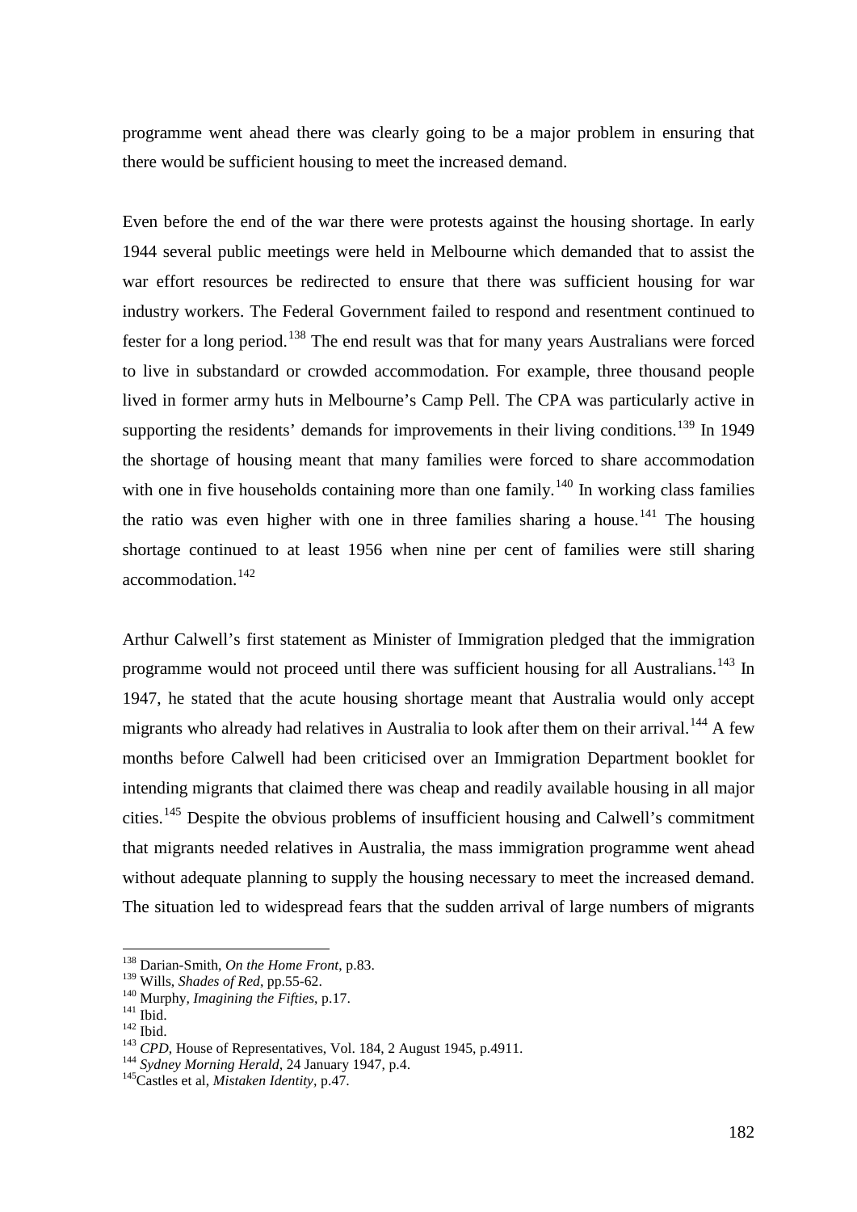programme went ahead there was clearly going to be a major problem in ensuring that there would be sufficient housing to meet the increased demand.

Even before the end of the war there were protests against the housing shortage. In early 1944 several public meetings were held in Melbourne which demanded that to assist the war effort resources be redirected to ensure that there was sufficient housing for war industry workers. The Federal Government failed to respond and resentment continued to fester for a long period.[138] The end result was that for many years Australians were forced to live in substandard or crowded accommodation. For example, three thousand people lived in former army huts in Melbourne's Camp Pell. The CPA was particularly active in supporting the residents' demands for improvements in their living conditions.[139] In 1949 the shortage of housing meant that many families were forced to share accommodation with one in five households containing more than one family.[140] In working class families the ratio was even higher with one in three families sharing a house.[141] The housing shortage continued to at least 1956 when nine per cent of families were still sharing accommodation.[142]

Arthur Calwell's first statement as Minister of Immigration pledged that the immigration programme would not proceed until there was sufficient housing for all Australians.[143] In 1947, he stated that the acute housing shortage meant that Australia would only accept migrants who already had relatives in Australia to look after them on their arrival.[144] A few months before Calwell had been criticised over an Immigration Department booklet for intending migrants that claimed there was cheap and readily available housing in all major cities.[145] Despite the obvious problems of insufficient housing and Calwell's commitment that migrants needed relatives in Australia, the mass immigration programme went ahead without adequate planning to supply the housing necessary to meet the increased demand. The situation led to widespread fears that the sudden arrival of large numbers of migrants

---

[138] Darian-Smith, *On the Home Front*, p.83.

[139] Wills, *Shades of Red*, pp.55-62.

[140] Murphy, *Imagining the Fifties*, p.17.

[141] Ibid.

[142] Ibid.

[143] *CPD*, House of Representatives, Vol. 184, 2 August 1945, p.4911.

[144] *Sydney Morning Herald*, 24 January 1947, p.4.

[145] Castles et al, *Mistaken Identity*, p.47.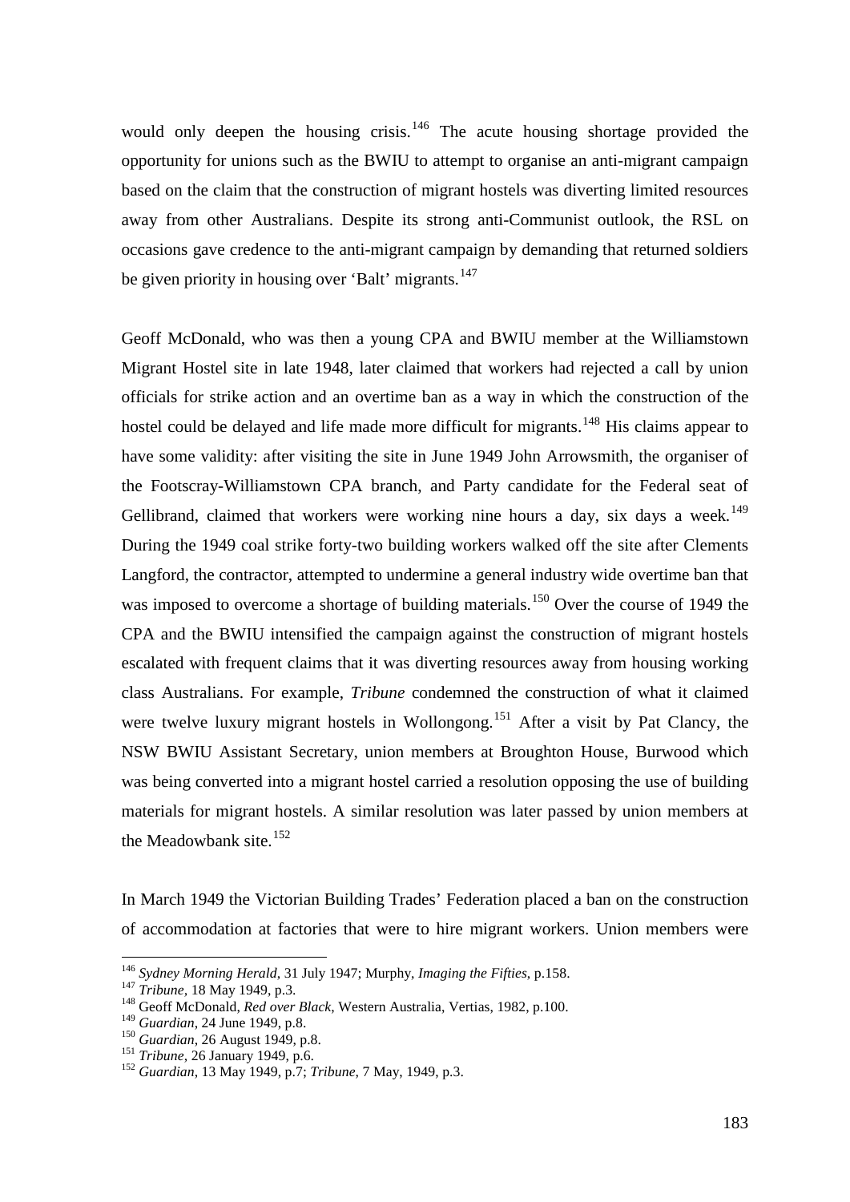would only deepen the housing crisis.[146] The acute housing shortage provided the opportunity for unions such as the BWIU to attempt to organise an anti-migrant campaign based on the claim that the construction of migrant hostels was diverting limited resources away from other Australians. Despite its strong anti-Communist outlook, the RSL on occasions gave credence to the anti-migrant campaign by demanding that returned soldiers be given priority in housing over 'Balt' migrants.[147]

Geoff McDonald, who was then a young CPA and BWIU member at the Williamstown Migrant Hostel site in late 1948, later claimed that workers had rejected a call by union officials for strike action and an overtime ban as a way in which the construction of the hostel could be delayed and life made more difficult for migrants.[148] His claims appear to have some validity: after visiting the site in June 1949 John Arrowsmith, the organiser of the Footscray-Williamstown CPA branch, and Party candidate for the Federal seat of Gellibrand, claimed that workers were working nine hours a day, six days a week.[149] During the 1949 coal strike forty-two building workers walked off the site after Clements Langford, the contractor, attempted to undermine a general industry wide overtime ban that was imposed to overcome a shortage of building materials.[150] Over the course of 1949 the CPA and the BWIU intensified the campaign against the construction of migrant hostels escalated with frequent claims that it was diverting resources away from housing working class Australians. For example, *Tribune* condemned the construction of what it claimed were twelve luxury migrant hostels in Wollongong.[151] After a visit by Pat Clancy, the NSW BWIU Assistant Secretary, union members at Broughton House, Burwood which was being converted into a migrant hostel carried a resolution opposing the use of building materials for migrant hostels. A similar resolution was later passed by union members at the Meadowbank site.[152]

In March 1949 the Victorian Building Trades' Federation placed a ban on the construction of accommodation at factories that were to hire migrant workers. Union members were

---

[146] *Sydney Morning Herald*, 31 July 1947; Murphy, *Imaging the Fifties*, p.158.
[147] *Tribune*, 18 May 1949, p.3.
[148] Geoff McDonald, *Red over Black*, Western Australia, Vertias, 1982, p.100.
[149] *Guardian*, 24 June 1949, p.8.
[150] *Guardian*, 26 August 1949, p.8.
[151] *Tribune*, 26 January 1949, p.6.
[152] *Guardian*, 13 May 1949, p.7; *Tribune*, 7 May, 1949, p.3.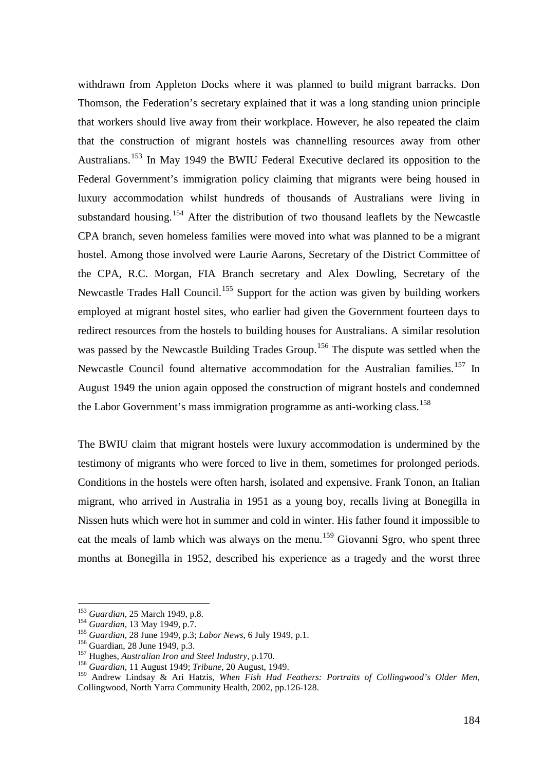withdrawn from Appleton Docks where it was planned to build migrant barracks. Don Thomson, the Federation's secretary explained that it was a long standing union principle that workers should live away from their workplace. However, he also repeated the claim that the construction of migrant hostels was channelling resources away from other Australians.[153] In May 1949 the BWIU Federal Executive declared its opposition to the Federal Government's immigration policy claiming that migrants were being housed in luxury accommodation whilst hundreds of thousands of Australians were living in substandard housing.[154] After the distribution of two thousand leaflets by the Newcastle CPA branch, seven homeless families were moved into what was planned to be a migrant hostel. Among those involved were Laurie Aarons, Secretary of the District Committee of the CPA, R.C. Morgan, FIA Branch secretary and Alex Dowling, Secretary of the Newcastle Trades Hall Council.[155] Support for the action was given by building workers employed at migrant hostel sites, who earlier had given the Government fourteen days to redirect resources from the hostels to building houses for Australians. A similar resolution was passed by the Newcastle Building Trades Group.[156] The dispute was settled when the Newcastle Council found alternative accommodation for the Australian families.[157] In August 1949 the union again opposed the construction of migrant hostels and condemned the Labor Government's mass immigration programme as anti-working class.[158]

The BWIU claim that migrant hostels were luxury accommodation is undermined by the testimony of migrants who were forced to live in them, sometimes for prolonged periods. Conditions in the hostels were often harsh, isolated and expensive. Frank Tonon, an Italian migrant, who arrived in Australia in 1951 as a young boy, recalls living at Bonegilla in Nissen huts which were hot in summer and cold in winter. His father found it impossible to eat the meals of lamb which was always on the menu.[159] Giovanni Sgro, who spent three months at Bonegilla in 1952, described his experience as a tragedy and the worst three

---

[153] *Guardian*, 25 March 1949, p.8.

[154] *Guardian*, 13 May 1949, p.7.

[155] *Guardian*, 28 June 1949, p.3; *Labor News*, 6 July 1949, p.1.

[156] Guardian, 28 June 1949, p.3.

[157] Hughes, *Australian Iron and Steel Industry*, p.170.

[158] *Guardian*, 11 August 1949; *Tribune*, 20 August, 1949.

[159] Andrew Lindsay & Ari Hatzis, *When Fish Had Feathers: Portraits of Collingwood's Older Men*, Collingwood, North Yarra Community Health, 2002, pp.126-128.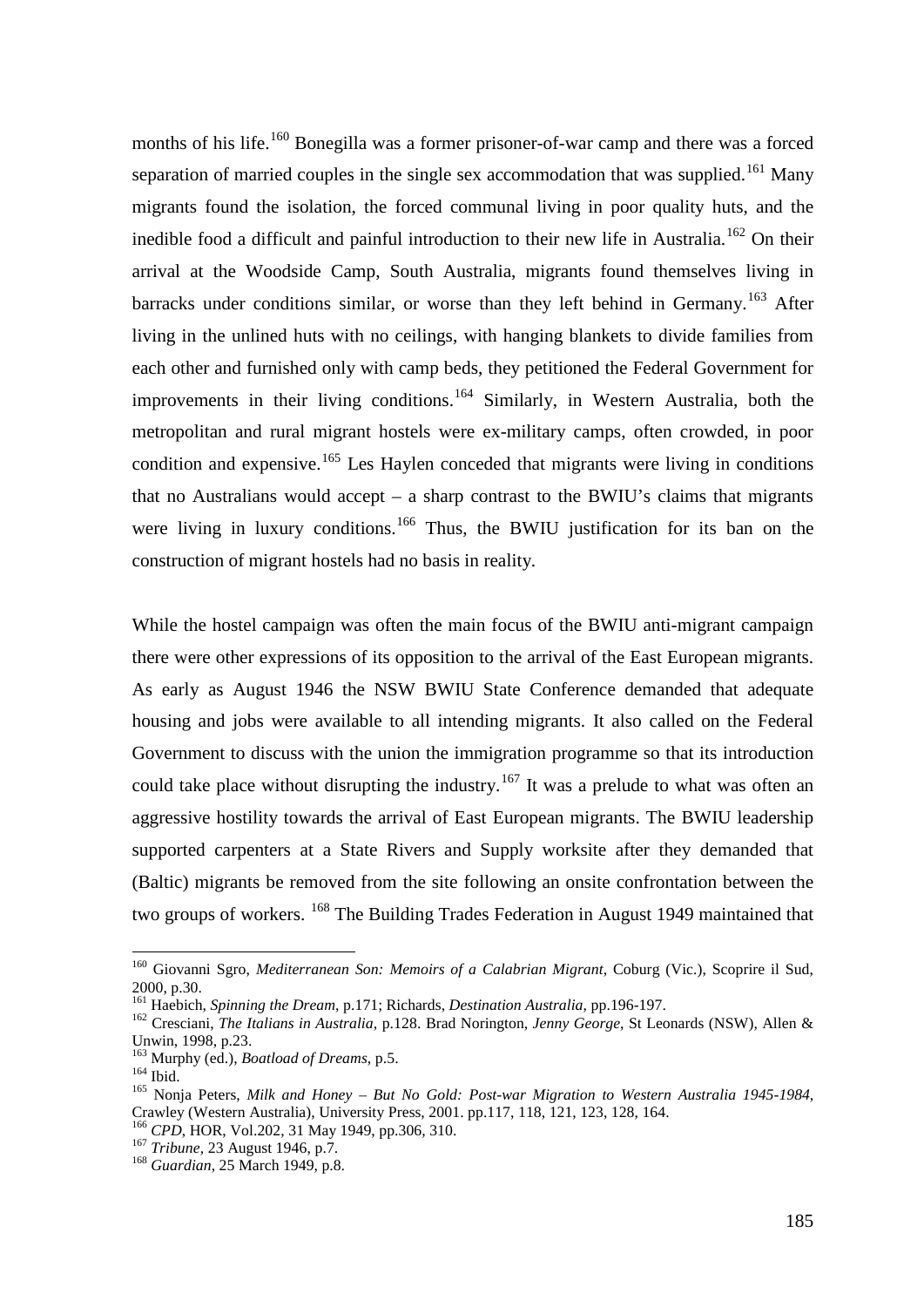months of his life.[160] Bonegilla was a former prisoner-of-war camp and there was a forced separation of married couples in the single sex accommodation that was supplied.[161] Many migrants found the isolation, the forced communal living in poor quality huts, and the inedible food a difficult and painful introduction to their new life in Australia.[162] On their arrival at the Woodside Camp, South Australia, migrants found themselves living in barracks under conditions similar, or worse than they left behind in Germany.[163] After living in the unlined huts with no ceilings, with hanging blankets to divide families from each other and furnished only with camp beds, they petitioned the Federal Government for improvements in their living conditions.[164] Similarly, in Western Australia, both the metropolitan and rural migrant hostels were ex-military camps, often crowded, in poor condition and expensive.[165] Les Haylen conceded that migrants were living in conditions that no Australians would accept – a sharp contrast to the BWIU's claims that migrants were living in luxury conditions.[166] Thus, the BWIU justification for its ban on the construction of migrant hostels had no basis in reality.

While the hostel campaign was often the main focus of the BWIU anti-migrant campaign there were other expressions of its opposition to the arrival of the East European migrants. As early as August 1946 the NSW BWIU State Conference demanded that adequate housing and jobs were available to all intending migrants. It also called on the Federal Government to discuss with the union the immigration programme so that its introduction could take place without disrupting the industry.[167] It was a prelude to what was often an aggressive hostility towards the arrival of East European migrants. The BWIU leadership supported carpenters at a State Rivers and Supply worksite after they demanded that (Baltic) migrants be removed from the site following an onsite confrontation between the two groups of workers. [168] The Building Trades Federation in August 1949 maintained that

---

[160] Giovanni Sgro, *Mediterranean Son: Memoirs of a Calabrian Migrant*, Coburg (Vic.), Scoprire il Sud, 2000, p.30.

[161] Haebich, *Spinning the Dream*, p.171; Richards, *Destination Australia*, pp.196-197.

[162] Cresciani, *The Italians in Australia*, p.128. Brad Norington, *Jenny George*, St Leonards (NSW), Allen & Unwin, 1998, p.23.

[163] Murphy (ed.), *Boatload of Dreams*, p.5.

[164] Ibid.

[165] Nonja Peters, *Milk and Honey – But No Gold: Post-war Migration to Western Australia 1945-1984*, Crawley (Western Australia), University Press, 2001. pp.117, 118, 121, 123, 128, 164.

[166] *CPD*, HOR, Vol.202, 31 May 1949, pp.306, 310.

[167] *Tribune*, 23 August 1946, p.7.

[168] *Guardian*, 25 March 1949, p.8.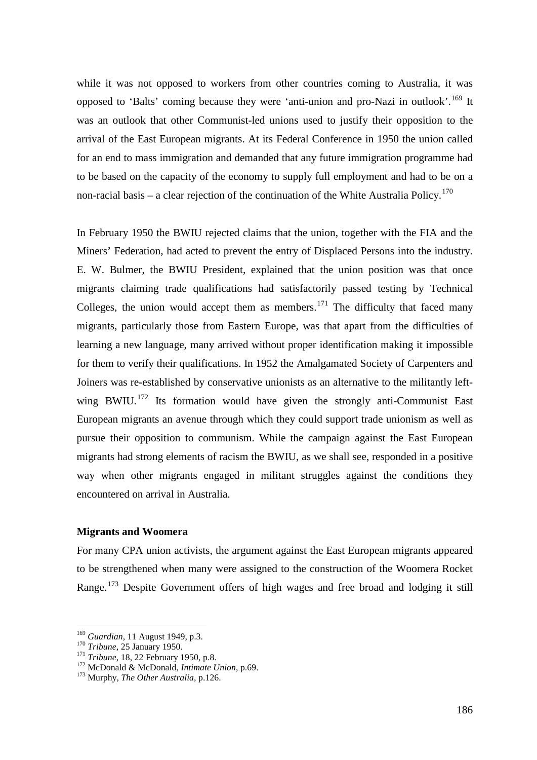while it was not opposed to workers from other countries coming to Australia, it was opposed to 'Balts' coming because they were 'anti-union and pro-Nazi in outlook'.[169] It was an outlook that other Communist-led unions used to justify their opposition to the arrival of the East European migrants. At its Federal Conference in 1950 the union called for an end to mass immigration and demanded that any future immigration programme had to be based on the capacity of the economy to supply full employment and had to be on a non-racial basis – a clear rejection of the continuation of the White Australia Policy.[170]

In February 1950 the BWIU rejected claims that the union, together with the FIA and the Miners' Federation, had acted to prevent the entry of Displaced Persons into the industry. E. W. Bulmer, the BWIU President, explained that the union position was that once migrants claiming trade qualifications had satisfactorily passed testing by Technical Colleges, the union would accept them as members.[171] The difficulty that faced many migrants, particularly those from Eastern Europe, was that apart from the difficulties of learning a new language, many arrived without proper identification making it impossible for them to verify their qualifications. In 1952 the Amalgamated Society of Carpenters and Joiners was re-established by conservative unionists as an alternative to the militantly left-wing BWIU.[172] Its formation would have given the strongly anti-Communist East European migrants an avenue through which they could support trade unionism as well as pursue their opposition to communism. While the campaign against the East European migrants had strong elements of racism the BWIU, as we shall see, responded in a positive way when other migrants engaged in militant struggles against the conditions they encountered on arrival in Australia.

### Migrants and Woomera

For many CPA union activists, the argument against the East European migrants appeared to be strengthened when many were assigned to the construction of the Woomera Rocket Range.[173] Despite Government offers of high wages and free broad and lodging it still

---

[169] *Guardian*, 11 August 1949, p.3.
[170] *Tribune*, 25 January 1950.
[171] *Tribune*, 18, 22 February 1950, p.8.
[172] McDonald & McDonald, *Intimate Union*, p.69.
[173] Murphy, *The Other Australia*, p.126.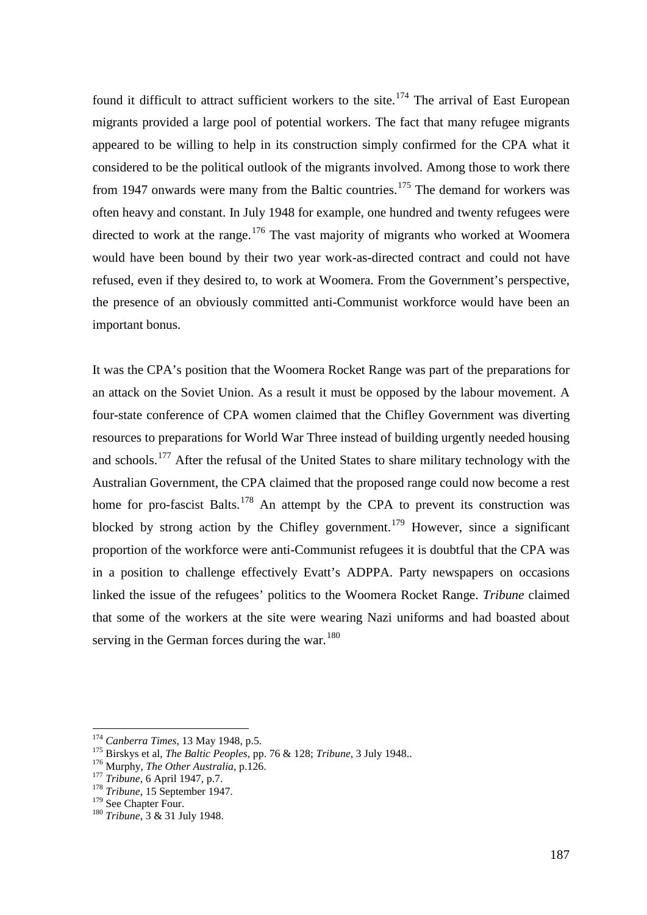found it difficult to attract sufficient workers to the site.[174] The arrival of East European migrants provided a large pool of potential workers. The fact that many refugee migrants appeared to be willing to help in its construction simply confirmed for the CPA what it considered to be the political outlook of the migrants involved. Among those to work there from 1947 onwards were many from the Baltic countries.[175] The demand for workers was often heavy and constant. In July 1948 for example, one hundred and twenty refugees were directed to work at the range.[176] The vast majority of migrants who worked at Woomera would have been bound by their two year work-as-directed contract and could not have refused, even if they desired to, to work at Woomera. From the Government's perspective, the presence of an obviously committed anti-Communist workforce would have been an important bonus.

It was the CPA's position that the Woomera Rocket Range was part of the preparations for an attack on the Soviet Union. As a result it must be opposed by the labour movement. A four-state conference of CPA women claimed that the Chifley Government was diverting resources to preparations for World War Three instead of building urgently needed housing and schools.[177] After the refusal of the United States to share military technology with the Australian Government, the CPA claimed that the proposed range could now become a rest home for pro-fascist Balts.[178] An attempt by the CPA to prevent its construction was blocked by strong action by the Chifley government.[179] However, since a significant proportion of the workforce were anti-Communist refugees it is doubtful that the CPA was in a position to challenge effectively Evatt's ADPPA. Party newspapers on occasions linked the issue of the refugees' politics to the Woomera Rocket Range. *Tribune* claimed that some of the workers at the site were wearing Nazi uniforms and had boasted about serving in the German forces during the war.[180]

---

[174] *Canberra Times*, 13 May 1948, p.5.
[175] Birskys et al, *The Baltic Peoples*, pp. 76 & 128; *Tribune*, 3 July 1948..
[176] Murphy, *The Other Australia*, p.126.
[177] *Tribune*, 6 April 1947, p.7.
[178] *Tribune*, 15 September 1947.
[179] See Chapter Four.
[180] *Tribune*, 3 & 31 July 1948.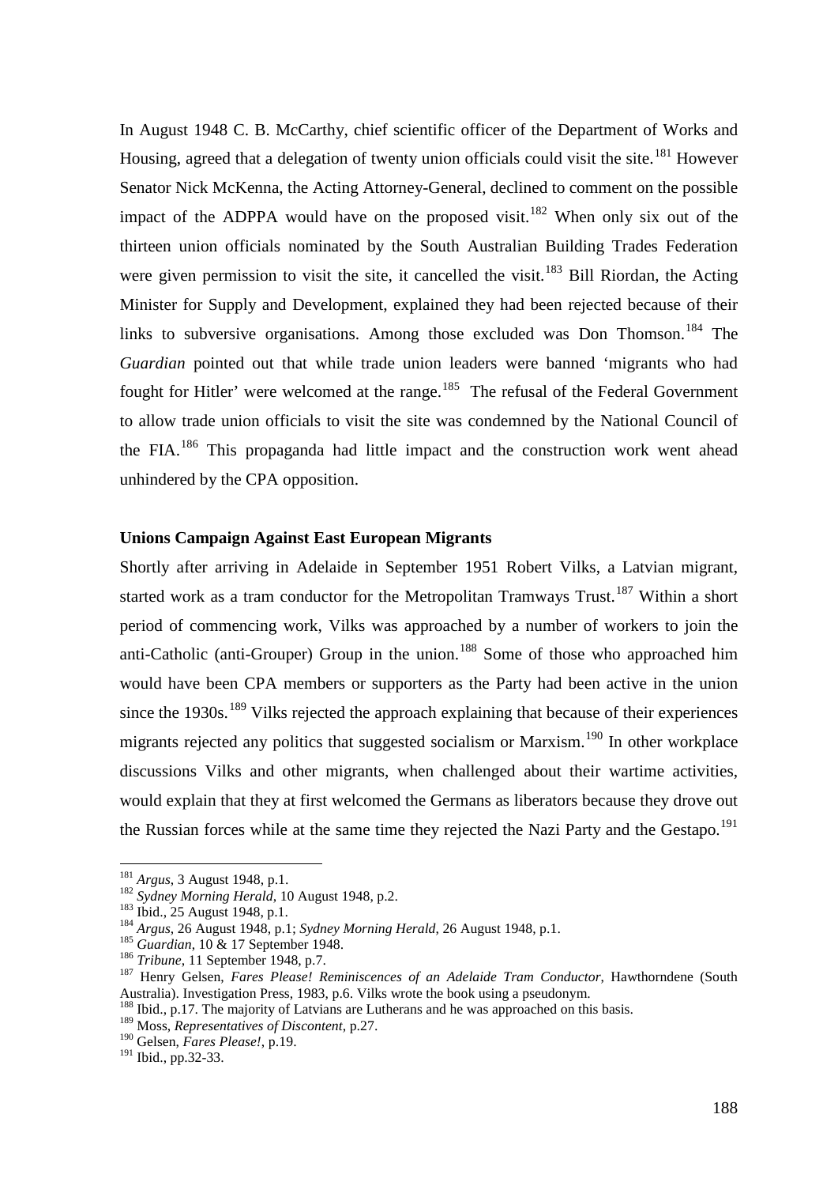In August 1948 C. B. McCarthy, chief scientific officer of the Department of Works and Housing, agreed that a delegation of twenty union officials could visit the site.[181] However Senator Nick McKenna, the Acting Attorney-General, declined to comment on the possible impact of the ADPPA would have on the proposed visit.[182] When only six out of the thirteen union officials nominated by the South Australian Building Trades Federation were given permission to visit the site, it cancelled the visit.[183] Bill Riordan, the Acting Minister for Supply and Development, explained they had been rejected because of their links to subversive organisations. Among those excluded was Don Thomson.[184] The *Guardian* pointed out that while trade union leaders were banned 'migrants who had fought for Hitler' were welcomed at the range.[185] The refusal of the Federal Government to allow trade union officials to visit the site was condemned by the National Council of the FIA.[186] This propaganda had little impact and the construction work went ahead unhindered by the CPA opposition.

### Unions Campaign Against East European Migrants

Shortly after arriving in Adelaide in September 1951 Robert Vilks, a Latvian migrant, started work as a tram conductor for the Metropolitan Tramways Trust.[187] Within a short period of commencing work, Vilks was approached by a number of workers to join the anti-Catholic (anti-Grouper) Group in the union.[188] Some of those who approached him would have been CPA members or supporters as the Party had been active in the union since the 1930s.[189] Vilks rejected the approach explaining that because of their experiences migrants rejected any politics that suggested socialism or Marxism.[190] In other workplace discussions Vilks and other migrants, when challenged about their wartime activities, would explain that they at first welcomed the Germans as liberators because they drove out the Russian forces while at the same time they rejected the Nazi Party and the Gestapo.[191]

---

[181] *Argus*, 3 August 1948, p.1.

[182] *Sydney Morning Herald*, 10 August 1948, p.2.

[183] Ibid., 25 August 1948, p.1.

[184] *Argus*, 26 August 1948, p.1; *Sydney Morning Herald*, 26 August 1948, p.1.

[185] *Guardian*, 10 & 17 September 1948.

[186] *Tribune*, 11 September 1948, p.7.

[187] Henry Gelsen, *Fares Please! Reminiscences of an Adelaide Tram Conductor*, Hawthorndene (South Australia). Investigation Press, 1983, p.6. Vilks wrote the book using a pseudonym.

[188] Ibid., p.17. The majority of Latvians are Lutherans and he was approached on this basis.

[189] Moss, *Representatives of Discontent*, p.27.

[190] Gelsen, *Fares Please!*, p.19.

[191] Ibid., pp.32-33.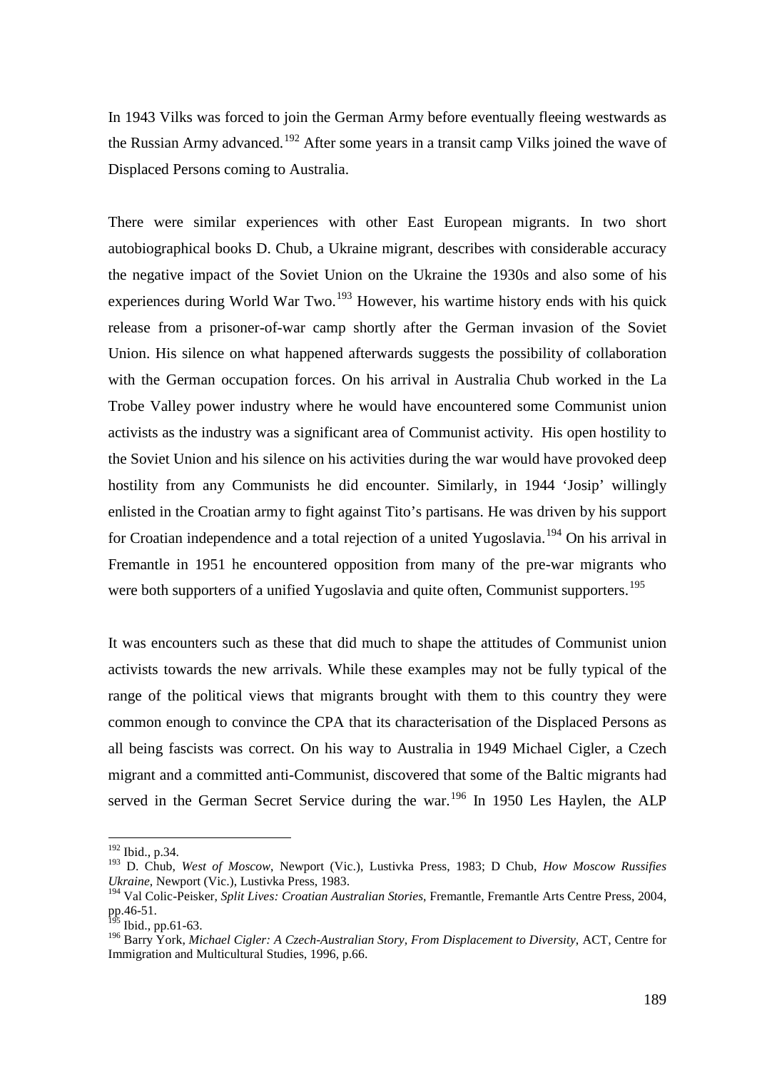In 1943 Vilks was forced to join the German Army before eventually fleeing westwards as the Russian Army advanced.[192] After some years in a transit camp Vilks joined the wave of Displaced Persons coming to Australia.

There were similar experiences with other East European migrants. In two short autobiographical books D. Chub, a Ukraine migrant, describes with considerable accuracy the negative impact of the Soviet Union on the Ukraine the 1930s and also some of his experiences during World War Two.[193] However, his wartime history ends with his quick release from a prisoner-of-war camp shortly after the German invasion of the Soviet Union. His silence on what happened afterwards suggests the possibility of collaboration with the German occupation forces. On his arrival in Australia Chub worked in the La Trobe Valley power industry where he would have encountered some Communist union activists as the industry was a significant area of Communist activity. His open hostility to the Soviet Union and his silence on his activities during the war would have provoked deep hostility from any Communists he did encounter. Similarly, in 1944 'Josip' willingly enlisted in the Croatian army to fight against Tito's partisans. He was driven by his support for Croatian independence and a total rejection of a united Yugoslavia.[194] On his arrival in Fremantle in 1951 he encountered opposition from many of the pre-war migrants who were both supporters of a unified Yugoslavia and quite often, Communist supporters.[195]

It was encounters such as these that did much to shape the attitudes of Communist union activists towards the new arrivals. While these examples may not be fully typical of the range of the political views that migrants brought with them to this country they were common enough to convince the CPA that its characterisation of the Displaced Persons as all being fascists was correct. On his way to Australia in 1949 Michael Cigler, a Czech migrant and a committed anti-Communist, discovered that some of the Baltic migrants had served in the German Secret Service during the war.[196] In 1950 Les Haylen, the ALP

---

[192] Ibid., p.34.

[193] D. Chub, *West of Moscow*, Newport (Vic.), Lustivka Press, 1983; D Chub, *How Moscow Russifies Ukraine*, Newport (Vic.), Lustivka Press, 1983.

[194] Val Colic-Peisker, *Split Lives: Croatian Australian Stories*, Fremantle, Fremantle Arts Centre Press, 2004, pp.46-51.

[195] Ibid., pp.61-63.

[196] Barry York, *Michael Cigler: A Czech-Australian Story, From Displacement to Diversity*, ACT, Centre for Immigration and Multicultural Studies, 1996, p.66.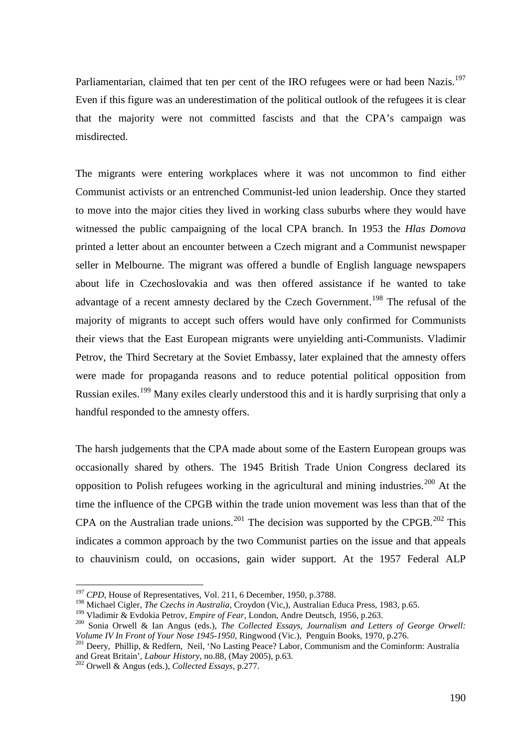Parliamentarian, claimed that ten per cent of the IRO refugees were or had been Nazis.[197] Even if this figure was an underestimation of the political outlook of the refugees it is clear that the majority were not committed fascists and that the CPA's campaign was misdirected.

The migrants were entering workplaces where it was not uncommon to find either Communist activists or an entrenched Communist-led union leadership. Once they started to move into the major cities they lived in working class suburbs where they would have witnessed the public campaigning of the local CPA branch. In 1953 the *Hlas Domova* printed a letter about an encounter between a Czech migrant and a Communist newspaper seller in Melbourne. The migrant was offered a bundle of English language newspapers about life in Czechoslovakia and was then offered assistance if he wanted to take advantage of a recent amnesty declared by the Czech Government.[198] The refusal of the majority of migrants to accept such offers would have only confirmed for Communists their views that the East European migrants were unyielding anti-Communists. Vladimir Petrov, the Third Secretary at the Soviet Embassy, later explained that the amnesty offers were made for propaganda reasons and to reduce potential political opposition from Russian exiles.[199] Many exiles clearly understood this and it is hardly surprising that only a handful responded to the amnesty offers.

The harsh judgements that the CPA made about some of the Eastern European groups was occasionally shared by others. The 1945 British Trade Union Congress declared its opposition to Polish refugees working in the agricultural and mining industries.[200] At the time the influence of the CPGB within the trade union movement was less than that of the CPA on the Australian trade unions.[201] The decision was supported by the CPGB.[202] This indicates a common approach by the two Communist parties on the issue and that appeals to chauvinism could, on occasions, gain wider support. At the 1957 Federal ALP

---

[197] *CPD*, House of Representatives, Vol. 211, 6 December, 1950, p.3788.

[198] Michael Cigler, *The Czechs in Australia*, Croydon (Vic,), Australian Educa Press, 1983, p.65.

[199] Vladimir & Evdokia Petrov, *Empire of Fear*, London, Andre Deutsch, 1956, p.263.

[200] Sonia Orwell & Ian Angus (eds.), *The Collected Essays, Journalism and Letters of George Orwell: Volume IV In Front of Your Nose 1945-1950*, Ringwood (Vic.), Penguin Books, 1970, p.276.

[201] Deery, Phillip, & Redfern, Neil, 'No Lasting Peace? Labor, Communism and the Cominform: Australia and Great Britain', *Labour History*, no.88, (May 2005), p.63.

[202] Orwell & Angus (eds.), *Collected Essays*, p.277.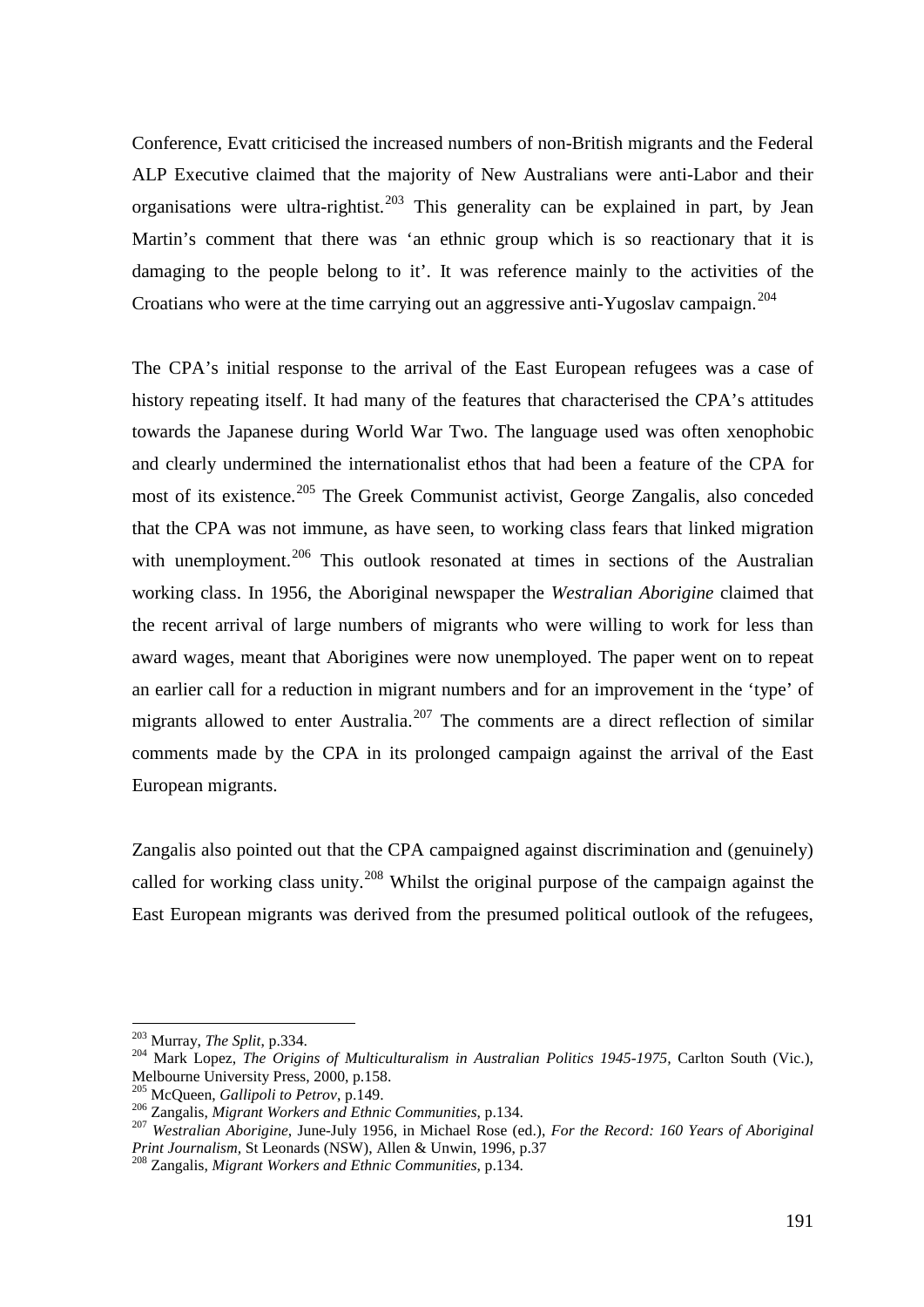Conference, Evatt criticised the increased numbers of non-British migrants and the Federal ALP Executive claimed that the majority of New Australians were anti-Labor and their organisations were ultra-rightist.[203] This generality can be explained in part, by Jean Martin's comment that there was 'an ethnic group which is so reactionary that it is damaging to the people belong to it'. It was reference mainly to the activities of the Croatians who were at the time carrying out an aggressive anti-Yugoslav campaign.[204]

The CPA's initial response to the arrival of the East European refugees was a case of history repeating itself. It had many of the features that characterised the CPA's attitudes towards the Japanese during World War Two. The language used was often xenophobic and clearly undermined the internationalist ethos that had been a feature of the CPA for most of its existence.[205] The Greek Communist activist, George Zangalis, also conceded that the CPA was not immune, as have seen, to working class fears that linked migration with unemployment.[206] This outlook resonated at times in sections of the Australian working class. In 1956, the Aboriginal newspaper the *Westralian Aborigine* claimed that the recent arrival of large numbers of migrants who were willing to work for less than award wages, meant that Aborigines were now unemployed. The paper went on to repeat an earlier call for a reduction in migrant numbers and for an improvement in the 'type' of migrants allowed to enter Australia.[207] The comments are a direct reflection of similar comments made by the CPA in its prolonged campaign against the arrival of the East European migrants.

Zangalis also pointed out that the CPA campaigned against discrimination and (genuinely) called for working class unity.[208] Whilst the original purpose of the campaign against the East European migrants was derived from the presumed political outlook of the refugees,

---

[203] Murray, *The Split*, p.334.

[204] Mark Lopez, *The Origins of Multiculturalism in Australian Politics 1945-1975*, Carlton South (Vic.), Melbourne University Press, 2000, p.158.

[205] McQueen, *Gallipoli to Petrov*, p.149.

[206] Zangalis, *Migrant Workers and Ethnic Communities*, p.134.

[207] *Westralian Aborigine*, June-July 1956, in Michael Rose (ed.), *For the Record: 160 Years of Aboriginal Print Journalism*, St Leonards (NSW), Allen & Unwin, 1996, p.37

[208] Zangalis, *Migrant Workers and Ethnic Communities*, p.134.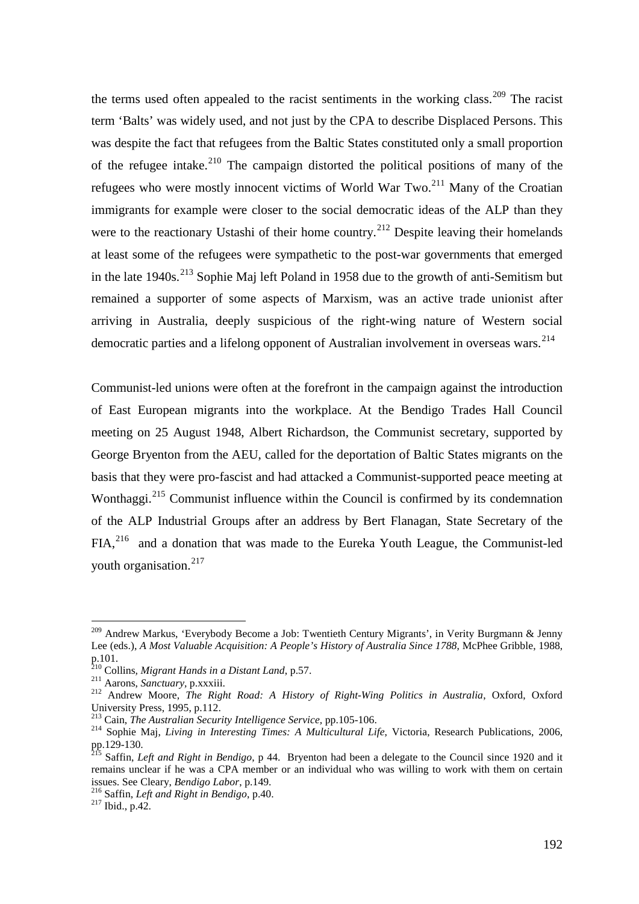the terms used often appealed to the racist sentiments in the working class.[209] The racist term 'Balts' was widely used, and not just by the CPA to describe Displaced Persons. This was despite the fact that refugees from the Baltic States constituted only a small proportion of the refugee intake.[210] The campaign distorted the political positions of many of the refugees who were mostly innocent victims of World War Two.[211] Many of the Croatian immigrants for example were closer to the social democratic ideas of the ALP than they were to the reactionary Ustashi of their home country.[212] Despite leaving their homelands at least some of the refugees were sympathetic to the post-war governments that emerged in the late 1940s.[213] Sophie Maj left Poland in 1958 due to the growth of anti-Semitism but remained a supporter of some aspects of Marxism, was an active trade unionist after arriving in Australia, deeply suspicious of the right-wing nature of Western social democratic parties and a lifelong opponent of Australian involvement in overseas wars.[214]

Communist-led unions were often at the forefront in the campaign against the introduction of East European migrants into the workplace. At the Bendigo Trades Hall Council meeting on 25 August 1948, Albert Richardson, the Communist secretary, supported by George Bryenton from the AEU, called for the deportation of Baltic States migrants on the basis that they were pro-fascist and had attacked a Communist-supported peace meeting at Wonthaggi.[215] Communist influence within the Council is confirmed by its condemnation of the ALP Industrial Groups after an address by Bert Flanagan, State Secretary of the FIA,[216] and a donation that was made to the Eureka Youth League, the Communist-led youth organisation.[217]

---

[209] Andrew Markus, 'Everybody Become a Job: Twentieth Century Migrants', in Verity Burgmann & Jenny Lee (eds.), *A Most Valuable Acquisition: A People's History of Australia Since 1788*, McPhee Gribble, 1988, p.101.

[210] Collins, *Migrant Hands in a Distant Land*, p.57.

[211] Aarons, *Sanctuary*, p.xxxiii.

[212] Andrew Moore, *The Right Road: A History of Right-Wing Politics in Australia*, Oxford, Oxford University Press, 1995, p.112.

[213] Cain, *The Australian Security Intelligence Service*, pp.105-106.

[214] Sophie Maj, *Living in Interesting Times: A Multicultural Life*, Victoria, Research Publications, 2006, pp.129-130.

[215] Saffin, *Left and Right in Bendigo*, p 44. Bryenton had been a delegate to the Council since 1920 and it remains unclear if he was a CPA member or an individual who was willing to work with them on certain issues. See Cleary, *Bendigo Labor*, p.149.

[216] Saffin, *Left and Right in Bendigo*, p.40.

[217] Ibid., p.42.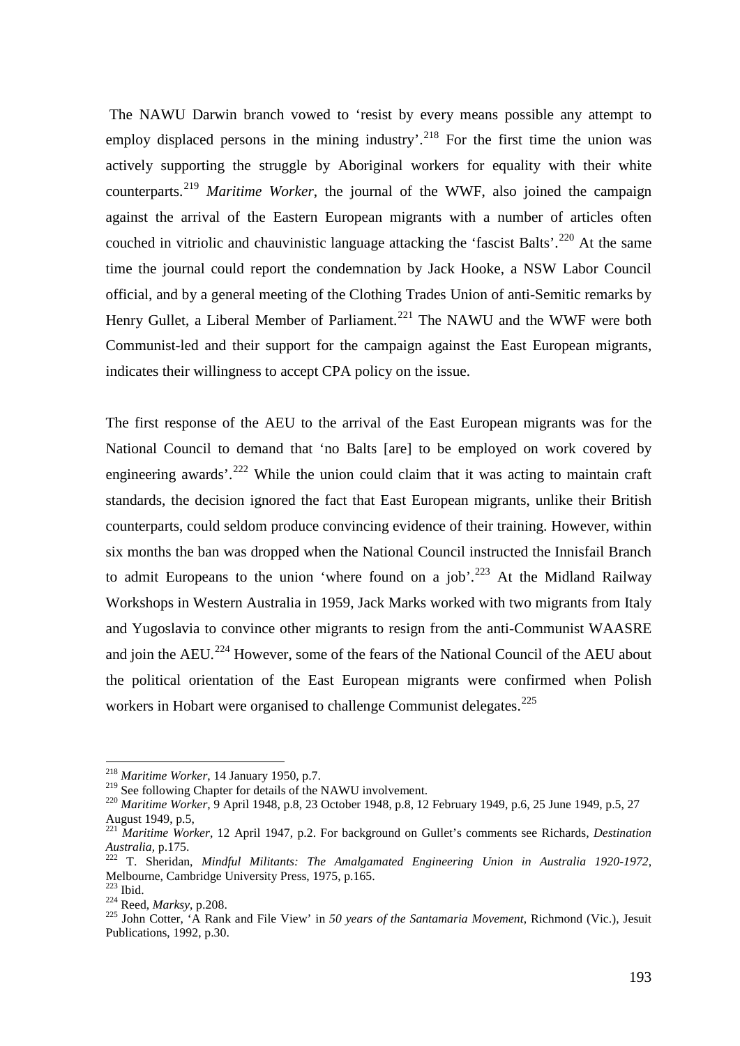The NAWU Darwin branch vowed to 'resist by every means possible any attempt to employ displaced persons in the mining industry'.[218] For the first time the union was actively supporting the struggle by Aboriginal workers for equality with their white counterparts.[219] *Maritime Worker*, the journal of the WWF, also joined the campaign against the arrival of the Eastern European migrants with a number of articles often couched in vitriolic and chauvinistic language attacking the 'fascist Balts'.[220] At the same time the journal could report the condemnation by Jack Hooke, a NSW Labor Council official, and by a general meeting of the Clothing Trades Union of anti-Semitic remarks by Henry Gullet, a Liberal Member of Parliament.[221] The NAWU and the WWF were both Communist-led and their support for the campaign against the East European migrants, indicates their willingness to accept CPA policy on the issue.

The first response of the AEU to the arrival of the East European migrants was for the National Council to demand that 'no Balts [are] to be employed on work covered by engineering awards'.[222] While the union could claim that it was acting to maintain craft standards, the decision ignored the fact that East European migrants, unlike their British counterparts, could seldom produce convincing evidence of their training. However, within six months the ban was dropped when the National Council instructed the Innisfail Branch to admit Europeans to the union 'where found on a job'.[223] At the Midland Railway Workshops in Western Australia in 1959, Jack Marks worked with two migrants from Italy and Yugoslavia to convince other migrants to resign from the anti-Communist WAASRE and join the AEU.[224] However, some of the fears of the National Council of the AEU about the political orientation of the East European migrants were confirmed when Polish workers in Hobart were organised to challenge Communist delegates.[225]

---

[218] *Maritime Worker*, 14 January 1950, p.7.

[219] See following Chapter for details of the NAWU involvement.

[220] *Maritime Worker*, 9 April 1948, p.8, 23 October 1948, p.8, 12 February 1949, p.6, 25 June 1949, p.5, 27 August 1949, p.5,

[221] *Maritime Worker*, 12 April 1947, p.2. For background on Gullet's comments see Richards, *Destination Australia*, p.175.

[222] T. Sheridan, *Mindful Militants: The Amalgamated Engineering Union in Australia 1920-1972*, Melbourne, Cambridge University Press, 1975, p.165.

[223] Ibid.

[224] Reed, *Marksy*, p.208.

[225] John Cotter, 'A Rank and File View' in *50 years of the Santamaria Movement*, Richmond (Vic.), Jesuit Publications, 1992, p.30.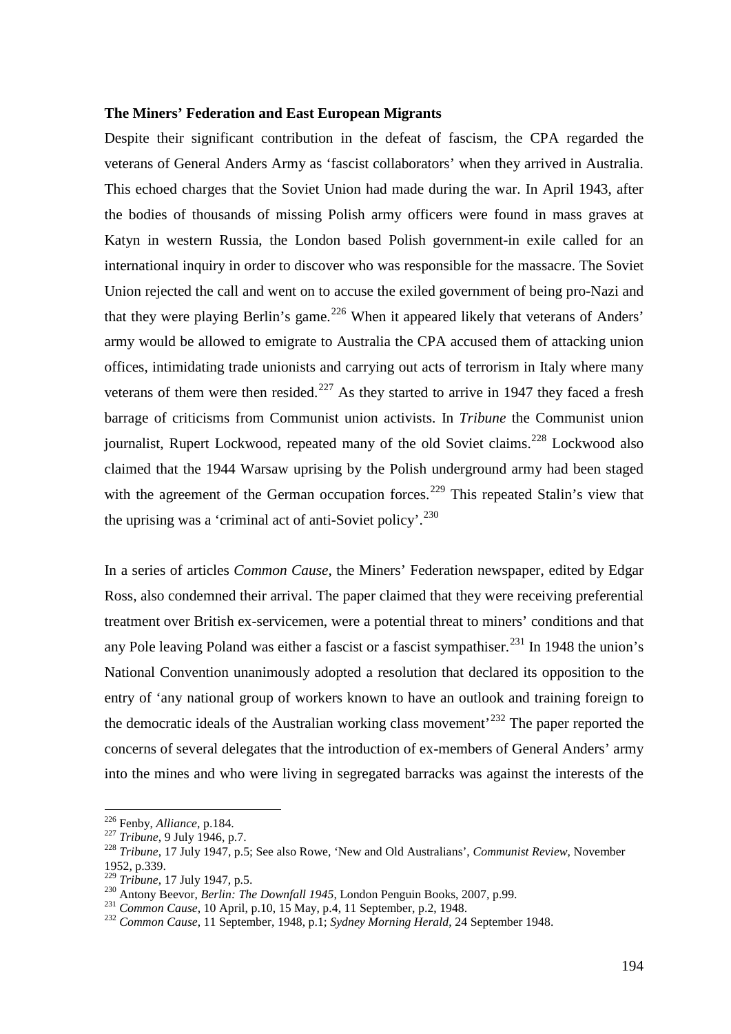**The Miners' Federation and East European Migrants**

Despite their significant contribution in the defeat of fascism, the CPA regarded the veterans of General Anders Army as 'fascist collaborators' when they arrived in Australia. This echoed charges that the Soviet Union had made during the war. In April 1943, after the bodies of thousands of missing Polish army officers were found in mass graves at Katyn in western Russia, the London based Polish government-in exile called for an international inquiry in order to discover who was responsible for the massacre. The Soviet Union rejected the call and went on to accuse the exiled government of being pro-Nazi and that they were playing Berlin's game.[226] When it appeared likely that veterans of Anders' army would be allowed to emigrate to Australia the CPA accused them of attacking union offices, intimidating trade unionists and carrying out acts of terrorism in Italy where many veterans of them were then resided.[227] As they started to arrive in 1947 they faced a fresh barrage of criticisms from Communist union activists. In *Tribune* the Communist union journalist, Rupert Lockwood, repeated many of the old Soviet claims.[228] Lockwood also claimed that the 1944 Warsaw uprising by the Polish underground army had been staged with the agreement of the German occupation forces.[229] This repeated Stalin's view that the uprising was a 'criminal act of anti-Soviet policy'.[230]

In a series of articles *Common Cause*, the Miners' Federation newspaper, edited by Edgar Ross, also condemned their arrival. The paper claimed that they were receiving preferential treatment over British ex-servicemen, were a potential threat to miners' conditions and that any Pole leaving Poland was either a fascist or a fascist sympathiser.[231] In 1948 the union's National Convention unanimously adopted a resolution that declared its opposition to the entry of 'any national group of workers known to have an outlook and training foreign to the democratic ideals of the Australian working class movement'[232] The paper reported the concerns of several delegates that the introduction of ex-members of General Anders' army into the mines and who were living in segregated barracks was against the interests of the

---

[226] Fenby, *Alliance*, p.184.

[227] *Tribune*, 9 July 1946, p.7.

[228] *Tribune*, 17 July 1947, p.5; See also Rowe, 'New and Old Australians', *Communist Review*, November 1952, p.339.

[229] *Tribune*, 17 July 1947, p.5.

[230] Antony Beevor, *Berlin: The Downfall 1945*, London Penguin Books, 2007, p.99.

[231] *Common Cause*, 10 April, p.10, 15 May, p.4, 11 September, p.2, 1948.

[232] *Common Cause*, 11 September, 1948, p.1; *Sydney Morning Herald*, 24 September 1948.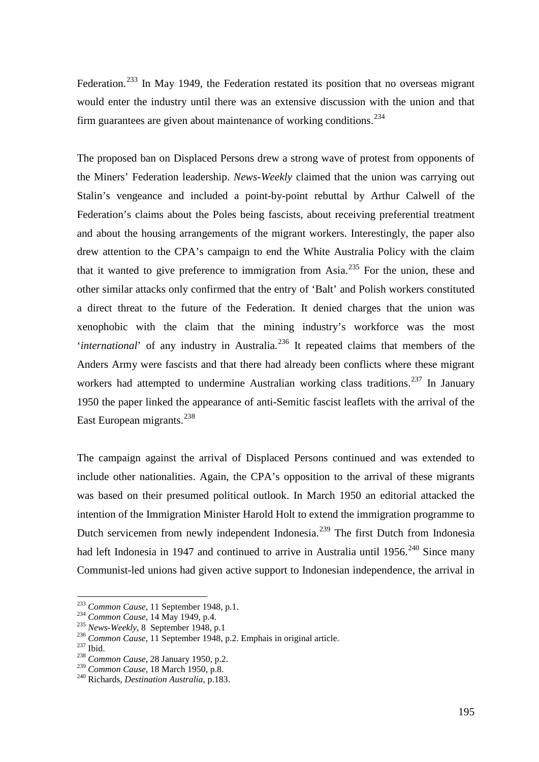Federation.[233] In May 1949, the Federation restated its position that no overseas migrant would enter the industry until there was an extensive discussion with the union and that firm guarantees are given about maintenance of working conditions.[234]

The proposed ban on Displaced Persons drew a strong wave of protest from opponents of the Miners' Federation leadership. *News-Weekly* claimed that the union was carrying out Stalin's vengeance and included a point-by-point rebuttal by Arthur Calwell of the Federation's claims about the Poles being fascists, about receiving preferential treatment and about the housing arrangements of the migrant workers. Interestingly, the paper also drew attention to the CPA's campaign to end the White Australia Policy with the claim that it wanted to give preference to immigration from Asia.[235] For the union, these and other similar attacks only confirmed that the entry of 'Balt' and Polish workers constituted a direct threat to the future of the Federation. It denied charges that the union was xenophobic with the claim that the mining industry's workforce was the most '*international*' of any industry in Australia.[236] It repeated claims that members of the Anders Army were fascists and that there had already been conflicts where these migrant workers had attempted to undermine Australian working class traditions.[237] In January 1950 the paper linked the appearance of anti-Semitic fascist leaflets with the arrival of the East European migrants.[238]

The campaign against the arrival of Displaced Persons continued and was extended to include other nationalities. Again, the CPA's opposition to the arrival of these migrants was based on their presumed political outlook. In March 1950 an editorial attacked the intention of the Immigration Minister Harold Holt to extend the immigration programme to Dutch servicemen from newly independent Indonesia.[239] The first Dutch from Indonesia had left Indonesia in 1947 and continued to arrive in Australia until 1956.[240] Since many Communist-led unions had given active support to Indonesian independence, the arrival in

---

[233] *Common Cause*, 11 September 1948, p.1.
[234] *Common Cause*, 14 May 1949, p.4.
[235] *News-Weekly*, 8 September 1948, p.1
[236] *Common Cause*, 11 September 1948, p.2. Emphais in original article.
[237] Ibid.
[238] *Common Cause*, 28 January 1950, p.2.
[239] *Common Cause*, 18 March 1950, p.8.
[240] Richards, *Destination Australia*, p.183.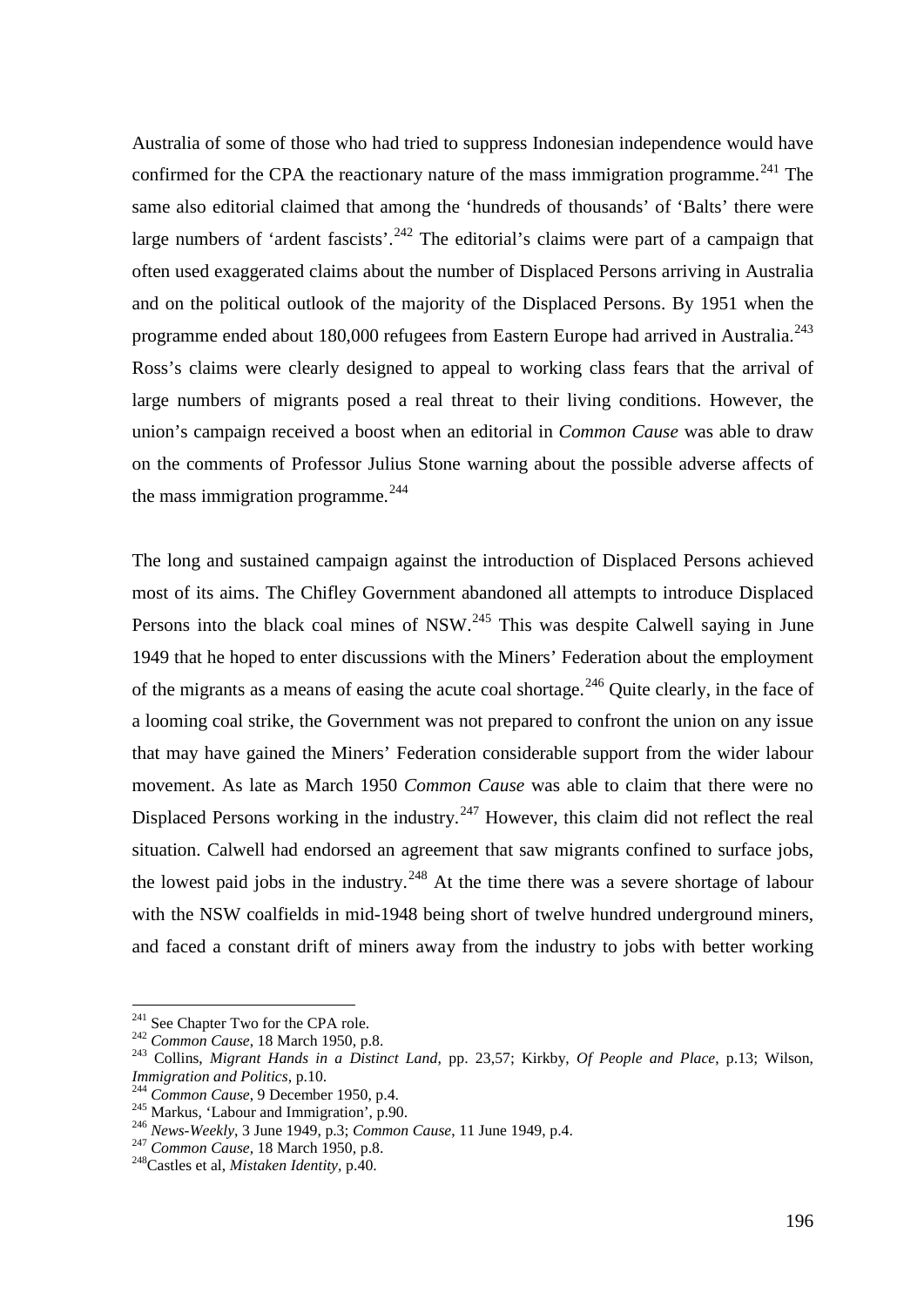Australia of some of those who had tried to suppress Indonesian independence would have confirmed for the CPA the reactionary nature of the mass immigration programme.[241] The same also editorial claimed that among the 'hundreds of thousands' of 'Balts' there were large numbers of 'ardent fascists'.[242] The editorial's claims were part of a campaign that often used exaggerated claims about the number of Displaced Persons arriving in Australia and on the political outlook of the majority of the Displaced Persons. By 1951 when the programme ended about 180,000 refugees from Eastern Europe had arrived in Australia.[243] Ross's claims were clearly designed to appeal to working class fears that the arrival of large numbers of migrants posed a real threat to their living conditions. However, the union's campaign received a boost when an editorial in *Common Cause* was able to draw on the comments of Professor Julius Stone warning about the possible adverse affects of the mass immigration programme.[244]

The long and sustained campaign against the introduction of Displaced Persons achieved most of its aims. The Chifley Government abandoned all attempts to introduce Displaced Persons into the black coal mines of NSW.[245] This was despite Calwell saying in June 1949 that he hoped to enter discussions with the Miners' Federation about the employment of the migrants as a means of easing the acute coal shortage.[246] Quite clearly, in the face of a looming coal strike, the Government was not prepared to confront the union on any issue that may have gained the Miners' Federation considerable support from the wider labour movement. As late as March 1950 *Common Cause* was able to claim that there were no Displaced Persons working in the industry.[247] However, this claim did not reflect the real situation. Calwell had endorsed an agreement that saw migrants confined to surface jobs, the lowest paid jobs in the industry.[248] At the time there was a severe shortage of labour with the NSW coalfields in mid-1948 being short of twelve hundred underground miners, and faced a constant drift of miners away from the industry to jobs with better working

---

[241] See Chapter Two for the CPA role.
[242] *Common Cause*, 18 March 1950, p.8.
[243] Collins, *Migrant Hands in a Distinct Land*, pp. 23,57; Kirkby, *Of People and Place*, p.13; Wilson, *Immigration and Politics*, p.10.
[244] *Common Cause*, 9 December 1950, p.4.
[245] Markus, 'Labour and Immigration', p.90.
[246] *News-Weekly*, 3 June 1949, p.3; *Common Cause*, 11 June 1949, p.4.
[247] *Common Cause*, 18 March 1950, p.8.
[248] Castles et al, *Mistaken Identity*, p.40.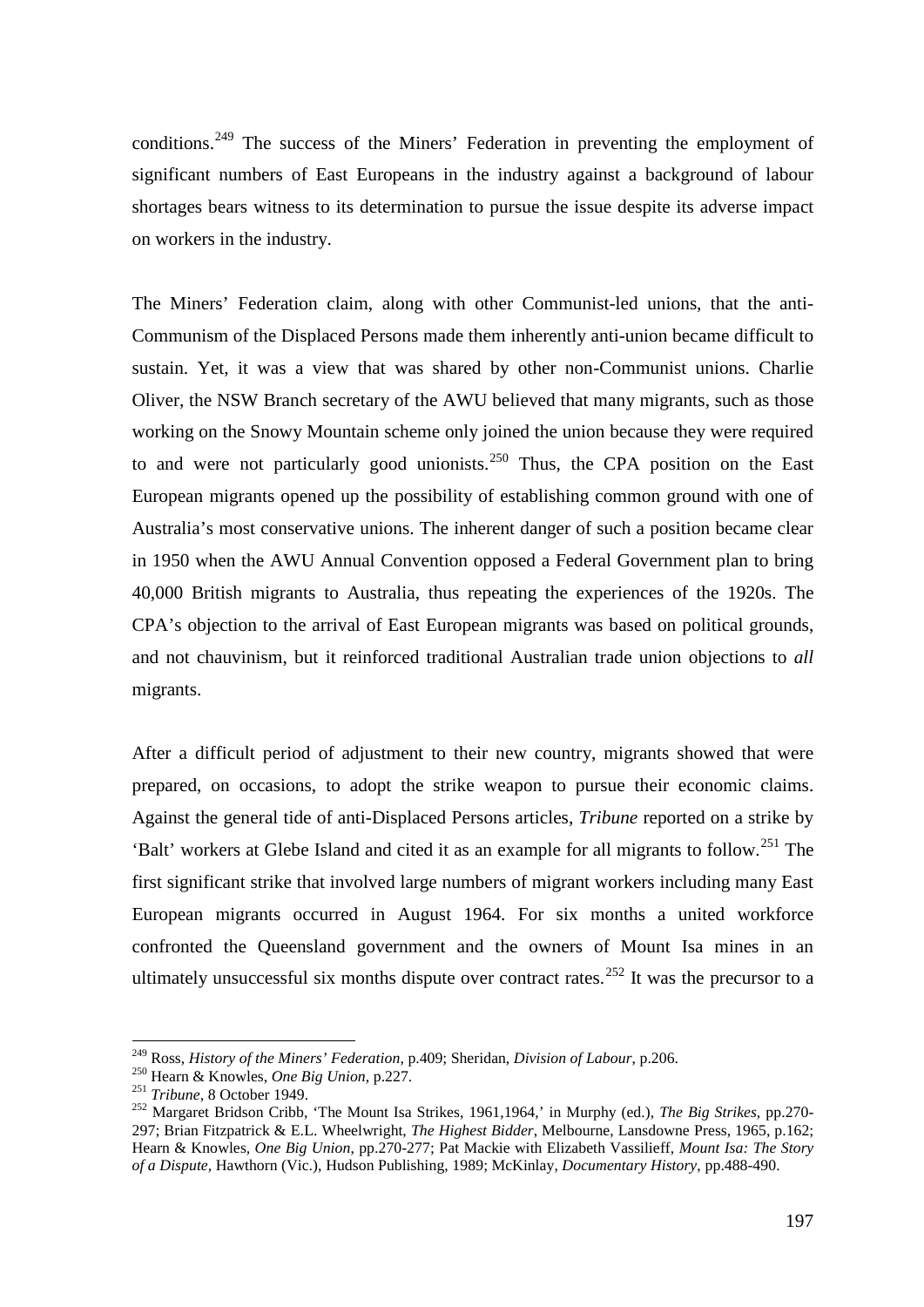conditions.[249] The success of the Miners' Federation in preventing the employment of significant numbers of East Europeans in the industry against a background of labour shortages bears witness to its determination to pursue the issue despite its adverse impact on workers in the industry.

The Miners' Federation claim, along with other Communist-led unions, that the anti-Communism of the Displaced Persons made them inherently anti-union became difficult to sustain. Yet, it was a view that was shared by other non-Communist unions. Charlie Oliver, the NSW Branch secretary of the AWU believed that many migrants, such as those working on the Snowy Mountain scheme only joined the union because they were required to and were not particularly good unionists.[250] Thus, the CPA position on the East European migrants opened up the possibility of establishing common ground with one of Australia's most conservative unions. The inherent danger of such a position became clear in 1950 when the AWU Annual Convention opposed a Federal Government plan to bring 40,000 British migrants to Australia, thus repeating the experiences of the 1920s. The CPA's objection to the arrival of East European migrants was based on political grounds, and not chauvinism, but it reinforced traditional Australian trade union objections to *all* migrants.

After a difficult period of adjustment to their new country, migrants showed that were prepared, on occasions, to adopt the strike weapon to pursue their economic claims. Against the general tide of anti-Displaced Persons articles, *Tribune* reported on a strike by 'Balt' workers at Glebe Island and cited it as an example for all migrants to follow.[251] The first significant strike that involved large numbers of migrant workers including many East European migrants occurred in August 1964. For six months a united workforce confronted the Queensland government and the owners of Mount Isa mines in an ultimately unsuccessful six months dispute over contract rates.[252] It was the precursor to a

---

[249] Ross, *History of the Miners' Federation*, p.409; Sheridan, *Division of Labour*, p.206.

[250] Hearn & Knowles, *One Big Union*, p.227.

[251] *Tribune*, 8 October 1949.

[252] Margaret Bridson Cribb, 'The Mount Isa Strikes, 1961,1964,' in Murphy (ed.), *The Big Strikes*, pp.270-297; Brian Fitzpatrick & E.L. Wheelwright, *The Highest Bidder*, Melbourne, Lansdowne Press, 1965, p.162; Hearn & Knowles, *One Big Union*, pp.270-277; Pat Mackie with Elizabeth Vassilieff, *Mount Isa: The Story of a Dispute*, Hawthorn (Vic.), Hudson Publishing, 1989; McKinlay, *Documentary History*, pp.488-490.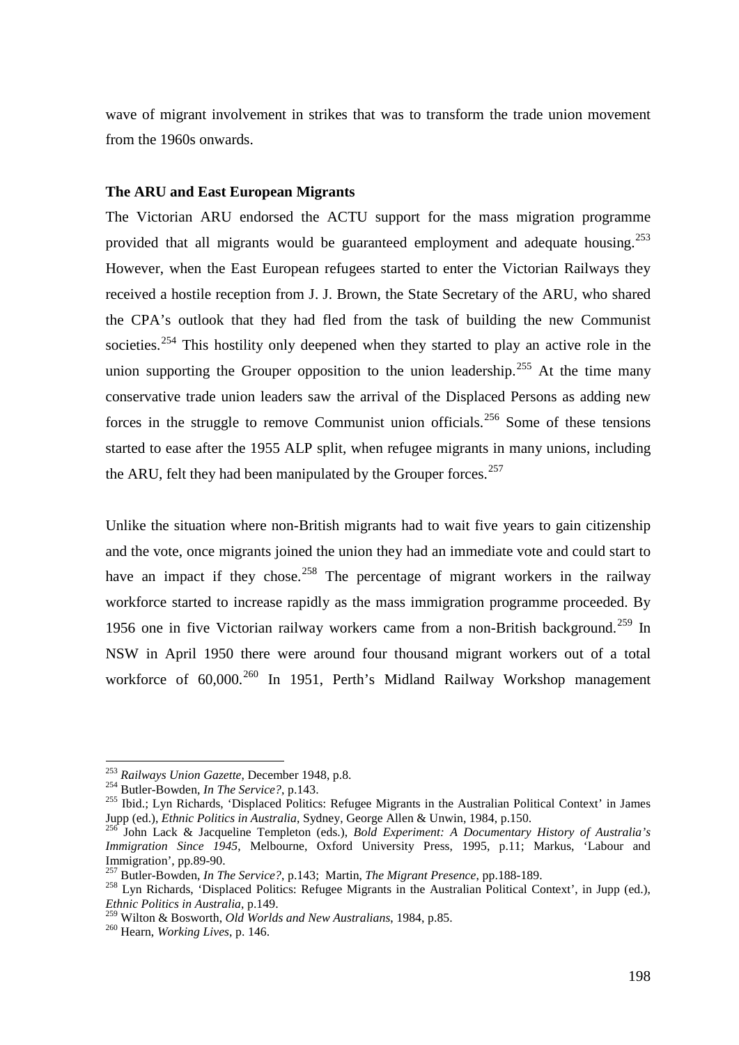wave of migrant involvement in strikes that was to transform the trade union movement from the 1960s onwards.

### The ARU and East European Migrants

The Victorian ARU endorsed the ACTU support for the mass migration programme provided that all migrants would be guaranteed employment and adequate housing.[253] However, when the East European refugees started to enter the Victorian Railways they received a hostile reception from J. J. Brown, the State Secretary of the ARU, who shared the CPA's outlook that they had fled from the task of building the new Communist societies.[254] This hostility only deepened when they started to play an active role in the union supporting the Grouper opposition to the union leadership.[255] At the time many conservative trade union leaders saw the arrival of the Displaced Persons as adding new forces in the struggle to remove Communist union officials.[256] Some of these tensions started to ease after the 1955 ALP split, when refugee migrants in many unions, including the ARU, felt they had been manipulated by the Grouper forces.[257]

Unlike the situation where non-British migrants had to wait five years to gain citizenship and the vote, once migrants joined the union they had an immediate vote and could start to have an impact if they chose.[258] The percentage of migrant workers in the railway workforce started to increase rapidly as the mass immigration programme proceeded. By 1956 one in five Victorian railway workers came from a non-British background.[259] In NSW in April 1950 there were around four thousand migrant workers out of a total workforce of 60,000.[260] In 1951, Perth's Midland Railway Workshop management

---

[253] *Railways Union Gazette*, December 1948, p.8.

[254] Butler-Bowden, *In The Service?*, p.143.

[255] Ibid.; Lyn Richards, 'Displaced Politics: Refugee Migrants in the Australian Political Context' in James Jupp (ed.), *Ethnic Politics in Australia*, Sydney, George Allen & Unwin, 1984, p.150.

[256] John Lack & Jacqueline Templeton (eds.), *Bold Experiment: A Documentary History of Australia's Immigration Since 1945*, Melbourne, Oxford University Press, 1995, p.11; Markus, 'Labour and Immigration', pp.89-90.

[257] Butler-Bowden, *In The Service?*, p.143; Martin, *The Migrant Presence*, pp.188-189.

[258] Lyn Richards, 'Displaced Politics: Refugee Migrants in the Australian Political Context', in Jupp (ed.), *Ethnic Politics in Australia*, p.149.

[259] Wilton & Bosworth, *Old Worlds and New Australians*, 1984, p.85.

[260] Hearn, *Working Lives*, p. 146.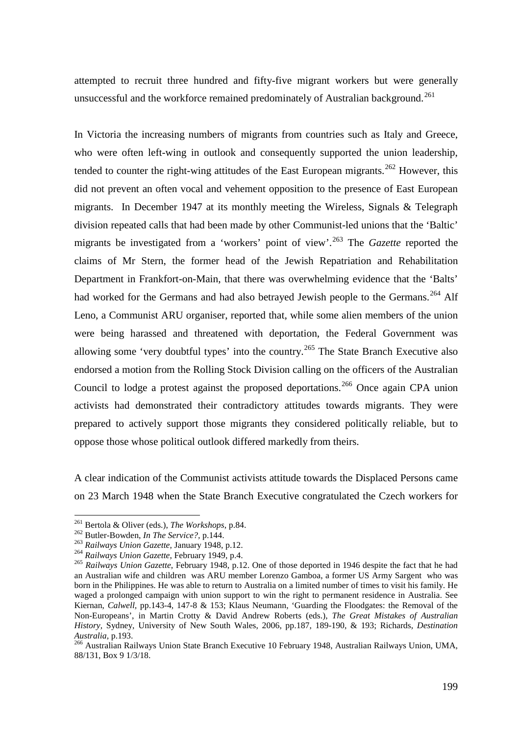attempted to recruit three hundred and fifty-five migrant workers but were generally unsuccessful and the workforce remained predominately of Australian background.[261]

In Victoria the increasing numbers of migrants from countries such as Italy and Greece, who were often left-wing in outlook and consequently supported the union leadership, tended to counter the right-wing attitudes of the East European migrants.[262] However, this did not prevent an often vocal and vehement opposition to the presence of East European migrants. In December 1947 at its monthly meeting the Wireless, Signals & Telegraph division repeated calls that had been made by other Communist-led unions that the 'Baltic' migrants be investigated from a 'workers' point of view'.[263] The *Gazette* reported the claims of Mr Stern, the former head of the Jewish Repatriation and Rehabilitation Department in Frankfort-on-Main, that there was overwhelming evidence that the 'Balts' had worked for the Germans and had also betrayed Jewish people to the Germans.[264] Alf Leno, a Communist ARU organiser, reported that, while some alien members of the union were being harassed and threatened with deportation, the Federal Government was allowing some 'very doubtful types' into the country.[265] The State Branch Executive also endorsed a motion from the Rolling Stock Division calling on the officers of the Australian Council to lodge a protest against the proposed deportations.[266] Once again CPA union activists had demonstrated their contradictory attitudes towards migrants. They were prepared to actively support those migrants they considered politically reliable, but to oppose those whose political outlook differed markedly from theirs.

A clear indication of the Communist activists attitude towards the Displaced Persons came on 23 March 1948 when the State Branch Executive congratulated the Czech workers for

---

[261] Bertola & Oliver (eds.), *The Workshops*, p.84.

[262] Butler-Bowden, *In The Service?*, p.144.

[263] *Railways Union Gazette*, January 1948, p.12.

[264] *Railways Union Gazette*, February 1949, p.4.

[265] *Railways Union Gazette*, February 1948, p.12. One of those deported in 1946 despite the fact that he had an Australian wife and children was ARU member Lorenzo Gamboa, a former US Army Sargent who was born in the Philippines. He was able to return to Australia on a limited number of times to visit his family. He waged a prolonged campaign with union support to win the right to permanent residence in Australia. See Kiernan, *Calwell*, pp.143-4, 147-8 & 153; Klaus Neumann, 'Guarding the Floodgates: the Removal of the Non-Europeans', in Martin Crotty & David Andrew Roberts (eds.), *The Great Mistakes of Australian History*, Sydney, University of New South Wales, 2006, pp.187, 189-190, & 193; Richards, *Destination Australia*, p.193.

[266] Australian Railways Union State Branch Executive 10 February 1948, Australian Railways Union, UMA, 88/131, Box 9 1/3/18.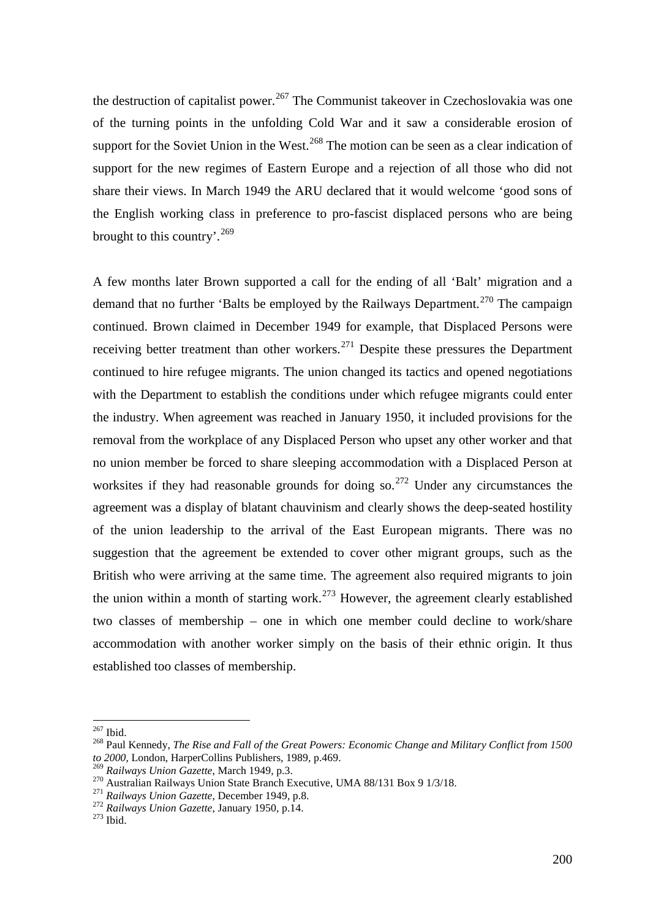the destruction of capitalist power.[267] The Communist takeover in Czechoslovakia was one of the turning points in the unfolding Cold War and it saw a considerable erosion of support for the Soviet Union in the West.[268] The motion can be seen as a clear indication of support for the new regimes of Eastern Europe and a rejection of all those who did not share their views. In March 1949 the ARU declared that it would welcome 'good sons of the English working class in preference to pro-fascist displaced persons who are being brought to this country'.[269]

A few months later Brown supported a call for the ending of all 'Balt' migration and a demand that no further 'Balts be employed by the Railways Department.[270] The campaign continued. Brown claimed in December 1949 for example, that Displaced Persons were receiving better treatment than other workers.[271] Despite these pressures the Department continued to hire refugee migrants. The union changed its tactics and opened negotiations with the Department to establish the conditions under which refugee migrants could enter the industry. When agreement was reached in January 1950, it included provisions for the removal from the workplace of any Displaced Person who upset any other worker and that no union member be forced to share sleeping accommodation with a Displaced Person at worksites if they had reasonable grounds for doing so.[272] Under any circumstances the agreement was a display of blatant chauvinism and clearly shows the deep-seated hostility of the union leadership to the arrival of the East European migrants. There was no suggestion that the agreement be extended to cover other migrant groups, such as the British who were arriving at the same time. The agreement also required migrants to join the union within a month of starting work.[273] However, the agreement clearly established two classes of membership – one in which one member could decline to work/share accommodation with another worker simply on the basis of their ethnic origin. It thus established too classes of membership.

---

[267] Ibid.

[268] Paul Kennedy, *The Rise and Fall of the Great Powers: Economic Change and Military Conflict from 1500 to 2000,* London, HarperCollins Publishers, 1989, p.469.

[269] *Railways Union Gazette*, March 1949, p.3.

[270] Australian Railways Union State Branch Executive, UMA 88/131 Box 9 1/3/18.

[271] *Railways Union Gazette*, December 1949, p.8.

[272] *Railways Union Gazette*, January 1950, p.14.

[273] Ibid.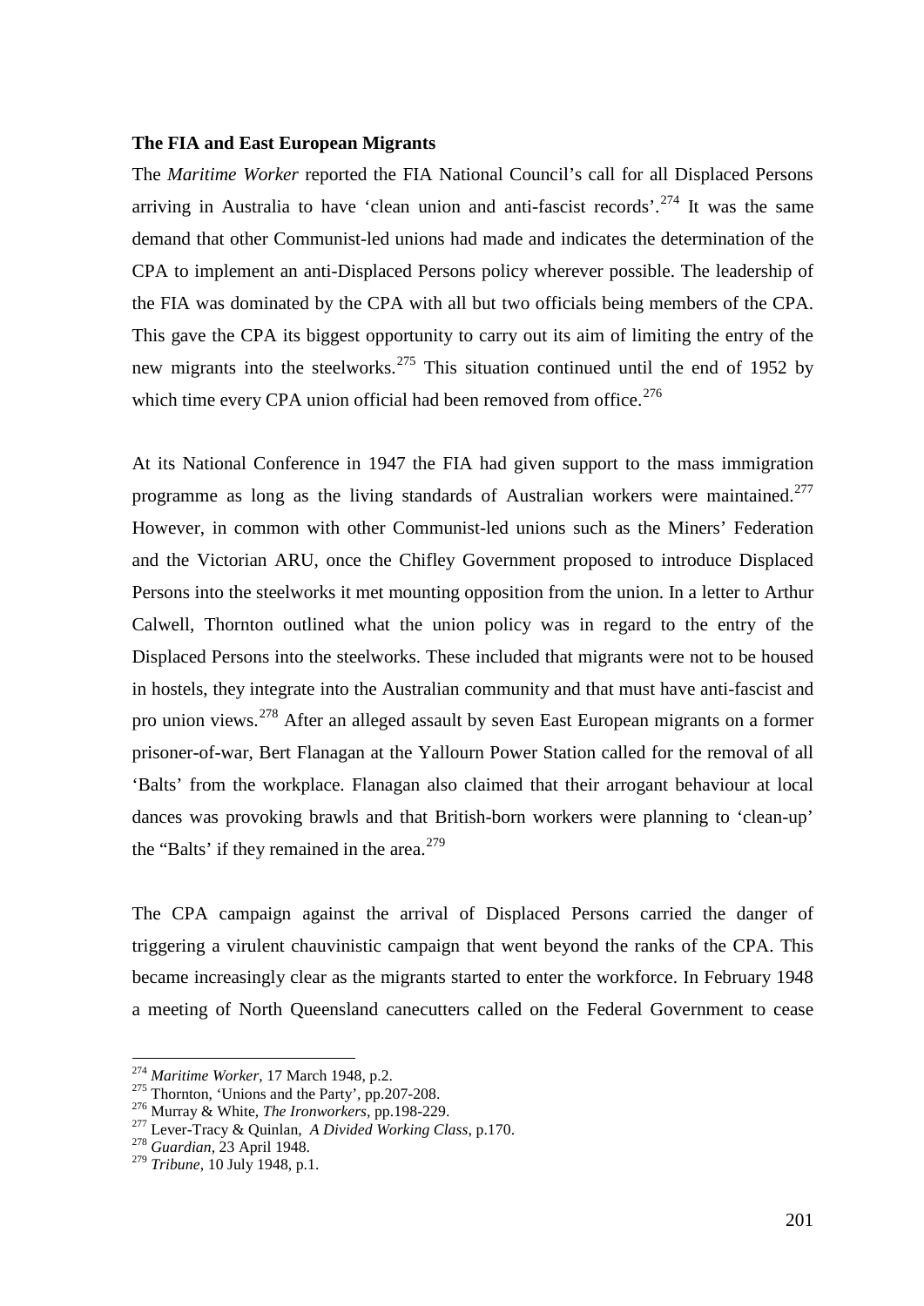**The FIA and East European Migrants**

The *Maritime Worker* reported the FIA National Council's call for all Displaced Persons arriving in Australia to have 'clean union and anti-fascist records'.[274] It was the same demand that other Communist-led unions had made and indicates the determination of the CPA to implement an anti-Displaced Persons policy wherever possible. The leadership of the FIA was dominated by the CPA with all but two officials being members of the CPA. This gave the CPA its biggest opportunity to carry out its aim of limiting the entry of the new migrants into the steelworks.[275] This situation continued until the end of 1952 by which time every CPA union official had been removed from office.[276]

At its National Conference in 1947 the FIA had given support to the mass immigration programme as long as the living standards of Australian workers were maintained.[277] However, in common with other Communist-led unions such as the Miners' Federation and the Victorian ARU, once the Chifley Government proposed to introduce Displaced Persons into the steelworks it met mounting opposition from the union. In a letter to Arthur Calwell, Thornton outlined what the union policy was in regard to the entry of the Displaced Persons into the steelworks. These included that migrants were not to be housed in hostels, they integrate into the Australian community and that must have anti-fascist and pro union views.[278] After an alleged assault by seven East European migrants on a former prisoner-of-war, Bert Flanagan at the Yallourn Power Station called for the removal of all 'Balts' from the workplace. Flanagan also claimed that their arrogant behaviour at local dances was provoking brawls and that British-born workers were planning to 'clean-up' the "Balts' if they remained in the area.[279]

The CPA campaign against the arrival of Displaced Persons carried the danger of triggering a virulent chauvinistic campaign that went beyond the ranks of the CPA. This became increasingly clear as the migrants started to enter the workforce. In February 1948 a meeting of North Queensland canecutters called on the Federal Government to cease

[274] *Maritime Worker*, 17 March 1948, p.2.
[275] Thornton, 'Unions and the Party', pp.207-208.
[276] Murray & White, *The Ironworkers*, pp.198-229.
[277] Lever-Tracy & Quinlan, *A Divided Working Class*, p.170.
[278] *Guardian*, 23 April 1948.
[279] *Tribune*, 10 July 1948, p.1.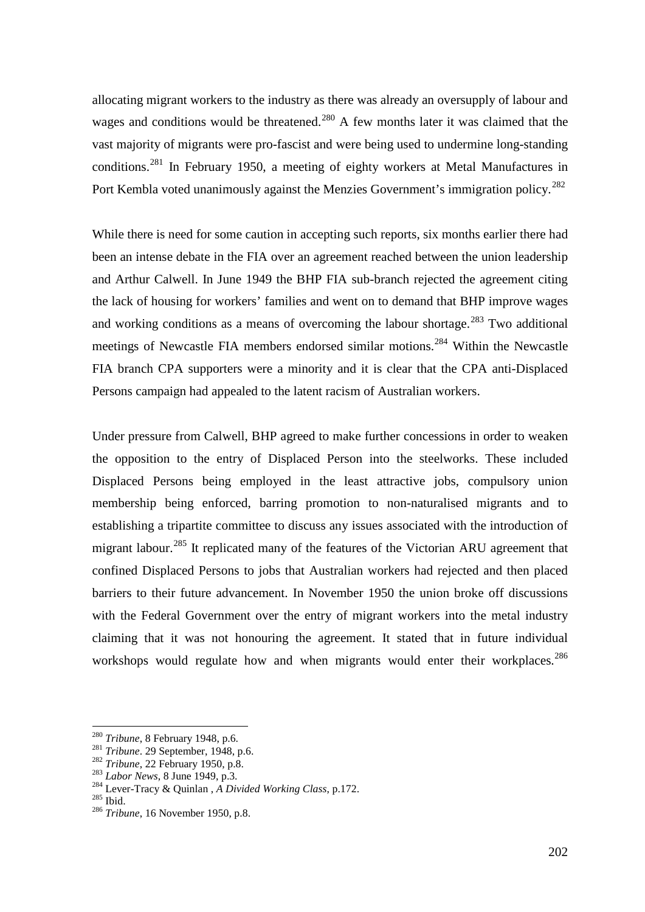allocating migrant workers to the industry as there was already an oversupply of labour and wages and conditions would be threatened.[280] A few months later it was claimed that the vast majority of migrants were pro-fascist and were being used to undermine long-standing conditions.[281] In February 1950, a meeting of eighty workers at Metal Manufactures in Port Kembla voted unanimously against the Menzies Government's immigration policy.[282]

While there is need for some caution in accepting such reports, six months earlier there had been an intense debate in the FIA over an agreement reached between the union leadership and Arthur Calwell. In June 1949 the BHP FIA sub-branch rejected the agreement citing the lack of housing for workers' families and went on to demand that BHP improve wages and working conditions as a means of overcoming the labour shortage.[283] Two additional meetings of Newcastle FIA members endorsed similar motions.[284] Within the Newcastle FIA branch CPA supporters were a minority and it is clear that the CPA anti-Displaced Persons campaign had appealed to the latent racism of Australian workers.

Under pressure from Calwell, BHP agreed to make further concessions in order to weaken the opposition to the entry of Displaced Person into the steelworks. These included Displaced Persons being employed in the least attractive jobs, compulsory union membership being enforced, barring promotion to non-naturalised migrants and to establishing a tripartite committee to discuss any issues associated with the introduction of migrant labour.[285] It replicated many of the features of the Victorian ARU agreement that confined Displaced Persons to jobs that Australian workers had rejected and then placed barriers to their future advancement. In November 1950 the union broke off discussions with the Federal Government over the entry of migrant workers into the metal industry claiming that it was not honouring the agreement. It stated that in future individual workshops would regulate how and when migrants would enter their workplaces.[286]

---

[280] *Tribune*, 8 February 1948, p.6.
[281] *Tribune*. 29 September, 1948, p.6.
[282] *Tribune*, 22 February 1950, p.8.
[283] *Labor News*, 8 June 1949, p.3.
[284] Lever-Tracy & Quinlan , *A Divided Working Class*, p.172.
[285] Ibid.
[286] *Tribune*, 16 November 1950, p.8.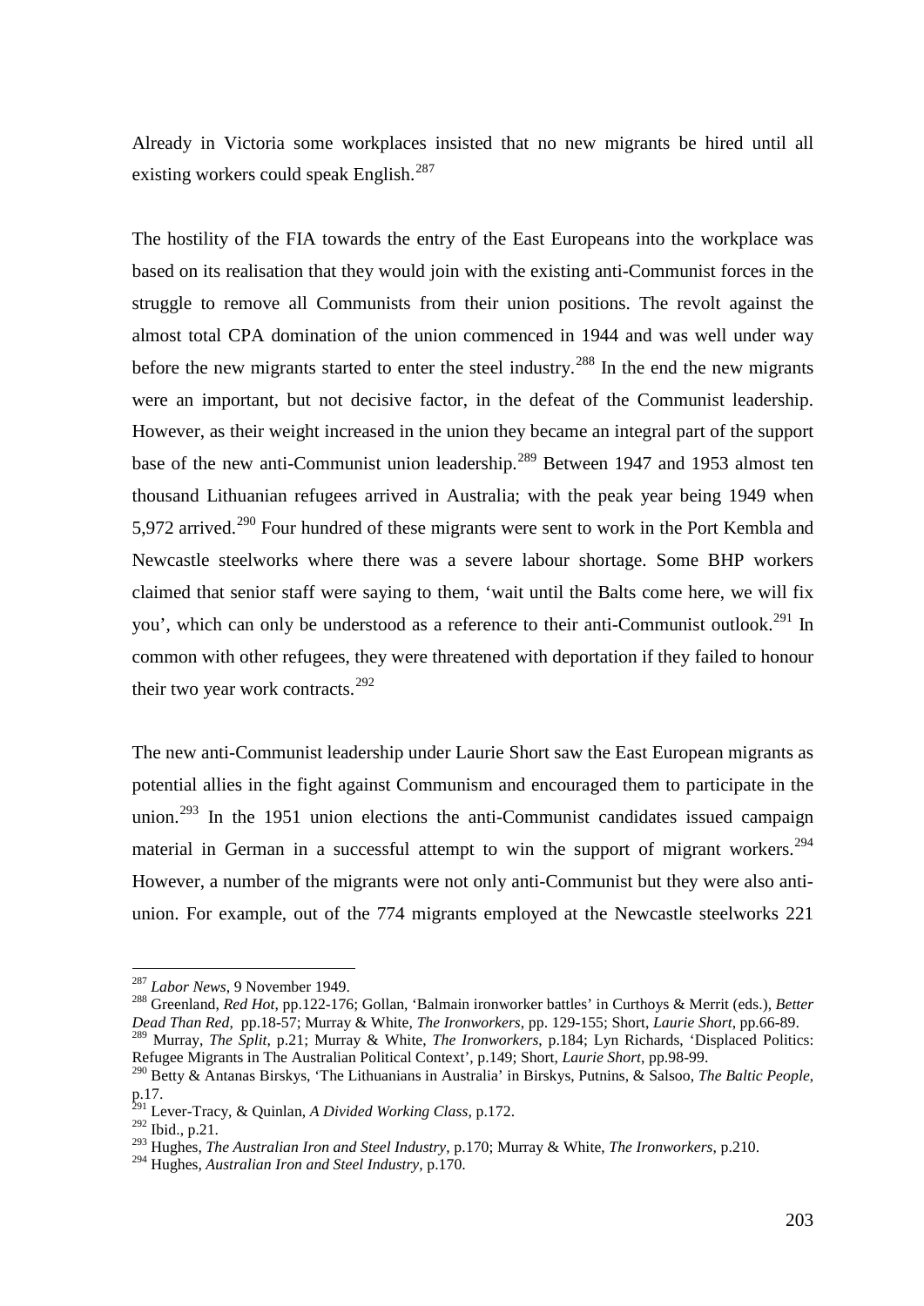Already in Victoria some workplaces insisted that no new migrants be hired until all existing workers could speak English.[287]

The hostility of the FIA towards the entry of the East Europeans into the workplace was based on its realisation that they would join with the existing anti-Communist forces in the struggle to remove all Communists from their union positions. The revolt against the almost total CPA domination of the union commenced in 1944 and was well under way before the new migrants started to enter the steel industry.[288] In the end the new migrants were an important, but not decisive factor, in the defeat of the Communist leadership. However, as their weight increased in the union they became an integral part of the support base of the new anti-Communist union leadership.[289] Between 1947 and 1953 almost ten thousand Lithuanian refugees arrived in Australia; with the peak year being 1949 when 5,972 arrived.[290] Four hundred of these migrants were sent to work in the Port Kembla and Newcastle steelworks where there was a severe labour shortage. Some BHP workers claimed that senior staff were saying to them, 'wait until the Balts come here, we will fix you', which can only be understood as a reference to their anti-Communist outlook.[291] In common with other refugees, they were threatened with deportation if they failed to honour their two year work contracts.[292]

The new anti-Communist leadership under Laurie Short saw the East European migrants as potential allies in the fight against Communism and encouraged them to participate in the union.[293] In the 1951 union elections the anti-Communist candidates issued campaign material in German in a successful attempt to win the support of migrant workers.[294] However, a number of the migrants were not only anti-Communist but they were also anti-union. For example, out of the 774 migrants employed at the Newcastle steelworks 221

---

[287] *Labor News*, 9 November 1949.

[288] Greenland, *Red Hot*, pp.122-176; Gollan, 'Balmain ironworker battles' in Curthoys & Merrit (eds.), *Better Dead Than Red*, pp.18-57; Murray & White, *The Ironworkers*, pp. 129-155; Short, *Laurie Short*, pp.66-89.

[289] Murray, *The Split*, p.21; Murray & White, *The Ironworkers*, p.184; Lyn Richards, 'Displaced Politics: Refugee Migrants in The Australian Political Context', p.149; Short, *Laurie Short*, pp.98-99.

[290] Betty & Antanas Birskys, 'The Lithuanians in Australia' in Birskys, Putnins, & Salsoo, *The Baltic People*, p.17.

[291] Lever-Tracy, & Quinlan, *A Divided Working Class*, p.172.

[292] Ibid., p.21.

[293] Hughes, *The Australian Iron and Steel Industry*, p.170; Murray & White, *The Ironworkers*, p.210.

[294] Hughes, *Australian Iron and Steel Industry*, p.170.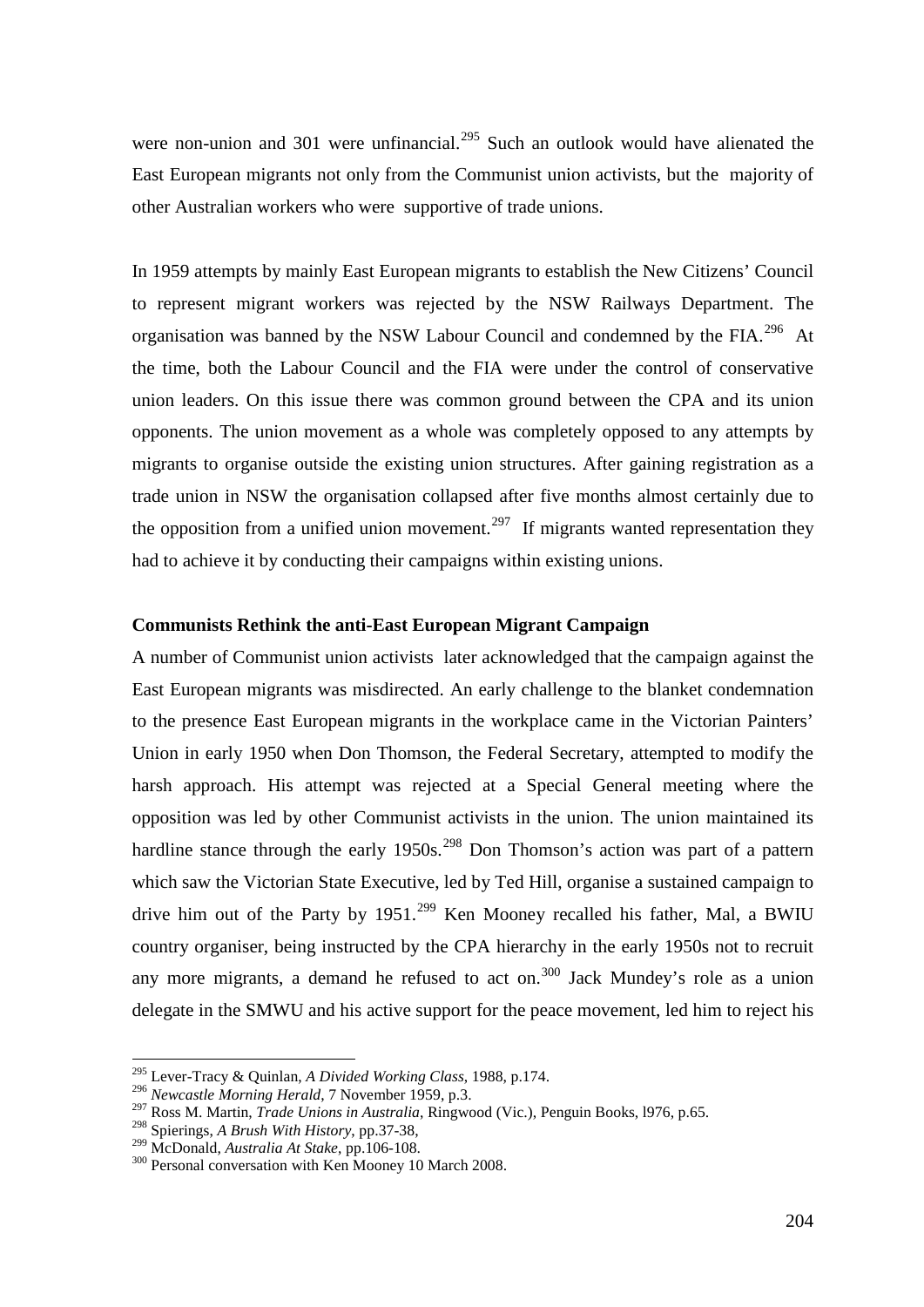were non-union and 301 were unfinancial.[295] Such an outlook would have alienated the East European migrants not only from the Communist union activists, but the majority of other Australian workers who were supportive of trade unions.

In 1959 attempts by mainly East European migrants to establish the New Citizens' Council to represent migrant workers was rejected by the NSW Railways Department. The organisation was banned by the NSW Labour Council and condemned by the FIA.[296] At the time, both the Labour Council and the FIA were under the control of conservative union leaders. On this issue there was common ground between the CPA and its union opponents. The union movement as a whole was completely opposed to any attempts by migrants to organise outside the existing union structures. After gaining registration as a trade union in NSW the organisation collapsed after five months almost certainly due to the opposition from a unified union movement.[297] If migrants wanted representation they had to achieve it by conducting their campaigns within existing unions.

### Communists Rethink the anti-East European Migrant Campaign

A number of Communist union activists later acknowledged that the campaign against the East European migrants was misdirected. An early challenge to the blanket condemnation to the presence East European migrants in the workplace came in the Victorian Painters' Union in early 1950 when Don Thomson, the Federal Secretary, attempted to modify the harsh approach. His attempt was rejected at a Special General meeting where the opposition was led by other Communist activists in the union. The union maintained its hardline stance through the early 1950s.[298] Don Thomson's action was part of a pattern which saw the Victorian State Executive, led by Ted Hill, organise a sustained campaign to drive him out of the Party by 1951.[299] Ken Mooney recalled his father, Mal, a BWIU country organiser, being instructed by the CPA hierarchy in the early 1950s not to recruit any more migrants, a demand he refused to act on.[300] Jack Mundey's role as a union delegate in the SMWU and his active support for the peace movement, led him to reject his

---

[295] Lever-Tracy & Quinlan, *A Divided Working Class*, 1988, p.174.

[296] *Newcastle Morning Herald*, 7 November 1959, p.3.

[297] Ross M. Martin, *Trade Unions in Australia*, Ringwood (Vic.), Penguin Books, l976, p.65.

[298] Spierings, *A Brush With History*, pp.37-38,

[299] McDonald, *Australia At Stake*, pp.106-108.

[300] Personal conversation with Ken Mooney 10 March 2008.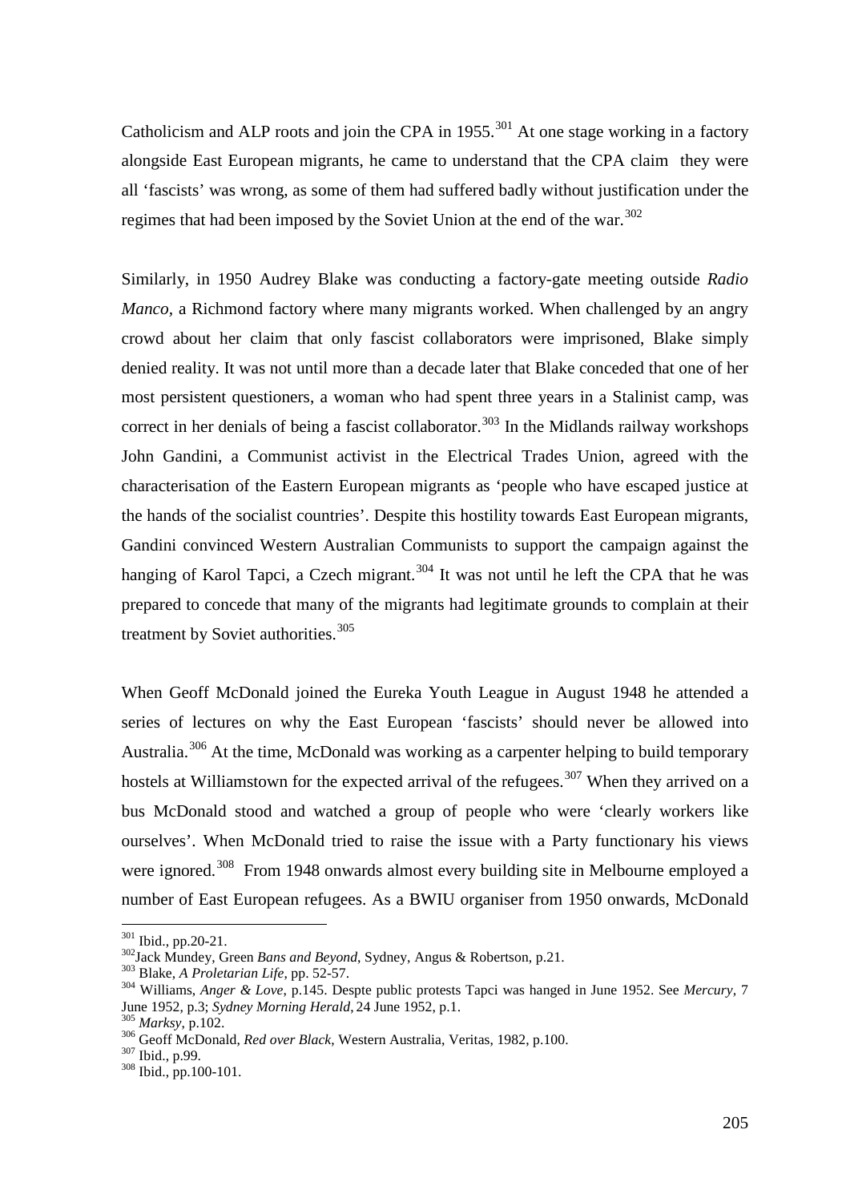Catholicism and ALP roots and join the CPA in 1955.[301] At one stage working in a factory alongside East European migrants, he came to understand that the CPA claim they were all 'fascists' was wrong, as some of them had suffered badly without justification under the regimes that had been imposed by the Soviet Union at the end of the war.[302]

Similarly, in 1950 Audrey Blake was conducting a factory-gate meeting outside *Radio Manco*, a Richmond factory where many migrants worked. When challenged by an angry crowd about her claim that only fascist collaborators were imprisoned, Blake simply denied reality. It was not until more than a decade later that Blake conceded that one of her most persistent questioners, a woman who had spent three years in a Stalinist camp, was correct in her denials of being a fascist collaborator.[303] In the Midlands railway workshops John Gandini, a Communist activist in the Electrical Trades Union, agreed with the characterisation of the Eastern European migrants as 'people who have escaped justice at the hands of the socialist countries'. Despite this hostility towards East European migrants, Gandini convinced Western Australian Communists to support the campaign against the hanging of Karol Tapci, a Czech migrant.[304] It was not until he left the CPA that he was prepared to concede that many of the migrants had legitimate grounds to complain at their treatment by Soviet authorities.[305]

When Geoff McDonald joined the Eureka Youth League in August 1948 he attended a series of lectures on why the East European 'fascists' should never be allowed into Australia.[306] At the time, McDonald was working as a carpenter helping to build temporary hostels at Williamstown for the expected arrival of the refugees.[307] When they arrived on a bus McDonald stood and watched a group of people who were 'clearly workers like ourselves'. When McDonald tried to raise the issue with a Party functionary his views were ignored.[308] From 1948 onwards almost every building site in Melbourne employed a number of East European refugees. As a BWIU organiser from 1950 onwards, McDonald

---

[301] Ibid., pp.20-21.

[302] Jack Mundey, Green *Bans and Beyond*, Sydney, Angus & Robertson, p.21.

[303] Blake, *A Proletarian Life*, pp. 52-57.

[304] Williams, *Anger & Love*, p.145. Despte public protests Tapci was hanged in June 1952. See *Mercury*, 7 June 1952, p.3; *Sydney Morning Herald*, 24 June 1952, p.1.

[305] *Marksy*, p.102.

[306] Geoff McDonald, *Red over Black*, Western Australia, Veritas, 1982, p.100.

[307] Ibid., p.99.

[308] Ibid., pp.100-101.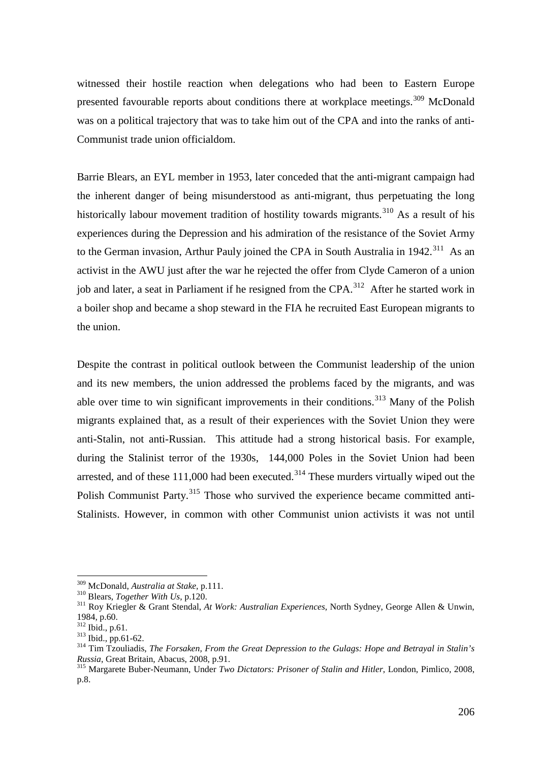witnessed their hostile reaction when delegations who had been to Eastern Europe presented favourable reports about conditions there at workplace meetings.[309] McDonald was on a political trajectory that was to take him out of the CPA and into the ranks of anti-Communist trade union officialdom.

Barrie Blears, an EYL member in 1953, later conceded that the anti-migrant campaign had the inherent danger of being misunderstood as anti-migrant, thus perpetuating the long historically labour movement tradition of hostility towards migrants.[310] As a result of his experiences during the Depression and his admiration of the resistance of the Soviet Army to the German invasion, Arthur Pauly joined the CPA in South Australia in 1942.[311] As an activist in the AWU just after the war he rejected the offer from Clyde Cameron of a union job and later, a seat in Parliament if he resigned from the CPA.[312] After he started work in a boiler shop and became a shop steward in the FIA he recruited East European migrants to the union.

Despite the contrast in political outlook between the Communist leadership of the union and its new members, the union addressed the problems faced by the migrants, and was able over time to win significant improvements in their conditions.[313] Many of the Polish migrants explained that, as a result of their experiences with the Soviet Union they were anti-Stalin, not anti-Russian. This attitude had a strong historical basis. For example, during the Stalinist terror of the 1930s, 144,000 Poles in the Soviet Union had been arrested, and of these 111,000 had been executed.[314] These murders virtually wiped out the Polish Communist Party.[315] Those who survived the experience became committed anti-Stalinists. However, in common with other Communist union activists it was not until

---

[309] McDonald, *Australia at Stake*, p.111.

[310] Blears, *Together With Us*, p.120.

[311] Roy Kriegler & Grant Stendal, *At Work: Australian Experiences*, North Sydney, George Allen & Unwin, 1984, p.60.

[312] Ibid., p.61.

[313] Ibid., pp.61-62.

[314] Tim Tzouliadis, *The Forsaken, From the Great Depression to the Gulags: Hope and Betrayal in Stalin's Russia*, Great Britain, Abacus, 2008, p.91.

[315] Margarete Buber-Neumann, Under *Two Dictators: Prisoner of Stalin and Hitler*, London, Pimlico, 2008, p.8.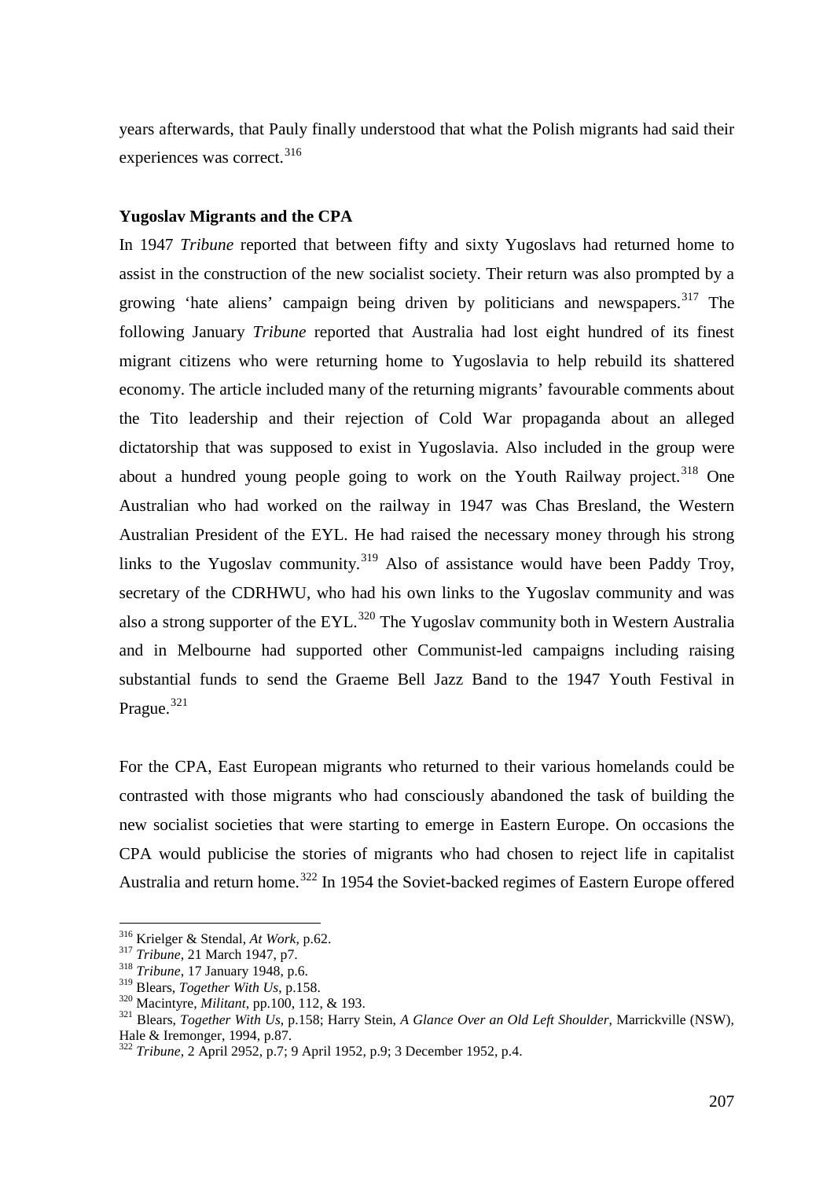years afterwards, that Pauly finally understood that what the Polish migrants had said their experiences was correct.[316]

### Yugoslav Migrants and the CPA

In 1947 *Tribune* reported that between fifty and sixty Yugoslavs had returned home to assist in the construction of the new socialist society. Their return was also prompted by a growing 'hate aliens' campaign being driven by politicians and newspapers.[317] The following January *Tribune* reported that Australia had lost eight hundred of its finest migrant citizens who were returning home to Yugoslavia to help rebuild its shattered economy. The article included many of the returning migrants' favourable comments about the Tito leadership and their rejection of Cold War propaganda about an alleged dictatorship that was supposed to exist in Yugoslavia. Also included in the group were about a hundred young people going to work on the Youth Railway project.[318] One Australian who had worked on the railway in 1947 was Chas Bresland, the Western Australian President of the EYL. He had raised the necessary money through his strong links to the Yugoslav community.[319] Also of assistance would have been Paddy Troy, secretary of the CDRHWU, who had his own links to the Yugoslav community and was also a strong supporter of the EYL.[320] The Yugoslav community both in Western Australia and in Melbourne had supported other Communist-led campaigns including raising substantial funds to send the Graeme Bell Jazz Band to the 1947 Youth Festival in Prague.[321]

For the CPA, East European migrants who returned to their various homelands could be contrasted with those migrants who had consciously abandoned the task of building the new socialist societies that were starting to emerge in Eastern Europe. On occasions the CPA would publicise the stories of migrants who had chosen to reject life in capitalist Australia and return home.[322] In 1954 the Soviet-backed regimes of Eastern Europe offered

---

[316] Krielger & Stendal, *At Work*, p.62.
[317] *Tribune*, 21 March 1947, p7.
[318] *Tribune*, 17 January 1948, p.6.
[319] Blears, *Together With Us*, p.158.
[320] Macintyre, *Militant*, pp.100, 112, & 193.
[321] Blears, *Together With Us*, p.158; Harry Stein, *A Glance Over an Old Left Shoulder*, Marrickville (NSW), Hale & Iremonger, 1994, p.87.
[322] *Tribune*, 2 April 2952, p.7; 9 April 1952, p.9; 3 December 1952, p.4.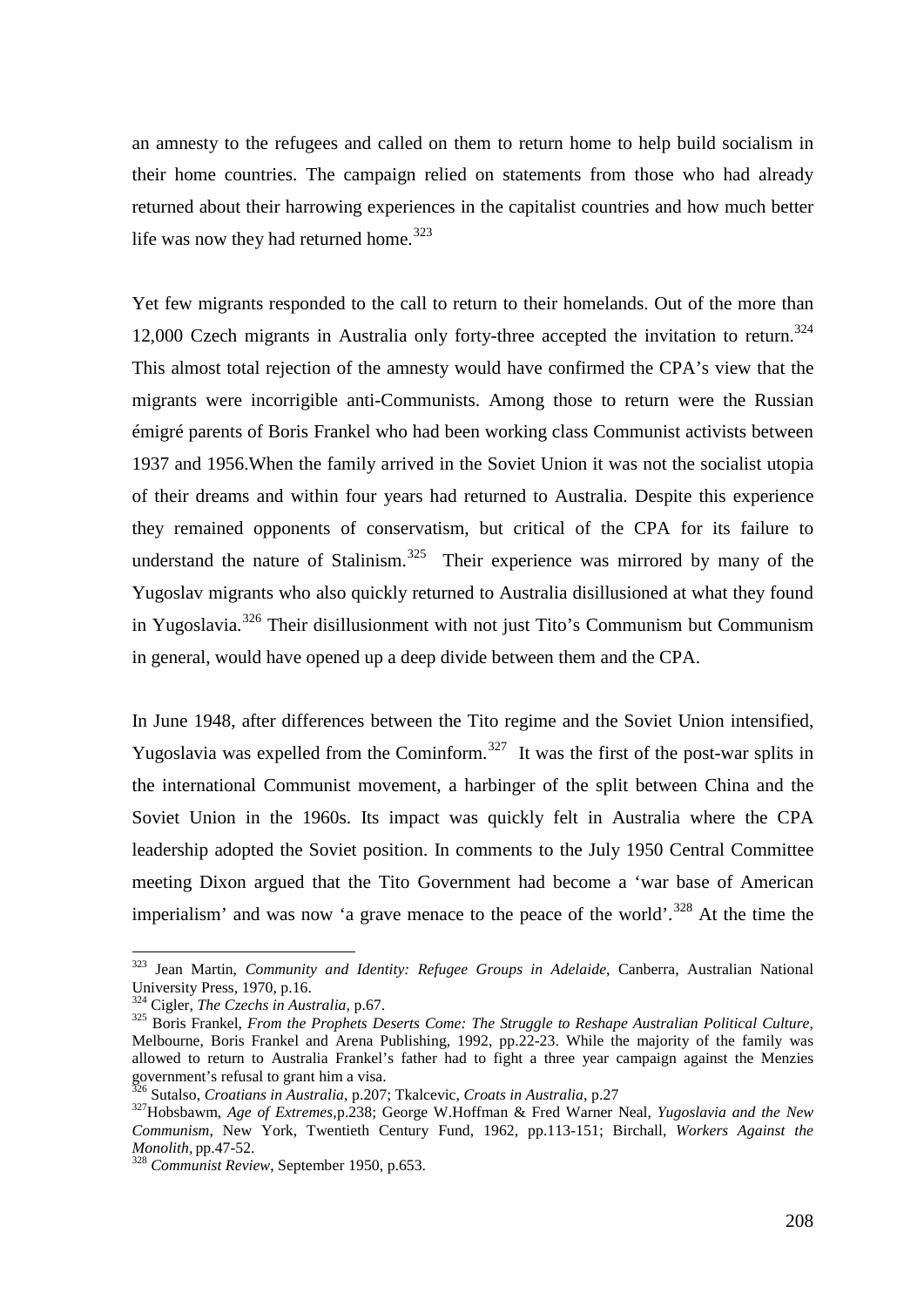an amnesty to the refugees and called on them to return home to help build socialism in their home countries. The campaign relied on statements from those who had already returned about their harrowing experiences in the capitalist countries and how much better life was now they had returned home.[323]

Yet few migrants responded to the call to return to their homelands. Out of the more than 12,000 Czech migrants in Australia only forty-three accepted the invitation to return.[324] This almost total rejection of the amnesty would have confirmed the CPA's view that the migrants were incorrigible anti-Communists. Among those to return were the Russian émigré parents of Boris Frankel who had been working class Communist activists between 1937 and 1956.When the family arrived in the Soviet Union it was not the socialist utopia of their dreams and within four years had returned to Australia. Despite this experience they remained opponents of conservatism, but critical of the CPA for its failure to understand the nature of Stalinism.[325] Their experience was mirrored by many of the Yugoslav migrants who also quickly returned to Australia disillusioned at what they found in Yugoslavia.[326] Their disillusionment with not just Tito's Communism but Communism in general, would have opened up a deep divide between them and the CPA.

In June 1948, after differences between the Tito regime and the Soviet Union intensified, Yugoslavia was expelled from the Cominform.[327] It was the first of the post-war splits in the international Communist movement, a harbinger of the split between China and the Soviet Union in the 1960s. Its impact was quickly felt in Australia where the CPA leadership adopted the Soviet position. In comments to the July 1950 Central Committee meeting Dixon argued that the Tito Government had become a 'war base of American imperialism' and was now 'a grave menace to the peace of the world'.[328] At the time the

---

[323] Jean Martin, *Community and Identity: Refugee Groups in Adelaide*, Canberra, Australian National University Press, 1970, p.16.

[324] Cigler, *The Czechs in Australia*, p.67.

[325] Boris Frankel, *From the Prophets Deserts Come: The Struggle to Reshape Australian Political Culture*, Melbourne, Boris Frankel and Arena Publishing, 1992, pp.22-23. While the majority of the family was allowed to return to Australia Frankel's father had to fight a three year campaign against the Menzies government's refusal to grant him a visa.

[326] Sutalso, *Croatians in Australia*, p.207; Tkalcevic, *Croats in Australia*, p.27

[327] Hobsbawm, *Age of Extremes*, p.238; George W.Hoffman & Fred Warner Neal, *Yugoslavia and the New Communism*, New York, Twentieth Century Fund, 1962, pp.113-151; Birchall, *Workers Against the Monolith*, pp.47-52.

[328] *Communist Review*, September 1950, p.653.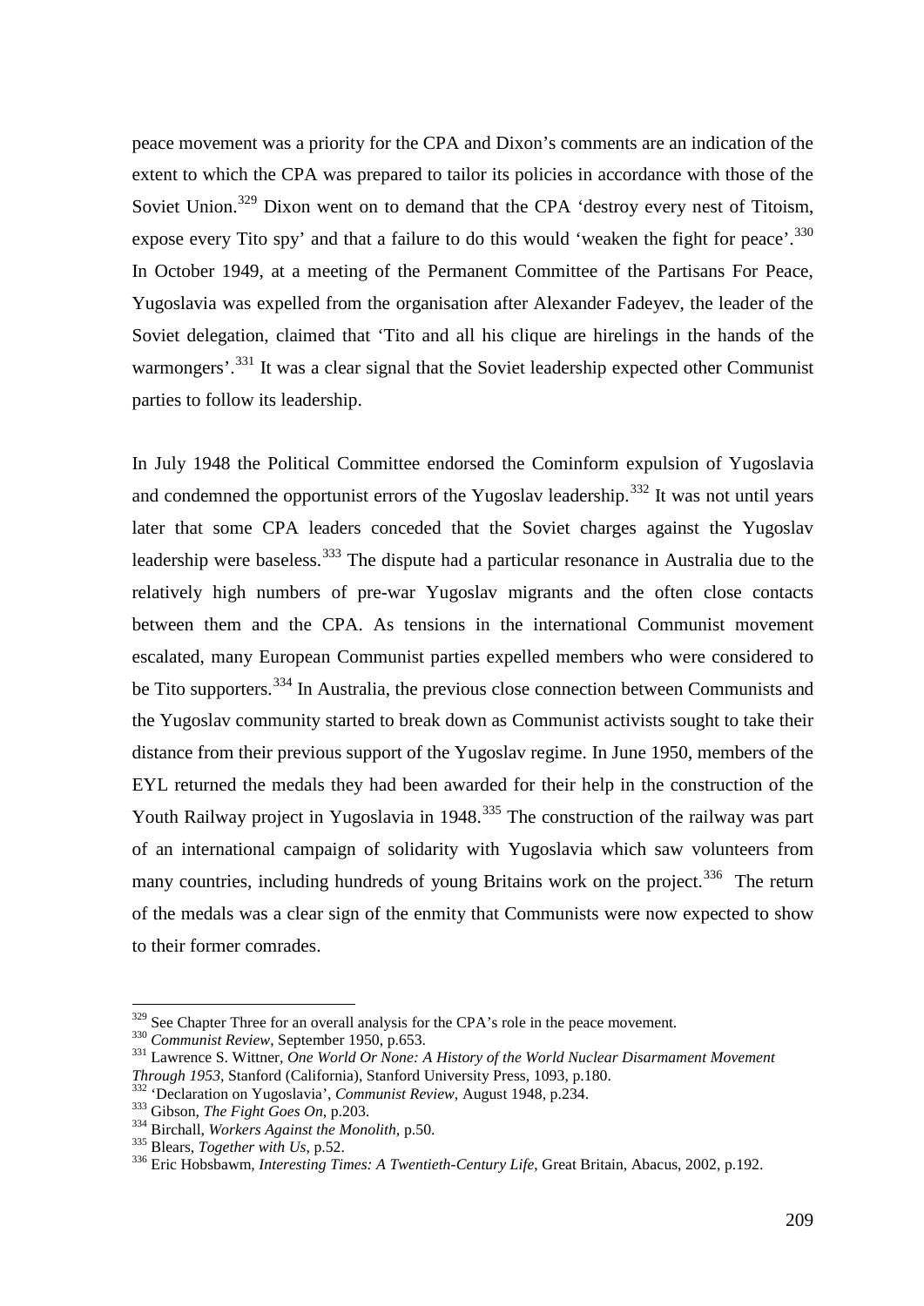peace movement was a priority for the CPA and Dixon's comments are an indication of the extent to which the CPA was prepared to tailor its policies in accordance with those of the Soviet Union.[329] Dixon went on to demand that the CPA 'destroy every nest of Titoism, expose every Tito spy' and that a failure to do this would 'weaken the fight for peace'.[330] In October 1949, at a meeting of the Permanent Committee of the Partisans For Peace, Yugoslavia was expelled from the organisation after Alexander Fadeyev, the leader of the Soviet delegation, claimed that 'Tito and all his clique are hirelings in the hands of the warmongers'.[331] It was a clear signal that the Soviet leadership expected other Communist parties to follow its leadership.

In July 1948 the Political Committee endorsed the Cominform expulsion of Yugoslavia and condemned the opportunist errors of the Yugoslav leadership.[332] It was not until years later that some CPA leaders conceded that the Soviet charges against the Yugoslav leadership were baseless.[333] The dispute had a particular resonance in Australia due to the relatively high numbers of pre-war Yugoslav migrants and the often close contacts between them and the CPA. As tensions in the international Communist movement escalated, many European Communist parties expelled members who were considered to be Tito supporters.[334] In Australia, the previous close connection between Communists and the Yugoslav community started to break down as Communist activists sought to take their distance from their previous support of the Yugoslav regime. In June 1950, members of the EYL returned the medals they had been awarded for their help in the construction of the Youth Railway project in Yugoslavia in 1948.[335] The construction of the railway was part of an international campaign of solidarity with Yugoslavia which saw volunteers from many countries, including hundreds of young Britains work on the project.[336] The return of the medals was a clear sign of the enmity that Communists were now expected to show to their former comrades.

---

[329] See Chapter Three for an overall analysis for the CPA's role in the peace movement.

[330] *Communist Review*, September 1950, p.653.

[331] Lawrence S. Wittner, *One World Or None: A History of the World Nuclear Disarmament Movement Through 1953*, Stanford (California), Stanford University Press, 1093, p.180.

[332] 'Declaration on Yugoslavia', *Communist Review*, August 1948, p.234.

[333] Gibson, *The Fight Goes On*, p.203.

[334] Birchall, *Workers Against the Monolith*, p.50.

[335] Blears, *Together with Us*, p.52.

[336] Eric Hobsbawm, *Interesting Times: A Twentieth-Century Life*, Great Britain, Abacus, 2002, p.192.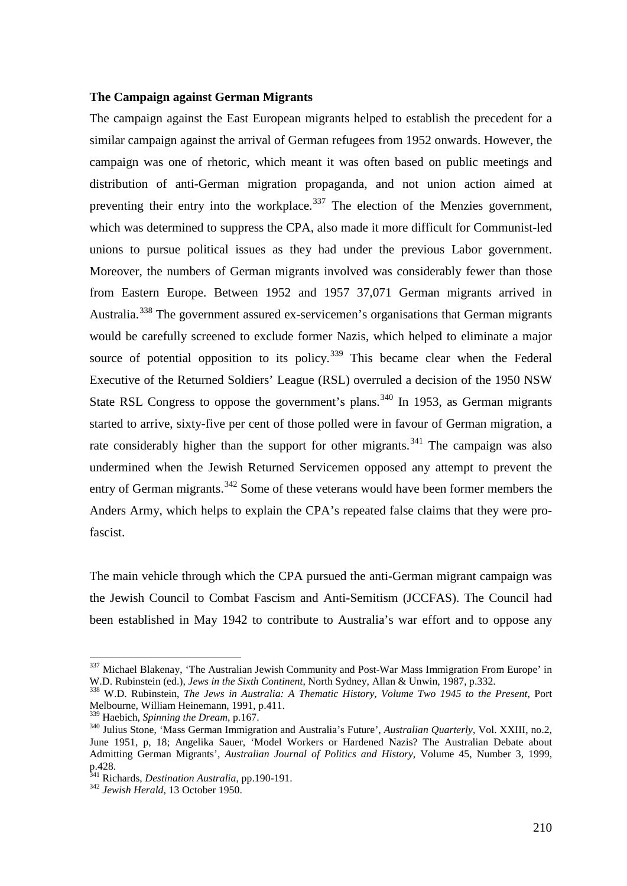**The Campaign against German Migrants**

The campaign against the East European migrants helped to establish the precedent for a similar campaign against the arrival of German refugees from 1952 onwards. However, the campaign was one of rhetoric, which meant it was often based on public meetings and distribution of anti-German migration propaganda, and not union action aimed at preventing their entry into the workplace.[337] The election of the Menzies government, which was determined to suppress the CPA, also made it more difficult for Communist-led unions to pursue political issues as they had under the previous Labor government. Moreover, the numbers of German migrants involved was considerably fewer than those from Eastern Europe. Between 1952 and 1957 37,071 German migrants arrived in Australia.[338] The government assured ex-servicemen's organisations that German migrants would be carefully screened to exclude former Nazis, which helped to eliminate a major source of potential opposition to its policy.[339] This became clear when the Federal Executive of the Returned Soldiers' League (RSL) overruled a decision of the 1950 NSW State RSL Congress to oppose the government's plans.[340] In 1953, as German migrants started to arrive, sixty-five per cent of those polled were in favour of German migration, a rate considerably higher than the support for other migrants.[341] The campaign was also undermined when the Jewish Returned Servicemen opposed any attempt to prevent the entry of German migrants.[342] Some of these veterans would have been former members the Anders Army, which helps to explain the CPA's repeated false claims that they were pro-fascist.

The main vehicle through which the CPA pursued the anti-German migrant campaign was the Jewish Council to Combat Fascism and Anti-Semitism (JCCFAS). The Council had been established in May 1942 to contribute to Australia's war effort and to oppose any

---

[337] Michael Blakenay, 'The Australian Jewish Community and Post-War Mass Immigration From Europe' in W.D. Rubinstein (ed.), *Jews in the Sixth Continent*, North Sydney, Allan & Unwin, 1987, p.332.

[338] W.D. Rubinstein, *The Jews in Australia: A Thematic History, Volume Two 1945 to the Present*, Port Melbourne, William Heinemann, 1991, p.411.

[339] Haebich, *Spinning the Dream*, p.167.

[340] Julius Stone, 'Mass German Immigration and Australia's Future', *Australian Quarterly*, Vol. XXIII, no.2, June 1951, p, 18; Angelika Sauer, 'Model Workers or Hardened Nazis? The Australian Debate about Admitting German Migrants', *Australian Journal of Politics and History*, Volume 45, Number 3, 1999, p.428.

[341] Richards, *Destination Australia*, pp.190-191.

[342] *Jewish Herald*, 13 October 1950.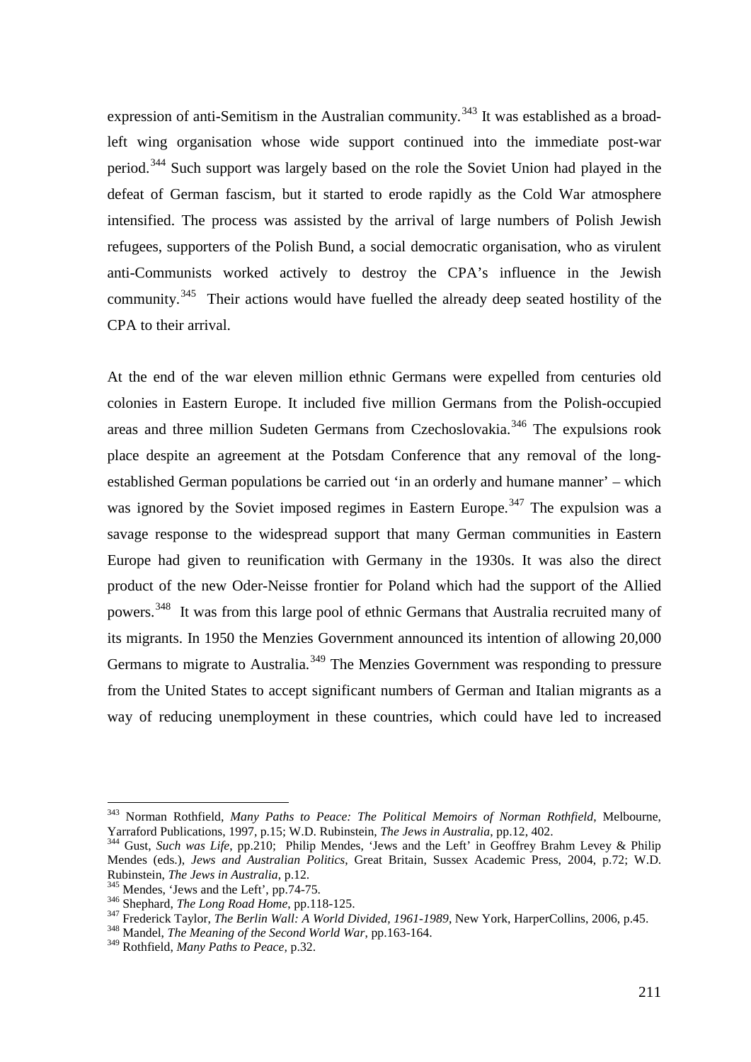expression of anti-Semitism in the Australian community.[343] It was established as a broad-left wing organisation whose wide support continued into the immediate post-war period.[344] Such support was largely based on the role the Soviet Union had played in the defeat of German fascism, but it started to erode rapidly as the Cold War atmosphere intensified. The process was assisted by the arrival of large numbers of Polish Jewish refugees, supporters of the Polish Bund, a social democratic organisation, who as virulent anti-Communists worked actively to destroy the CPA's influence in the Jewish community.[345] Their actions would have fuelled the already deep seated hostility of the CPA to their arrival.

At the end of the war eleven million ethnic Germans were expelled from centuries old colonies in Eastern Europe. It included five million Germans from the Polish-occupied areas and three million Sudeten Germans from Czechoslovakia.[346] The expulsions rook place despite an agreement at the Potsdam Conference that any removal of the long-established German populations be carried out 'in an orderly and humane manner' – which was ignored by the Soviet imposed regimes in Eastern Europe.[347] The expulsion was a savage response to the widespread support that many German communities in Eastern Europe had given to reunification with Germany in the 1930s. It was also the direct product of the new Oder-Neisse frontier for Poland which had the support of the Allied powers.[348] It was from this large pool of ethnic Germans that Australia recruited many of its migrants. In 1950 the Menzies Government announced its intention of allowing 20,000 Germans to migrate to Australia.[349] The Menzies Government was responding to pressure from the United States to accept significant numbers of German and Italian migrants as a way of reducing unemployment in these countries, which could have led to increased

---

[343] Norman Rothfield, *Many Paths to Peace: The Political Memoirs of Norman Rothfield*, Melbourne, Yarraford Publications, 1997, p.15; W.D. Rubinstein, *The Jews in Australia*, pp.12, 402.

[344] Gust, *Such was Life*, pp.210; Philip Mendes, 'Jews and the Left' in Geoffrey Brahm Levey & Philip Mendes (eds.), *Jews and Australian Politics*, Great Britain, Sussex Academic Press, 2004, p.72; W.D. Rubinstein, *The Jews in Australia*, p.12.

[345] Mendes, 'Jews and the Left', pp.74-75.

[346] Shephard, *The Long Road Home*, pp.118-125.

[347] Frederick Taylor, *The Berlin Wall: A World Divided, 1961-1989*, New York, HarperCollins, 2006, p.45.

[348] Mandel, *The Meaning of the Second World War*, pp.163-164.

[349] Rothfield, *Many Paths to Peace*, p.32.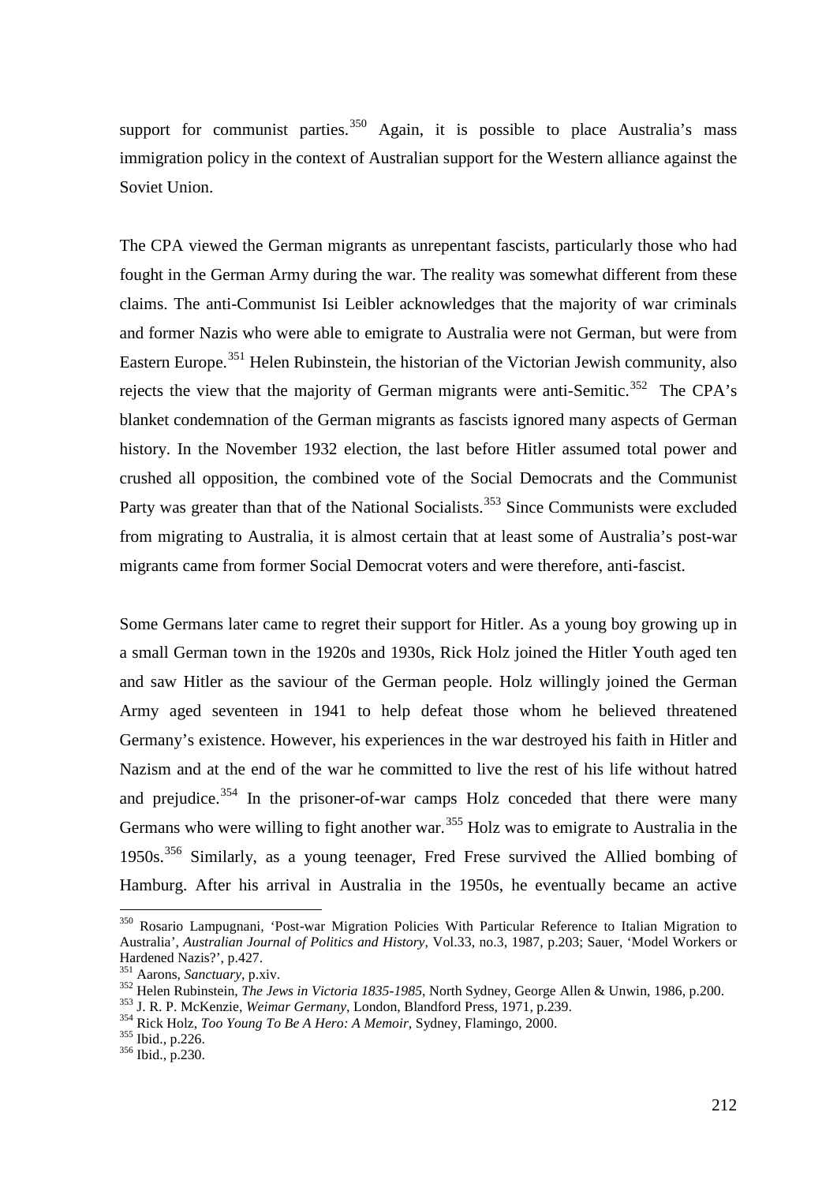support for communist parties.[350] Again, it is possible to place Australia's mass immigration policy in the context of Australian support for the Western alliance against the Soviet Union.

The CPA viewed the German migrants as unrepentant fascists, particularly those who had fought in the German Army during the war. The reality was somewhat different from these claims. The anti-Communist Isi Leibler acknowledges that the majority of war criminals and former Nazis who were able to emigrate to Australia were not German, but were from Eastern Europe.[351] Helen Rubinstein, the historian of the Victorian Jewish community, also rejects the view that the majority of German migrants were anti-Semitic.[352] The CPA's blanket condemnation of the German migrants as fascists ignored many aspects of German history. In the November 1932 election, the last before Hitler assumed total power and crushed all opposition, the combined vote of the Social Democrats and the Communist Party was greater than that of the National Socialists.[353] Since Communists were excluded from migrating to Australia, it is almost certain that at least some of Australia's post-war migrants came from former Social Democrat voters and were therefore, anti-fascist.

Some Germans later came to regret their support for Hitler. As a young boy growing up in a small German town in the 1920s and 1930s, Rick Holz joined the Hitler Youth aged ten and saw Hitler as the saviour of the German people. Holz willingly joined the German Army aged seventeen in 1941 to help defeat those whom he believed threatened Germany's existence. However, his experiences in the war destroyed his faith in Hitler and Nazism and at the end of the war he committed to live the rest of his life without hatred and prejudice.[354] In the prisoner-of-war camps Holz conceded that there were many Germans who were willing to fight another war.[355] Holz was to emigrate to Australia in the 1950s.[356] Similarly, as a young teenager, Fred Frese survived the Allied bombing of Hamburg. After his arrival in Australia in the 1950s, he eventually became an active

---

[350] Rosario Lampugnani, 'Post-war Migration Policies With Particular Reference to Italian Migration to Australia', *Australian Journal of Politics and History*, Vol.33, no.3, 1987, p.203; Sauer, 'Model Workers or Hardened Nazis?', p.427.

[351] Aarons, *Sanctuary*, p.xiv.

[352] Helen Rubinstein, *The Jews in Victoria 1835-1985*, North Sydney, George Allen & Unwin, 1986, p.200.

[353] J. R. P. McKenzie, *Weimar Germany*, London, Blandford Press, 1971, p.239.

[354] Rick Holz, *Too Young To Be A Hero: A Memoir*, Sydney, Flamingo, 2000.

[355] Ibid., p.226.

[356] Ibid., p.230.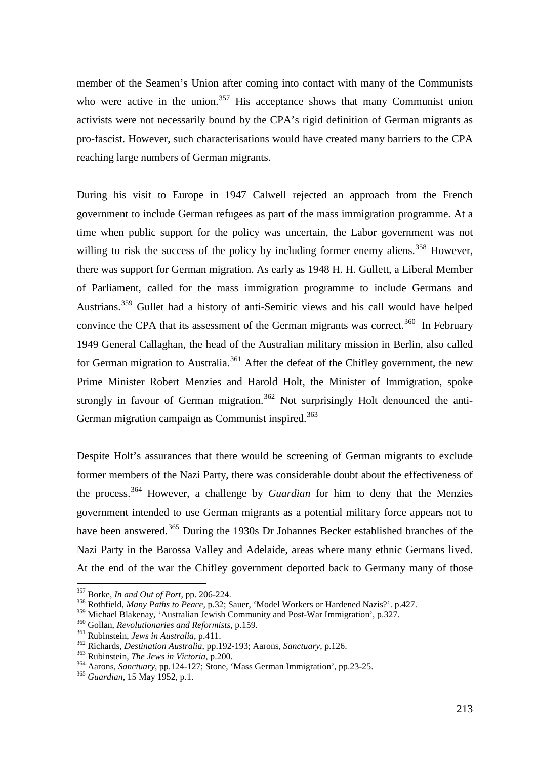member of the Seamen's Union after coming into contact with many of the Communists who were active in the union.[357] His acceptance shows that many Communist union activists were not necessarily bound by the CPA's rigid definition of German migrants as pro-fascist. However, such characterisations would have created many barriers to the CPA reaching large numbers of German migrants.

During his visit to Europe in 1947 Calwell rejected an approach from the French government to include German refugees as part of the mass immigration programme. At a time when public support for the policy was uncertain, the Labor government was not willing to risk the success of the policy by including former enemy aliens.[358] However, there was support for German migration. As early as 1948 H. H. Gullett, a Liberal Member of Parliament, called for the mass immigration programme to include Germans and Austrians.[359] Gullet had a history of anti-Semitic views and his call would have helped convince the CPA that its assessment of the German migrants was correct.[360] In February 1949 General Callaghan, the head of the Australian military mission in Berlin, also called for German migration to Australia.[361] After the defeat of the Chifley government, the new Prime Minister Robert Menzies and Harold Holt, the Minister of Immigration, spoke strongly in favour of German migration.[362] Not surprisingly Holt denounced the anti-German migration campaign as Communist inspired.[363]

Despite Holt's assurances that there would be screening of German migrants to exclude former members of the Nazi Party, there was considerable doubt about the effectiveness of the process.[364] However, a challenge by *Guardian* for him to deny that the Menzies government intended to use German migrants as a potential military force appears not to have been answered.[365] During the 1930s Dr Johannes Becker established branches of the Nazi Party in the Barossa Valley and Adelaide, areas where many ethnic Germans lived. At the end of the war the Chifley government deported back to Germany many of those

---

[357] Borke, *In and Out of Port*, pp. 206-224.

[358] Rothfield, *Many Paths to Peace*, p.32; Sauer, 'Model Workers or Hardened Nazis?'. p.427.

[359] Michael Blakenay, 'Australian Jewish Community and Post-War Immigration', p.327.

[360] Gollan, *Revolutionaries and Reformists*, p.159.

[361] Rubinstein, *Jews in Australia*, p.411.

[362] Richards, *Destination Australia*, pp.192-193; Aarons, *Sanctuary*, p.126.

[363] Rubinstein, *The Jews in Victoria*, p.200.

[364] Aarons, *Sanctuary*, pp.124-127; Stone, 'Mass German Immigration', pp.23-25.

[365] *Guardian*, 15 May 1952, p.1.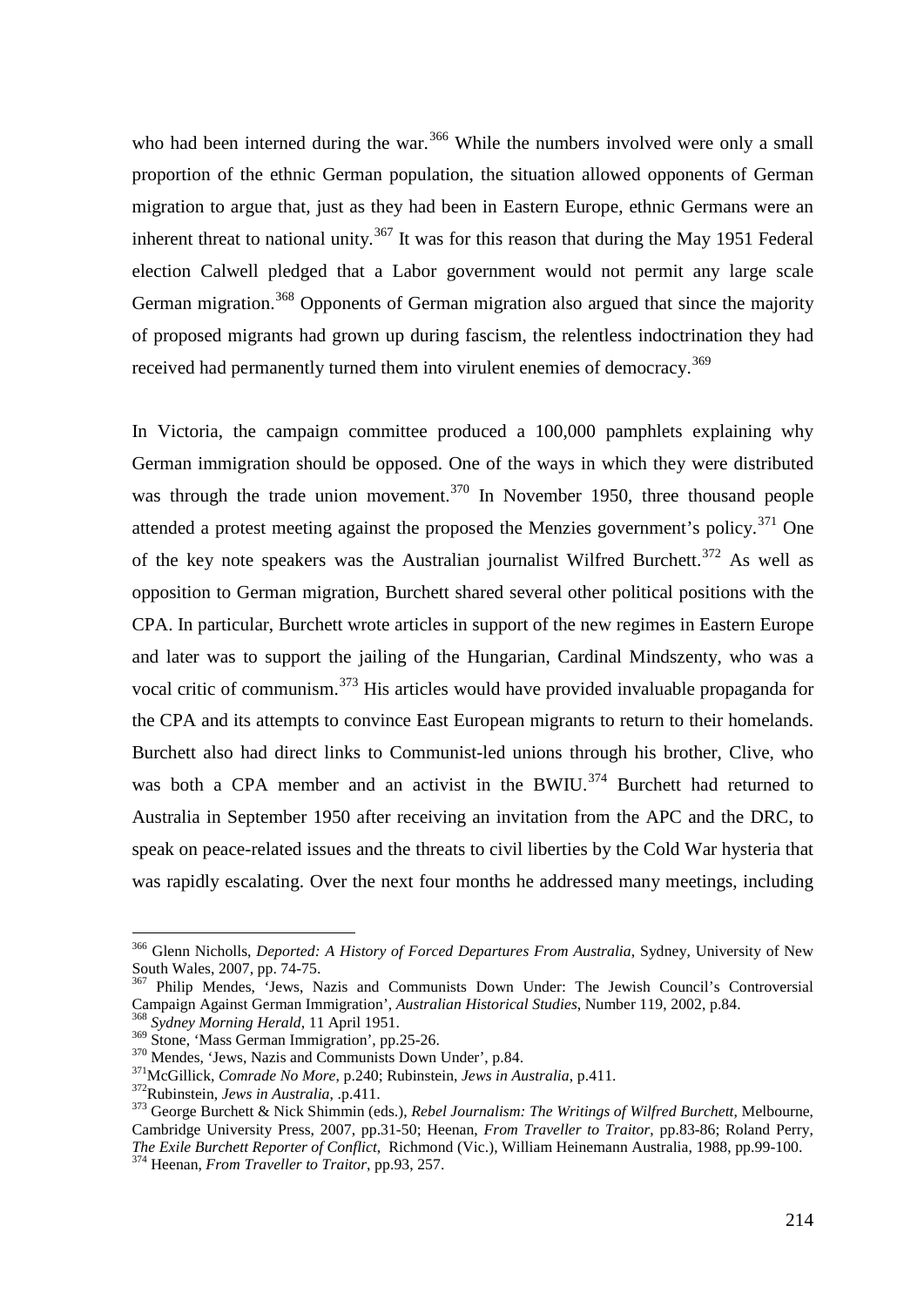who had been interned during the war.[366] While the numbers involved were only a small proportion of the ethnic German population, the situation allowed opponents of German migration to argue that, just as they had been in Eastern Europe, ethnic Germans were an inherent threat to national unity.[367] It was for this reason that during the May 1951 Federal election Calwell pledged that a Labor government would not permit any large scale German migration.[368] Opponents of German migration also argued that since the majority of proposed migrants had grown up during fascism, the relentless indoctrination they had received had permanently turned them into virulent enemies of democracy.[369]

In Victoria, the campaign committee produced a 100,000 pamphlets explaining why German immigration should be opposed. One of the ways in which they were distributed was through the trade union movement.[370] In November 1950, three thousand people attended a protest meeting against the proposed the Menzies government's policy.[371] One of the key note speakers was the Australian journalist Wilfred Burchett.[372] As well as opposition to German migration, Burchett shared several other political positions with the CPA. In particular, Burchett wrote articles in support of the new regimes in Eastern Europe and later was to support the jailing of the Hungarian, Cardinal Mindszenty, who was a vocal critic of communism.[373] His articles would have provided invaluable propaganda for the CPA and its attempts to convince East European migrants to return to their homelands. Burchett also had direct links to Communist-led unions through his brother, Clive, who was both a CPA member and an activist in the BWIU.[374] Burchett had returned to Australia in September 1950 after receiving an invitation from the APC and the DRC, to speak on peace-related issues and the threats to civil liberties by the Cold War hysteria that was rapidly escalating. Over the next four months he addressed many meetings, including

---

[366] Glenn Nicholls, *Deported: A History of Forced Departures From Australia*, Sydney, University of New South Wales, 2007, pp. 74-75.

[367] Philip Mendes, 'Jews, Nazis and Communists Down Under: The Jewish Council's Controversial Campaign Against German Immigration', *Australian Historical Studies*, Number 119, 2002, p.84.

[368] *Sydney Morning Herald*, 11 April 1951.

[369] Stone, 'Mass German Immigration', pp.25-26.

[370] Mendes, 'Jews, Nazis and Communists Down Under', p.84.

[371] McGillick, *Comrade No More*, p.240; Rubinstein, *Jews in Australia*, p.411.

[372] Rubinstein, *Jews in Australia*, .p.411.

[373] George Burchett & Nick Shimmin (eds.), *Rebel Journalism: The Writings of Wilfred Burchett*, Melbourne, Cambridge University Press, 2007, pp.31-50; Heenan, *From Traveller to Traitor*, pp.83-86; Roland Perry, *The Exile Burchett Reporter of Conflict*, Richmond (Vic.), William Heinemann Australia, 1988, pp.99-100.

[374] Heenan, *From Traveller to Traitor*, pp.93, 257.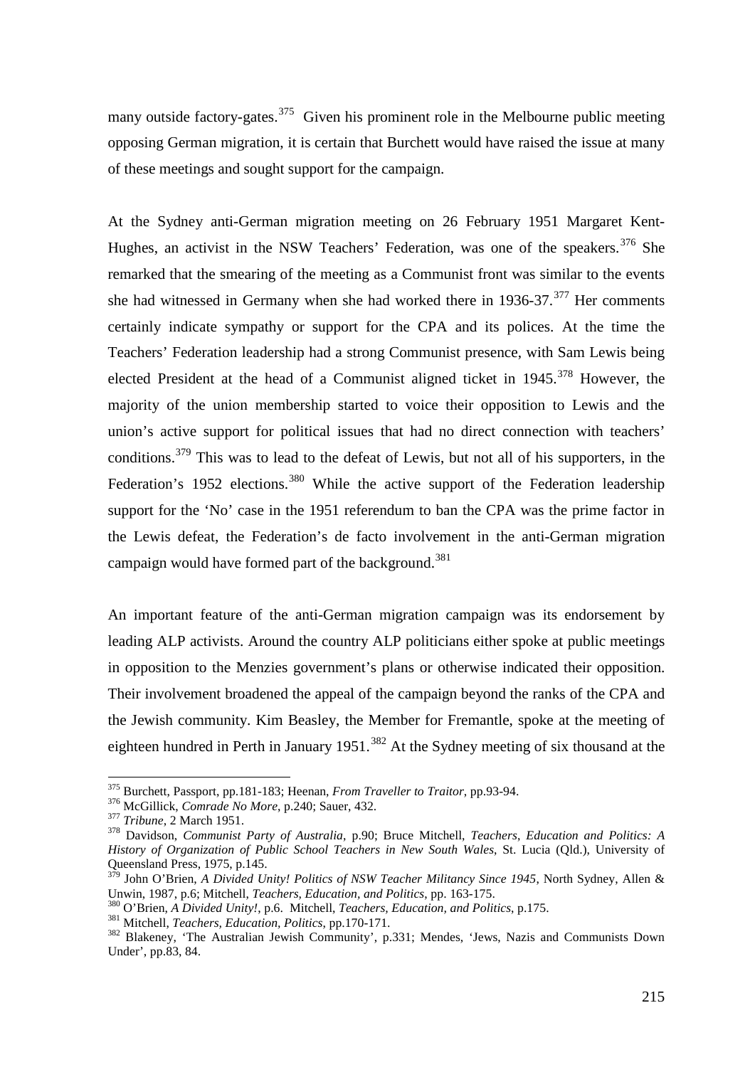many outside factory-gates.[375] Given his prominent role in the Melbourne public meeting opposing German migration, it is certain that Burchett would have raised the issue at many of these meetings and sought support for the campaign.

At the Sydney anti-German migration meeting on 26 February 1951 Margaret Kent-Hughes, an activist in the NSW Teachers' Federation, was one of the speakers.[376] She remarked that the smearing of the meeting as a Communist front was similar to the events she had witnessed in Germany when she had worked there in 1936-37.[377] Her comments certainly indicate sympathy or support for the CPA and its polices. At the time the Teachers' Federation leadership had a strong Communist presence, with Sam Lewis being elected President at the head of a Communist aligned ticket in 1945.[378] However, the majority of the union membership started to voice their opposition to Lewis and the union's active support for political issues that had no direct connection with teachers' conditions.[379] This was to lead to the defeat of Lewis, but not all of his supporters, in the Federation's 1952 elections.[380] While the active support of the Federation leadership support for the 'No' case in the 1951 referendum to ban the CPA was the prime factor in the Lewis defeat, the Federation's de facto involvement in the anti-German migration campaign would have formed part of the background.[381]

An important feature of the anti-German migration campaign was its endorsement by leading ALP activists. Around the country ALP politicians either spoke at public meetings in opposition to the Menzies government's plans or otherwise indicated their opposition. Their involvement broadened the appeal of the campaign beyond the ranks of the CPA and the Jewish community. Kim Beasley, the Member for Fremantle, spoke at the meeting of eighteen hundred in Perth in January 1951.[382] At the Sydney meeting of six thousand at the

---

[375] Burchett, Passport, pp.181-183; Heenan, *From Traveller to Traitor*, pp.93-94.

[376] McGillick, *Comrade No More*, p.240; Sauer, 432.

[377] *Tribune*, 2 March 1951.

[378] Davidson, *Communist Party of Australia*, p.90; Bruce Mitchell, *Teachers, Education and Politics: A History of Organization of Public School Teachers in New South Wales*, St. Lucia (Qld.), University of Queensland Press, 1975, p.145.

[379] John O'Brien, *A Divided Unity! Politics of NSW Teacher Militancy Since 1945*, North Sydney, Allen & Unwin, 1987, p.6; Mitchell, *Teachers, Education, and Politics*, pp. 163-175.

[380] O'Brien, *A Divided Unity!*, p.6. Mitchell, *Teachers, Education, and Politics*, p.175.

[381] Mitchell, *Teachers, Education, Politics*, pp.170-171.

[382] Blakeney, 'The Australian Jewish Community', p.331; Mendes, 'Jews, Nazis and Communists Down Under', pp.83, 84.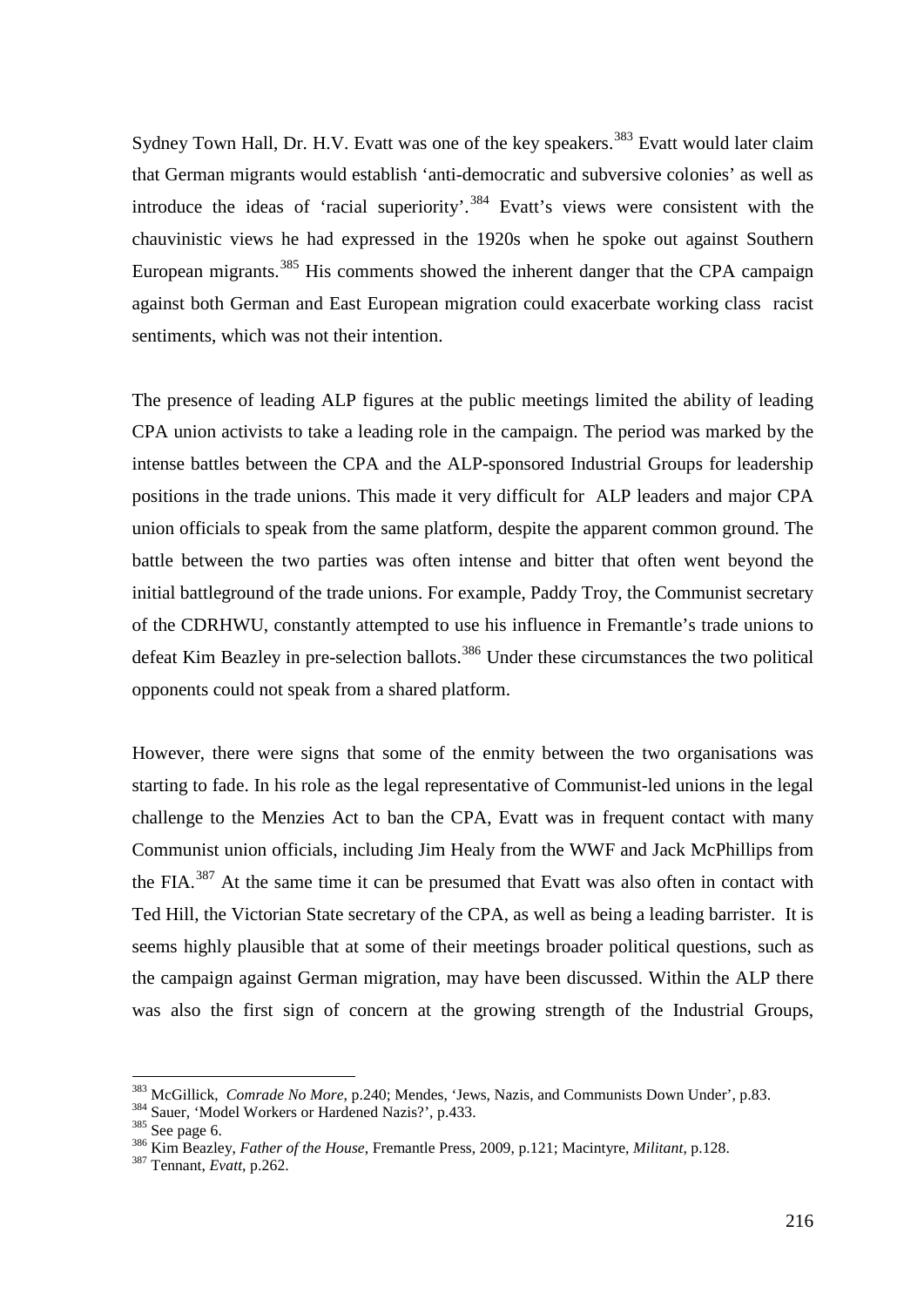Sydney Town Hall, Dr. H.V. Evatt was one of the key speakers.[383] Evatt would later claim that German migrants would establish 'anti-democratic and subversive colonies' as well as introduce the ideas of 'racial superiority'.[384] Evatt's views were consistent with the chauvinistic views he had expressed in the 1920s when he spoke out against Southern European migrants.[385] His comments showed the inherent danger that the CPA campaign against both German and East European migration could exacerbate working class racist sentiments, which was not their intention.

The presence of leading ALP figures at the public meetings limited the ability of leading CPA union activists to take a leading role in the campaign. The period was marked by the intense battles between the CPA and the ALP-sponsored Industrial Groups for leadership positions in the trade unions. This made it very difficult for ALP leaders and major CPA union officials to speak from the same platform, despite the apparent common ground. The battle between the two parties was often intense and bitter that often went beyond the initial battleground of the trade unions. For example, Paddy Troy, the Communist secretary of the CDRHWU, constantly attempted to use his influence in Fremantle's trade unions to defeat Kim Beazley in pre-selection ballots.[386] Under these circumstances the two political opponents could not speak from a shared platform.

However, there were signs that some of the enmity between the two organisations was starting to fade. In his role as the legal representative of Communist-led unions in the legal challenge to the Menzies Act to ban the CPA, Evatt was in frequent contact with many Communist union officials, including Jim Healy from the WWF and Jack McPhillips from the FIA.[387] At the same time it can be presumed that Evatt was also often in contact with Ted Hill, the Victorian State secretary of the CPA, as well as being a leading barrister. It is seems highly plausible that at some of their meetings broader political questions, such as the campaign against German migration, may have been discussed. Within the ALP there was also the first sign of concern at the growing strength of the Industrial Groups,

---

[383] McGillick, *Comrade No More*, p.240; Mendes, 'Jews, Nazis, and Communists Down Under', p.83.

[384] Sauer, 'Model Workers or Hardened Nazis?', p.433.

[385] See page 6.

[386] Kim Beazley, *Father of the House*, Fremantle Press, 2009, p.121; Macintyre, *Militant*, p.128.

[387] Tennant, *Evatt*, p.262.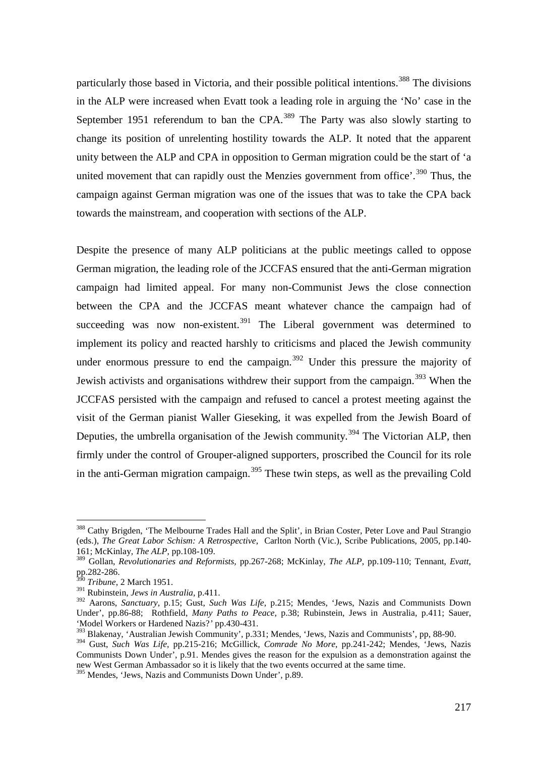particularly those based in Victoria, and their possible political intentions.[388] The divisions in the ALP were increased when Evatt took a leading role in arguing the 'No' case in the September 1951 referendum to ban the CPA.[389] The Party was also slowly starting to change its position of unrelenting hostility towards the ALP. It noted that the apparent unity between the ALP and CPA in opposition to German migration could be the start of 'a united movement that can rapidly oust the Menzies government from office'.[390] Thus, the campaign against German migration was one of the issues that was to take the CPA back towards the mainstream, and cooperation with sections of the ALP.

Despite the presence of many ALP politicians at the public meetings called to oppose German migration, the leading role of the JCCFAS ensured that the anti-German migration campaign had limited appeal. For many non-Communist Jews the close connection between the CPA and the JCCFAS meant whatever chance the campaign had of succeeding was now non-existent.[391] The Liberal government was determined to implement its policy and reacted harshly to criticisms and placed the Jewish community under enormous pressure to end the campaign.[392] Under this pressure the majority of Jewish activists and organisations withdrew their support from the campaign.[393] When the JCCFAS persisted with the campaign and refused to cancel a protest meeting against the visit of the German pianist Waller Gieseking, it was expelled from the Jewish Board of Deputies, the umbrella organisation of the Jewish community.[394] The Victorian ALP, then firmly under the control of Grouper-aligned supporters, proscribed the Council for its role in the anti-German migration campaign.[395] These twin steps, as well as the prevailing Cold

---

[388] Cathy Brigden, 'The Melbourne Trades Hall and the Split', in Brian Coster, Peter Love and Paul Strangio (eds.), *The Great Labor Schism: A Retrospective*, Carlton North (Vic.), Scribe Publications, 2005, pp.140-161; McKinlay, *The ALP*, pp.108-109.

[389] Gollan, *Revolutionaries and Reformists*, pp.267-268; McKinlay, *The ALP*, pp.109-110; Tennant, *Evatt*, pp.282-286.

[390] *Tribune*, 2 March 1951.

[391] Rubinstein, *Jews in Australia*, p.411.

[392] Aarons, *Sanctuary*, p.15; Gust, *Such Was Life*, p.215; Mendes, 'Jews, Nazis and Communists Down Under', pp.86-88; Rothfield, *Many Paths to Peace*, p.38; Rubinstein, Jews in Australia, p.411; Sauer, 'Model Workers or Hardened Nazis?' pp.430-431.

[393] Blakenay, 'Australian Jewish Community', p.331; Mendes, 'Jews, Nazis and Communists', pp, 88-90.

[394] Gust, *Such Was Life*, pp.215-216; McGillick, *Comrade No More*, pp.241-242; Mendes, 'Jews, Nazis Communists Down Under', p.91. Mendes gives the reason for the expulsion as a demonstration against the new West German Ambassador so it is likely that the two events occurred at the same time.

[395] Mendes, 'Jews, Nazis and Communists Down Under', p.89.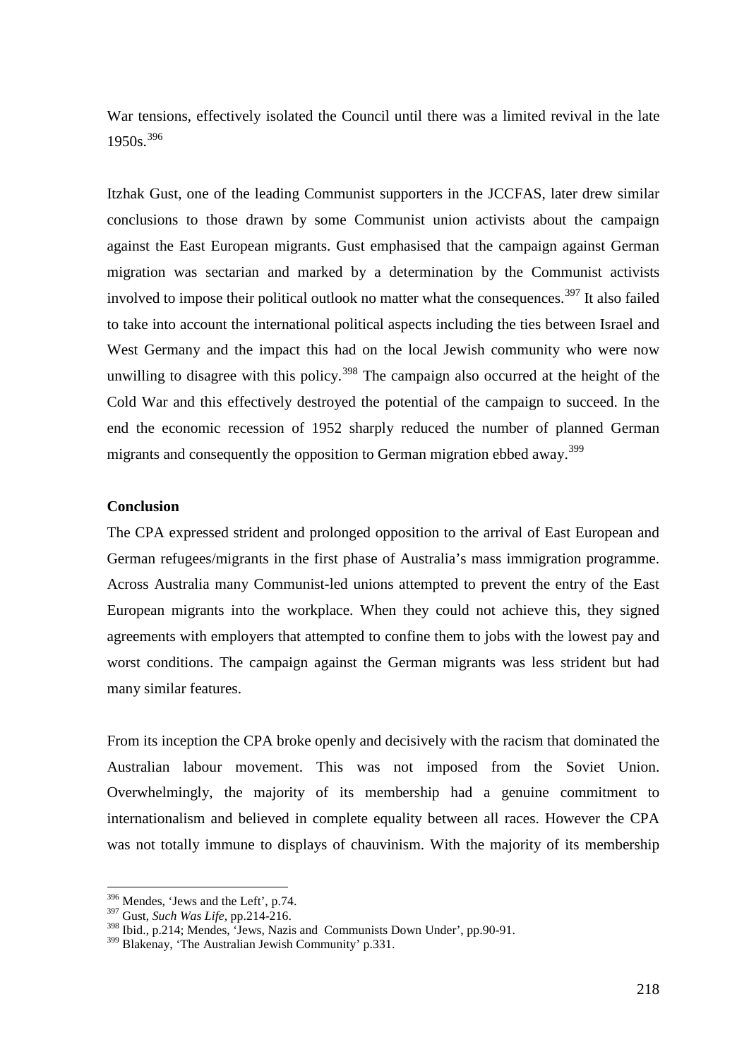War tensions, effectively isolated the Council until there was a limited revival in the late 1950s.[396]

Itzhak Gust, one of the leading Communist supporters in the JCCFAS, later drew similar conclusions to those drawn by some Communist union activists about the campaign against the East European migrants. Gust emphasised that the campaign against German migration was sectarian and marked by a determination by the Communist activists involved to impose their political outlook no matter what the consequences.[397] It also failed to take into account the international political aspects including the ties between Israel and West Germany and the impact this had on the local Jewish community who were now unwilling to disagree with this policy.[398] The campaign also occurred at the height of the Cold War and this effectively destroyed the potential of the campaign to succeed. In the end the economic recession of 1952 sharply reduced the number of planned German migrants and consequently the opposition to German migration ebbed away.[399]

**Conclusion**

The CPA expressed strident and prolonged opposition to the arrival of East European and German refugees/migrants in the first phase of Australia's mass immigration programme. Across Australia many Communist-led unions attempted to prevent the entry of the East European migrants into the workplace. When they could not achieve this, they signed agreements with employers that attempted to confine them to jobs with the lowest pay and worst conditions. The campaign against the German migrants was less strident but had many similar features.

From its inception the CPA broke openly and decisively with the racism that dominated the Australian labour movement. This was not imposed from the Soviet Union. Overwhelmingly, the majority of its membership had a genuine commitment to internationalism and believed in complete equality between all races. However the CPA was not totally immune to displays of chauvinism. With the majority of its membership

[396] Mendes, 'Jews and the Left', p.74.
[397] Gust, *Such Was Life*, pp.214-216.
[398] Ibid., p.214; Mendes, 'Jews, Nazis and Communists Down Under', pp.90-91.
[399] Blakenay, 'The Australian Jewish Community' p.331.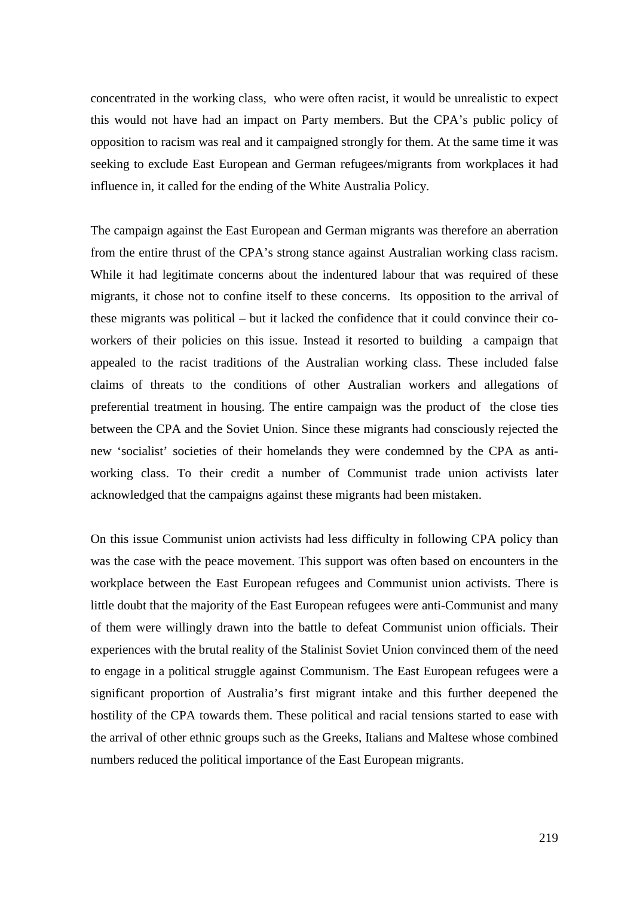concentrated in the working class, who were often racist, it would be unrealistic to expect this would not have had an impact on Party members. But the CPA's public policy of opposition to racism was real and it campaigned strongly for them. At the same time it was seeking to exclude East European and German refugees/migrants from workplaces it had influence in, it called for the ending of the White Australia Policy.

The campaign against the East European and German migrants was therefore an aberration from the entire thrust of the CPA's strong stance against Australian working class racism. While it had legitimate concerns about the indentured labour that was required of these migrants, it chose not to confine itself to these concerns. Its opposition to the arrival of these migrants was political – but it lacked the confidence that it could convince their co-workers of their policies on this issue. Instead it resorted to building a campaign that appealed to the racist traditions of the Australian working class. These included false claims of threats to the conditions of other Australian workers and allegations of preferential treatment in housing. The entire campaign was the product of the close ties between the CPA and the Soviet Union. Since these migrants had consciously rejected the new 'socialist' societies of their homelands they were condemned by the CPA as anti-working class. To their credit a number of Communist trade union activists later acknowledged that the campaigns against these migrants had been mistaken.

On this issue Communist union activists had less difficulty in following CPA policy than was the case with the peace movement. This support was often based on encounters in the workplace between the East European refugees and Communist union activists. There is little doubt that the majority of the East European refugees were anti-Communist and many of them were willingly drawn into the battle to defeat Communist union officials. Their experiences with the brutal reality of the Stalinist Soviet Union convinced them of the need to engage in a political struggle against Communism. The East European refugees were a significant proportion of Australia's first migrant intake and this further deepened the hostility of the CPA towards them. These political and racial tensions started to ease with the arrival of other ethnic groups such as the Greeks, Italians and Maltese whose combined numbers reduced the political importance of the East European migrants.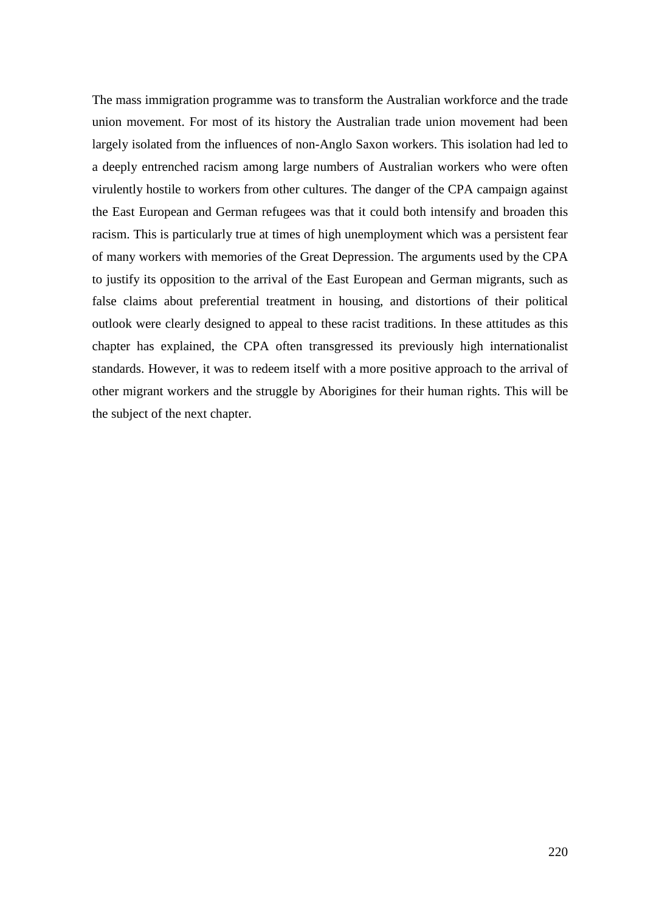The mass immigration programme was to transform the Australian workforce and the trade union movement. For most of its history the Australian trade union movement had been largely isolated from the influences of non-Anglo Saxon workers. This isolation had led to a deeply entrenched racism among large numbers of Australian workers who were often virulently hostile to workers from other cultures. The danger of the CPA campaign against the East European and German refugees was that it could both intensify and broaden this racism. This is particularly true at times of high unemployment which was a persistent fear of many workers with memories of the Great Depression. The arguments used by the CPA to justify its opposition to the arrival of the East European and German migrants, such as false claims about preferential treatment in housing, and distortions of their political outlook were clearly designed to appeal to these racist traditions. In these attitudes as this chapter has explained, the CPA often transgressed its previously high internationalist standards. However, it was to redeem itself with a more positive approach to the arrival of other migrant workers and the struggle by Aborigines for their human rights. This will be the subject of the next chapter.